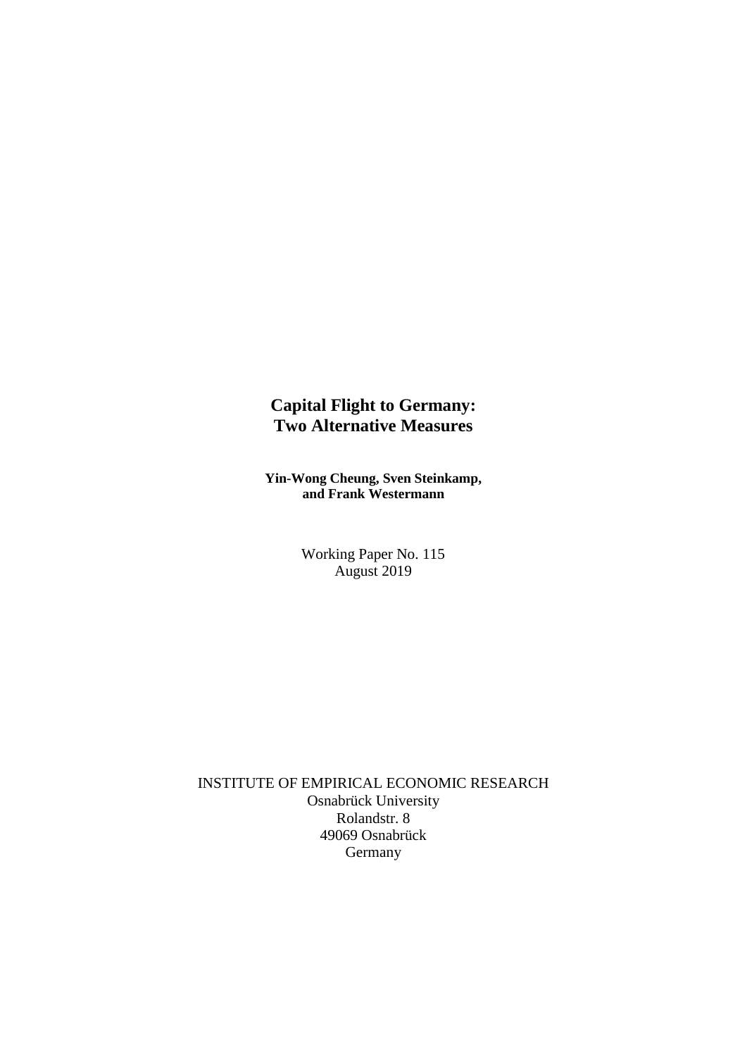# Capital Flight to Germany: Two Alternative Measures

**Yin-Wong Cheung, Sven Steinkamp, and Frank Westermann**

Working Paper No. 115
August 2019

INSTITUTE OF EMPIRICAL ECONOMIC RESEARCH
Osnabrück University
Rolandstr. 8
49069 Osnabrück
Germany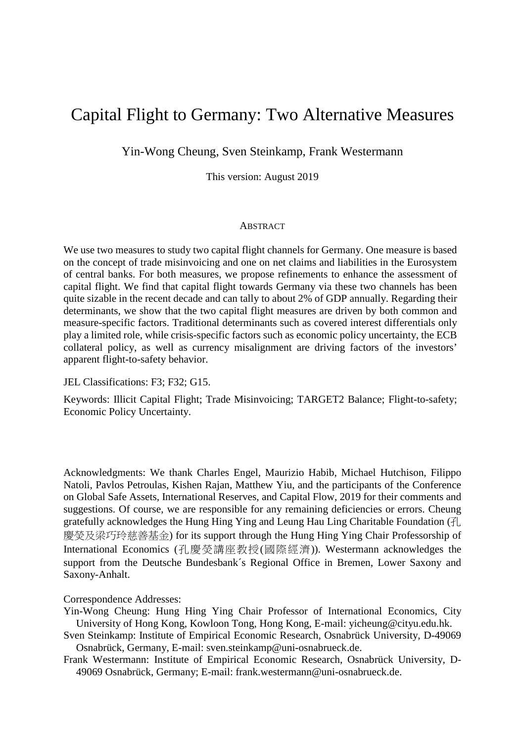# Capital Flight to Germany: Two Alternative Measures

Yin-Wong Cheung, Sven Steinkamp, Frank Westermann

This version: August 2019

## Abstract

We use two measures to study two capital flight channels for Germany. One measure is based on the concept of trade misinvoicing and one on net claims and liabilities in the Eurosystem of central banks. For both measures, we propose refinements to enhance the assessment of capital flight. We find that capital flight towards Germany via these two channels has been quite sizable in the recent decade and can tally to about 2% of GDP annually. Regarding their determinants, we show that the two capital flight measures are driven by both common and measure-specific factors. Traditional determinants such as covered interest differentials only play a limited role, while crisis-specific factors such as economic policy uncertainty, the ECB collateral policy, as well as currency misalignment are driving factors of the investors' apparent flight-to-safety behavior.

JEL Classifications: F3; F32; G15.

Keywords: Illicit Capital Flight; Trade Misinvoicing; TARGET2 Balance; Flight-to-safety; Economic Policy Uncertainty.

Acknowledgments: We thank Charles Engel, Maurizio Habib, Michael Hutchison, Filippo Natoli, Pavlos Petroulas, Kishen Rajan, Matthew Yiu, and the participants of the Conference on Global Safe Assets, International Reserves, and Capital Flow, 2019 for their comments and suggestions. Of course, we are responsible for any remaining deficiencies or errors. Cheung gratefully acknowledges the Hung Hing Ying and Leung Hau Ling Charitable Foundation (孔慶熒及梁巧玲慈善基金) for its support through the Hung Hing Ying Chair Professorship of International Economics (孔慶熒講座教授(國際經濟)). Westermann acknowledges the support from the Deutsche Bundesbank´s Regional Office in Bremen, Lower Saxony and Saxony-Anhalt.

Correspondence Addresses:

Yin-Wong Cheung: Hung Hing Ying Chair Professor of International Economics, City University of Hong Kong, Kowloon Tong, Hong Kong, E-mail: yicheung@cityu.edu.hk.

Sven Steinkamp: Institute of Empirical Economic Research, Osnabrück University, D-49069 Osnabrück, Germany, E-mail: sven.steinkamp@uni-osnabrueck.de.

Frank Westermann: Institute of Empirical Economic Research, Osnabrück University, D-49069 Osnabrück, Germany; E-mail: frank.westermann@uni-osnabrueck.de.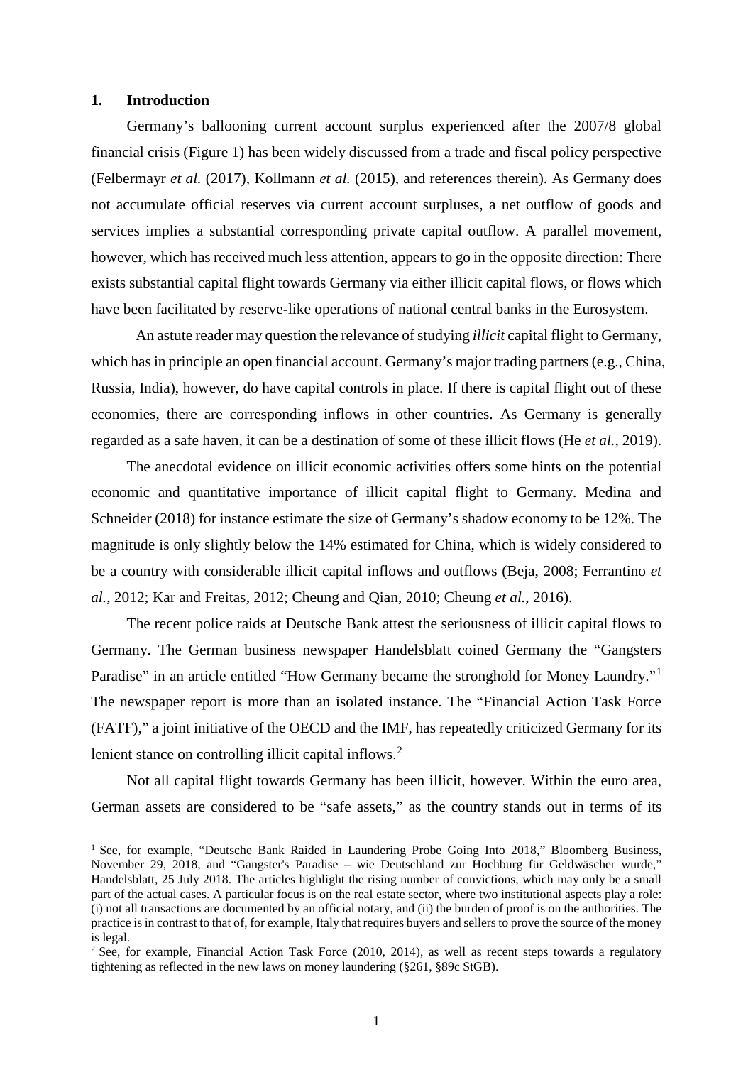## 1. Introduction

Germany's ballooning current account surplus experienced after the 2007/8 global financial crisis (Figure 1) has been widely discussed from a trade and fiscal policy perspective (Felbermayr *et al.* (2017), Kollmann *et al.* (2015), and references therein). As Germany does not accumulate official reserves via current account surpluses, a net outflow of goods and services implies a substantial corresponding private capital outflow. A parallel movement, however, which has received much less attention, appears to go in the opposite direction: There exists substantial capital flight towards Germany via either illicit capital flows, or flows which have been facilitated by reserve-like operations of national central banks in the Eurosystem.

An astute reader may question the relevance of studying *illicit* capital flight to Germany, which has in principle an open financial account. Germany's major trading partners (e.g., China, Russia, India), however, do have capital controls in place. If there is capital flight out of these economies, there are corresponding inflows in other countries. As Germany is generally regarded as a safe haven, it can be a destination of some of these illicit flows (He *et al.*, 2019).

The anecdotal evidence on illicit economic activities offers some hints on the potential economic and quantitative importance of illicit capital flight to Germany. Medina and Schneider (2018) for instance estimate the size of Germany's shadow economy to be 12%. The magnitude is only slightly below the 14% estimated for China, which is widely considered to be a country with considerable illicit capital inflows and outflows (Beja, 2008; Ferrantino *et al.*, 2012; Kar and Freitas, 2012; Cheung and Qian, 2010; Cheung *et al.*, 2016).

The recent police raids at Deutsche Bank attest the seriousness of illicit capital flows to Germany. The German business newspaper Handelsblatt coined Germany the "Gangsters Paradise" in an article entitled "How Germany became the stronghold for Money Laundry."[1] The newspaper report is more than an isolated instance. The "Financial Action Task Force (FATF)," a joint initiative of the OECD and the IMF, has repeatedly criticized Germany for its lenient stance on controlling illicit capital inflows.[2]

Not all capital flight towards Germany has been illicit, however. Within the euro area, German assets are considered to be "safe assets," as the country stands out in terms of its

---

[1] See, for example, "Deutsche Bank Raided in Laundering Probe Going Into 2018," Bloomberg Business, November 29, 2018, and "Gangster's Paradise – wie Deutschland zur Hochburg für Geldwäscher wurde," Handelsblatt, 25 July 2018. The articles highlight the rising number of convictions, which may only be a small part of the actual cases. A particular focus is on the real estate sector, where two institutional aspects play a role: (i) not all transactions are documented by an official notary, and (ii) the burden of proof is on the authorities. The practice is in contrast to that of, for example, Italy that requires buyers and sellers to prove the source of the money is legal.

[2] See, for example, Financial Action Task Force (2010, 2014), as well as recent steps towards a regulatory tightening as reflected in the new laws on money laundering (§261, §89c StGB).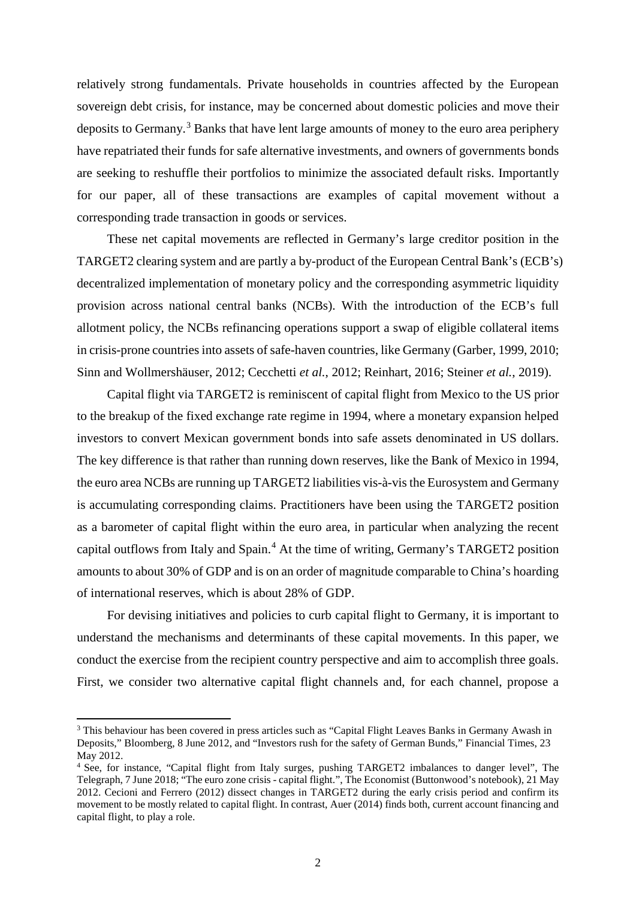relatively strong fundamentals. Private households in countries affected by the European sovereign debt crisis, for instance, may be concerned about domestic policies and move their deposits to Germany.[3] Banks that have lent large amounts of money to the euro area periphery have repatriated their funds for safe alternative investments, and owners of governments bonds are seeking to reshuffle their portfolios to minimize the associated default risks. Importantly for our paper, all of these transactions are examples of capital movement without a corresponding trade transaction in goods or services.

These net capital movements are reflected in Germany's large creditor position in the TARGET2 clearing system and are partly a by-product of the European Central Bank's (ECB's) decentralized implementation of monetary policy and the corresponding asymmetric liquidity provision across national central banks (NCBs). With the introduction of the ECB's full allotment policy, the NCBs refinancing operations support a swap of eligible collateral items in crisis-prone countries into assets of safe-haven countries, like Germany (Garber, 1999, 2010; Sinn and Wollmershäuser, 2012; Cecchetti *et al.*, 2012; Reinhart, 2016; Steiner *et al.*, 2019).

Capital flight via TARGET2 is reminiscent of capital flight from Mexico to the US prior to the breakup of the fixed exchange rate regime in 1994, where a monetary expansion helped investors to convert Mexican government bonds into safe assets denominated in US dollars. The key difference is that rather than running down reserves, like the Bank of Mexico in 1994, the euro area NCBs are running up TARGET2 liabilities vis-à-vis the Eurosystem and Germany is accumulating corresponding claims. Practitioners have been using the TARGET2 position as a barometer of capital flight within the euro area, in particular when analyzing the recent capital outflows from Italy and Spain.[4] At the time of writing, Germany's TARGET2 position amounts to about 30% of GDP and is on an order of magnitude comparable to China's hoarding of international reserves, which is about 28% of GDP.

For devising initiatives and policies to curb capital flight to Germany, it is important to understand the mechanisms and determinants of these capital movements. In this paper, we conduct the exercise from the recipient country perspective and aim to accomplish three goals. First, we consider two alternative capital flight channels and, for each channel, propose a

[3] This behaviour has been covered in press articles such as "Capital Flight Leaves Banks in Germany Awash in Deposits," Bloomberg, 8 June 2012, and "Investors rush for the safety of German Bunds," Financial Times, 23 May 2012.

[4] See, for instance, "Capital flight from Italy surges, pushing TARGET2 imbalances to danger level", The Telegraph, 7 June 2018; "The euro zone crisis - capital flight.", The Economist (Buttonwood's notebook), 21 May 2012. Cecioni and Ferrero (2012) dissect changes in TARGET2 during the early crisis period and confirm its movement to be mostly related to capital flight. In contrast, Auer (2014) finds both, current account financing and capital flight, to play a role.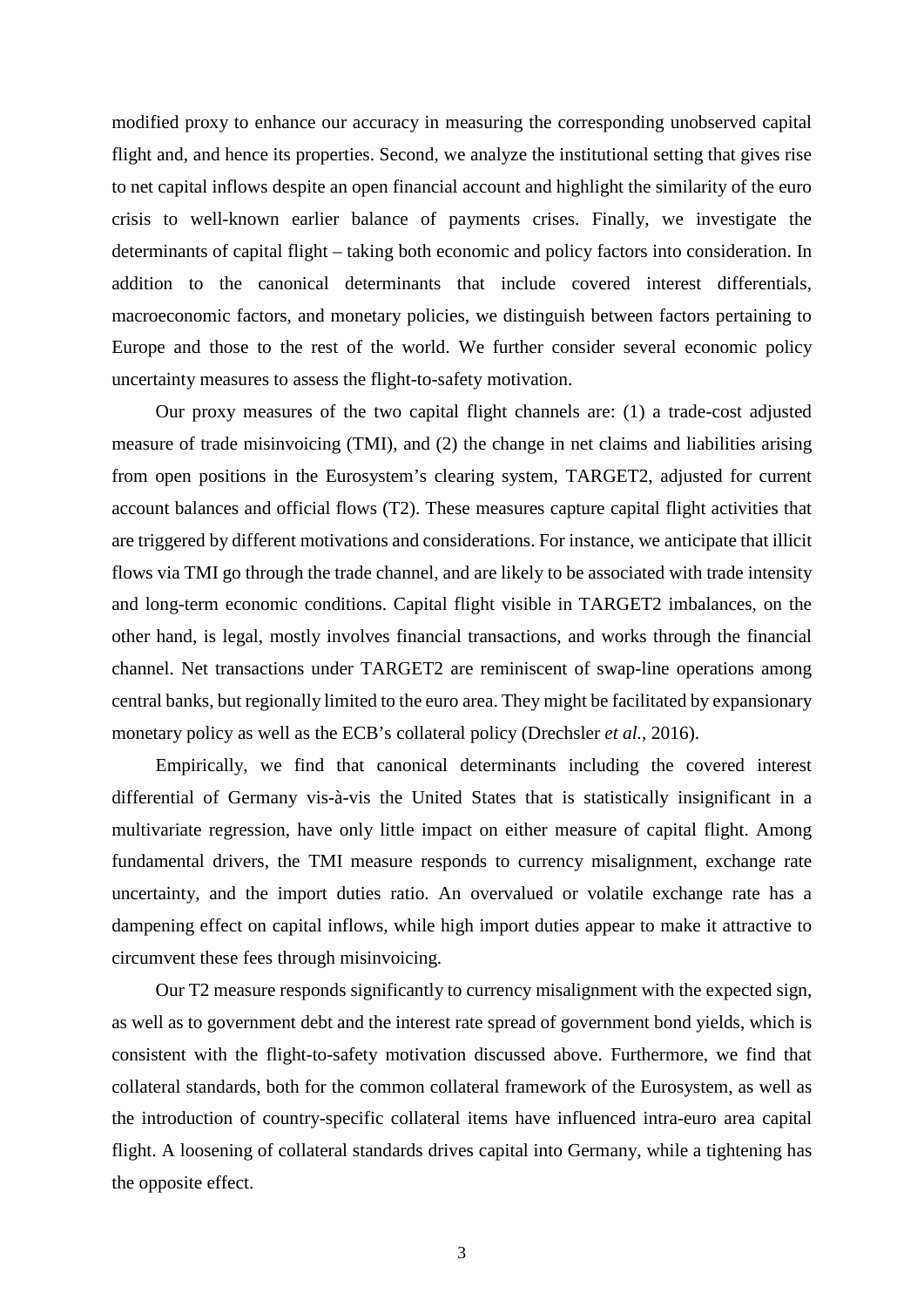modified proxy to enhance our accuracy in measuring the corresponding unobserved capital flight and, and hence its properties. Second, we analyze the institutional setting that gives rise to net capital inflows despite an open financial account and highlight the similarity of the euro crisis to well-known earlier balance of payments crises. Finally, we investigate the determinants of capital flight – taking both economic and policy factors into consideration. In addition to the canonical determinants that include covered interest differentials, macroeconomic factors, and monetary policies, we distinguish between factors pertaining to Europe and those to the rest of the world. We further consider several economic policy uncertainty measures to assess the flight-to-safety motivation.

Our proxy measures of the two capital flight channels are: (1) a trade-cost adjusted measure of trade misinvoicing (TMI), and (2) the change in net claims and liabilities arising from open positions in the Eurosystem's clearing system, TARGET2, adjusted for current account balances and official flows (T2). These measures capture capital flight activities that are triggered by different motivations and considerations. For instance, we anticipate that illicit flows via TMI go through the trade channel, and are likely to be associated with trade intensity and long-term economic conditions. Capital flight visible in TARGET2 imbalances, on the other hand, is legal, mostly involves financial transactions, and works through the financial channel. Net transactions under TARGET2 are reminiscent of swap-line operations among central banks, but regionally limited to the euro area. They might be facilitated by expansionary monetary policy as well as the ECB's collateral policy (Drechsler *et al.*, 2016).

Empirically, we find that canonical determinants including the covered interest differential of Germany vis-à-vis the United States that is statistically insignificant in a multivariate regression, have only little impact on either measure of capital flight. Among fundamental drivers, the TMI measure responds to currency misalignment, exchange rate uncertainty, and the import duties ratio. An overvalued or volatile exchange rate has a dampening effect on capital inflows, while high import duties appear to make it attractive to circumvent these fees through misinvoicing.

Our T2 measure responds significantly to currency misalignment with the expected sign, as well as to government debt and the interest rate spread of government bond yields, which is consistent with the flight-to-safety motivation discussed above. Furthermore, we find that collateral standards, both for the common collateral framework of the Eurosystem, as well as the introduction of country-specific collateral items have influenced intra-euro area capital flight. A loosening of collateral standards drives capital into Germany, while a tightening has the opposite effect.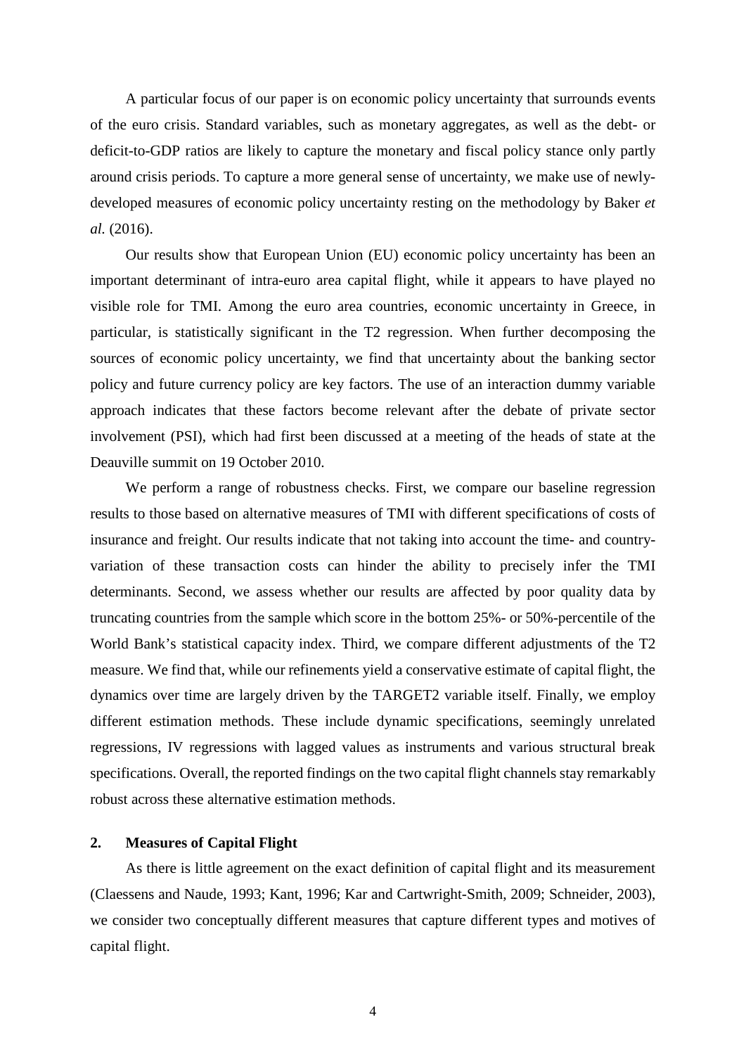A particular focus of our paper is on economic policy uncertainty that surrounds events of the euro crisis. Standard variables, such as monetary aggregates, as well as the debt- or deficit-to-GDP ratios are likely to capture the monetary and fiscal policy stance only partly around crisis periods. To capture a more general sense of uncertainty, we make use of newly-developed measures of economic policy uncertainty resting on the methodology by Baker *et al.* (2016).

Our results show that European Union (EU) economic policy uncertainty has been an important determinant of intra-euro area capital flight, while it appears to have played no visible role for TMI. Among the euro area countries, economic uncertainty in Greece, in particular, is statistically significant in the T2 regression. When further decomposing the sources of economic policy uncertainty, we find that uncertainty about the banking sector policy and future currency policy are key factors. The use of an interaction dummy variable approach indicates that these factors become relevant after the debate of private sector involvement (PSI), which had first been discussed at a meeting of the heads of state at the Deauville summit on 19 October 2010.

We perform a range of robustness checks. First, we compare our baseline regression results to those based on alternative measures of TMI with different specifications of costs of insurance and freight. Our results indicate that not taking into account the time- and country-variation of these transaction costs can hinder the ability to precisely infer the TMI determinants. Second, we assess whether our results are affected by poor quality data by truncating countries from the sample which score in the bottom 25%- or 50%-percentile of the World Bank's statistical capacity index. Third, we compare different adjustments of the T2 measure. We find that, while our refinements yield a conservative estimate of capital flight, the dynamics over time are largely driven by the TARGET2 variable itself. Finally, we employ different estimation methods. These include dynamic specifications, seemingly unrelated regressions, IV regressions with lagged values as instruments and various structural break specifications. Overall, the reported findings on the two capital flight channels stay remarkably robust across these alternative estimation methods.

## 2. Measures of Capital Flight

As there is little agreement on the exact definition of capital flight and its measurement (Claessens and Naude, 1993; Kant, 1996; Kar and Cartwright-Smith, 2009; Schneider, 2003), we consider two conceptually different measures that capture different types and motives of capital flight.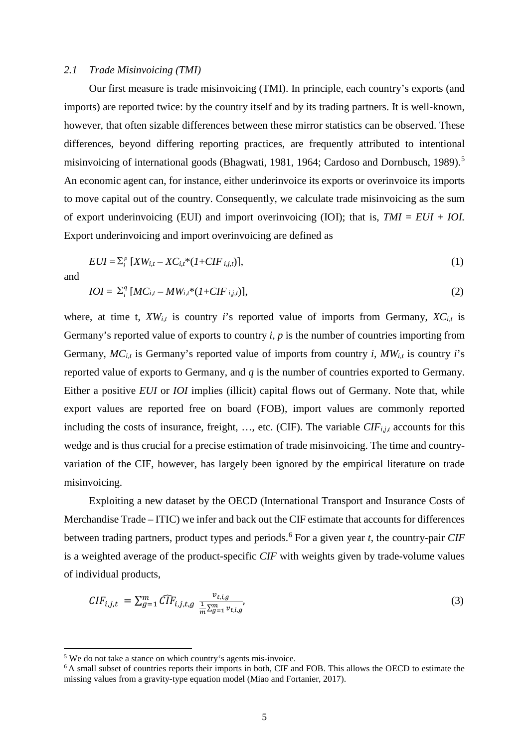### *2.1 Trade Misinvoicing (TMI)*

Our first measure is trade misinvoicing (TMI). In principle, each country's exports (and imports) are reported twice: by the country itself and by its trading partners. It is well-known, however, that often sizable differences between these mirror statistics can be observed. These differences, beyond differing reporting practices, are frequently attributed to intentional misinvoicing of international goods (Bhagwati, 1981, 1964; Cardoso and Dornbusch, 1989).[5] An economic agent can, for instance, either underinvoice its exports or overinvoice its imports to move capital out of the country. Consequently, we calculate trade misinvoicing as the sum of export underinvoicing (EUI) and import overinvoicing (IOI); that is, $TMI = EUI + IOI$. Export underinvoicing and import overinvoicing are defined as

$$EUI = \Sigma_i^p \, [XW_{i,t} - XC_{i,t} * (1 + CIF_{i,j,t})], \tag{1}$$

and

$$IOI = \Sigma_i^q \, [MC_{i,t} - MW_{i,t} * (1 + CIF_{i,j,t})], \tag{2}$$

where, at time t, $XW_{i,t}$ is country $i$'s reported value of imports from Germany, $XC_{i,t}$ is Germany's reported value of exports to country $i$, $p$ is the number of countries importing from Germany, $MC_{i,t}$ is Germany's reported value of imports from country $i$, $MW_{i,t}$ is country $i$'s reported value of exports to Germany, and $q$ is the number of countries exported to Germany. Either a positive $EUI$ or $IOI$ implies (illicit) capital flows out of Germany. Note that, while export values are reported free on board (FOB), import values are commonly reported including the costs of insurance, freight, …, etc. (CIF). The variable $CIF_{i,j,t}$ accounts for this wedge and is thus crucial for a precise estimation of trade misinvoicing. The time and country-variation of the CIF, however, has largely been ignored by the empirical literature on trade misinvoicing.

Exploiting a new dataset by the OECD (International Transport and Insurance Costs of Merchandise Trade – ITIC) we infer and back out the CIF estimate that accounts for differences between trading partners, product types and periods.[6] For a given year $t$, the country-pair $CIF$ is a weighted average of the product-specific $CIF$ with weights given by trade-volume values of individual products,

$$CIF_{i,j,t} = \sum_{g=1}^{m} \widehat{CIF}_{i,j,t,g} \, \frac{v_{t,i,g}}{\frac{1}{m}\sum_{g=1}^{m} v_{t,i,g}}, \tag{3}$$

[5] We do not take a stance on which country's agents mis-invoice.

[6] A small subset of countries reports their imports in both, CIF and FOB. This allows the OECD to estimate the missing values from a gravity-type equation model (Miao and Fortanier, 2017).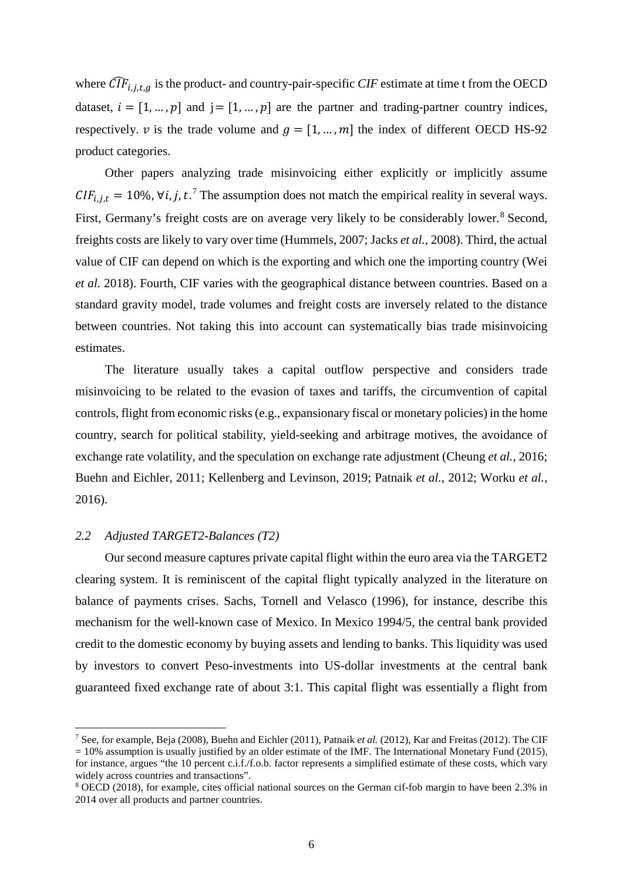where $\widehat{CIF}_{i,j,t,g}$ is the product- and country-pair-specific *CIF* estimate at time t from the OECD dataset, $i = [1, \dots, p]$ and $j = [1, \dots, p]$ are the partner and trading-partner country indices, respectively. $v$ is the trade volume and $g = [1, \dots, m]$ the index of different OECD HS-92 product categories.

Other papers analyzing trade misinvoicing either explicitly or implicitly assume $CIF_{i,j,t} = 10\%, \forall i, j, t$.[7] The assumption does not match the empirical reality in several ways. First, Germany's freight costs are on average very likely to be considerably lower.[8] Second, freights costs are likely to vary over time (Hummels, 2007; Jacks *et al.*, 2008). Third, the actual value of CIF can depend on which is the exporting and which one the importing country (Wei *et al.* 2018). Fourth, CIF varies with the geographical distance between countries. Based on a standard gravity model, trade volumes and freight costs are inversely related to the distance between countries. Not taking this into account can systematically bias trade misinvoicing estimates.

The literature usually takes a capital outflow perspective and considers trade misinvoicing to be related to the evasion of taxes and tariffs, the circumvention of capital controls, flight from economic risks (e.g., expansionary fiscal or monetary policies) in the home country, search for political stability, yield-seeking and arbitrage motives, the avoidance of exchange rate volatility, and the speculation on exchange rate adjustment (Cheung *et al.*, 2016; Buehn and Eichler, 2011; Kellenberg and Levinson, 2019; Patnaik *et al.*, 2012; Worku *et al.*, 2016).

### *2.2 Adjusted TARGET2-Balances (T2)*

Our second measure captures private capital flight within the euro area via the TARGET2 clearing system. It is reminiscent of the capital flight typically analyzed in the literature on balance of payments crises. Sachs, Tornell and Velasco (1996), for instance, describe this mechanism for the well-known case of Mexico. In Mexico 1994/5, the central bank provided credit to the domestic economy by buying assets and lending to banks. This liquidity was used by investors to convert Peso-investments into US-dollar investments at the central bank guaranteed fixed exchange rate of about 3:1. This capital flight was essentially a flight from

---

[7] See, for example, Beja (2008), Buehn and Eichler (2011), Patnaik *et al.* (2012), Kar and Freitas (2012). The CIF = 10% assumption is usually justified by an older estimate of the IMF. The International Monetary Fund (2015), for instance, argues "the 10 percent c.i.f./f.o.b. factor represents a simplified estimate of these costs, which vary widely across countries and transactions".

[8] OECD (2018), for example, cites official national sources on the German cif-fob margin to have been 2.3% in 2014 over all products and partner countries.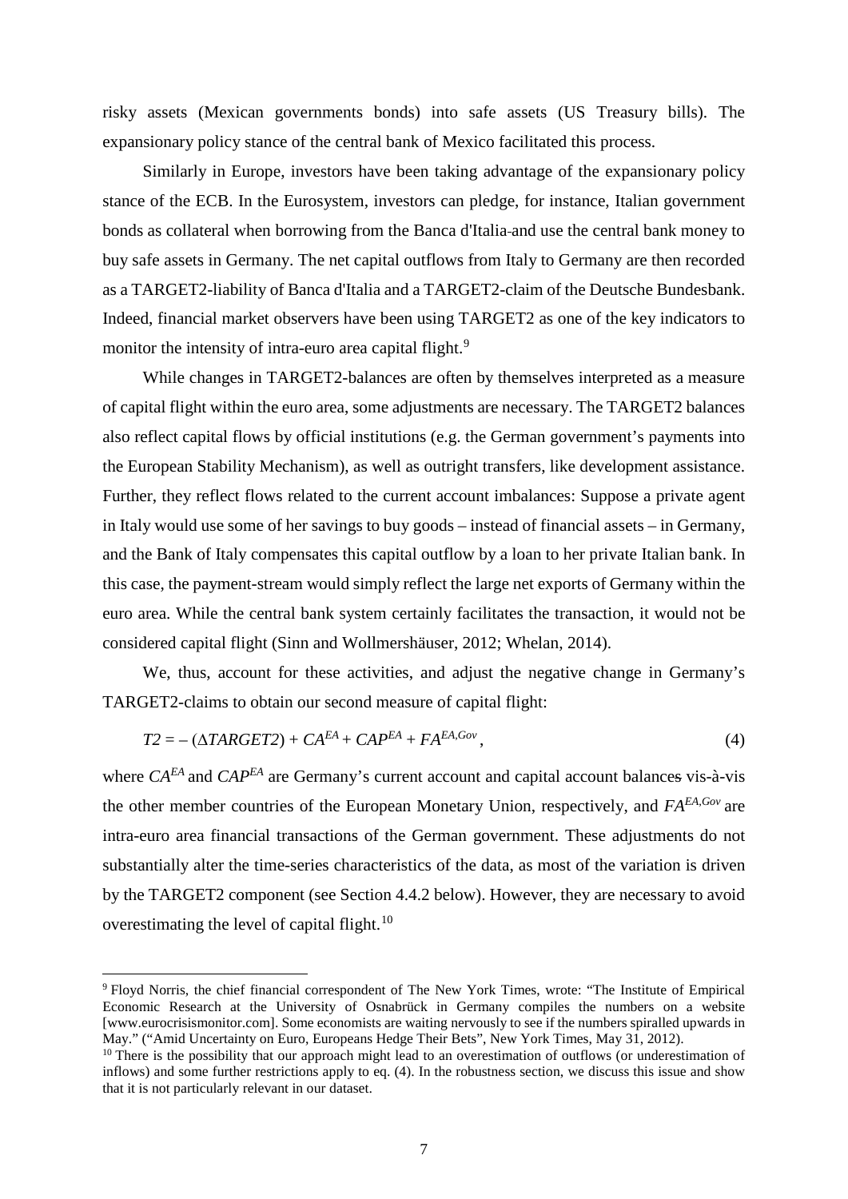risky assets (Mexican governments bonds) into safe assets (US Treasury bills). The expansionary policy stance of the central bank of Mexico facilitated this process.

Similarly in Europe, investors have been taking advantage of the expansionary policy stance of the ECB. In the Eurosystem, investors can pledge, for instance, Italian government bonds as collateral when borrowing from the Banca d'Italia and use the central bank money to buy safe assets in Germany. The net capital outflows from Italy to Germany are then recorded as a TARGET2-liability of Banca d'Italia and a TARGET2-claim of the Deutsche Bundesbank. Indeed, financial market observers have been using TARGET2 as one of the key indicators to monitor the intensity of intra-euro area capital flight.[9]

While changes in TARGET2-balances are often by themselves interpreted as a measure of capital flight within the euro area, some adjustments are necessary. The TARGET2 balances also reflect capital flows by official institutions (e.g. the German government's payments into the European Stability Mechanism), as well as outright transfers, like development assistance. Further, they reflect flows related to the current account imbalances: Suppose a private agent in Italy would use some of her savings to buy goods – instead of financial assets – in Germany, and the Bank of Italy compensates this capital outflow by a loan to her private Italian bank. In this case, the payment-stream would simply reflect the large net exports of Germany within the euro area. While the central bank system certainly facilitates the transaction, it would not be considered capital flight (Sinn and Wollmershäuser, 2012; Whelan, 2014).

We, thus, account for these activities, and adjust the negative change in Germany's TARGET2-claims to obtain our second measure of capital flight:

$$T2 = -(\Delta TARGET2) + CA^{EA} + CAP^{EA} + FA^{EA,Gov}, \tag{4}$$

where $CA^{EA}$ and $CAP^{EA}$ are Germany's current account and capital account balances vis-à-vis the other member countries of the European Monetary Union, respectively, and $FA^{EA,Gov}$ are intra-euro area financial transactions of the German government. These adjustments do not substantially alter the time-series characteristics of the data, as most of the variation is driven by the TARGET2 component (see Section 4.4.2 below). However, they are necessary to avoid overestimating the level of capital flight.[10]

---

[9] Floyd Norris, the chief financial correspondent of The New York Times, wrote: "The Institute of Empirical Economic Research at the University of Osnabrück in Germany compiles the numbers on a website [www.eurocrisismonitor.com]. Some economists are waiting nervously to see if the numbers spiralled upwards in May." ("Amid Uncertainty on Euro, Europeans Hedge Their Bets", New York Times, May 31, 2012).

[10] There is the possibility that our approach might lead to an overestimation of outflows (or underestimation of inflows) and some further restrictions apply to eq. (4). In the robustness section, we discuss this issue and show that it is not particularly relevant in our dataset.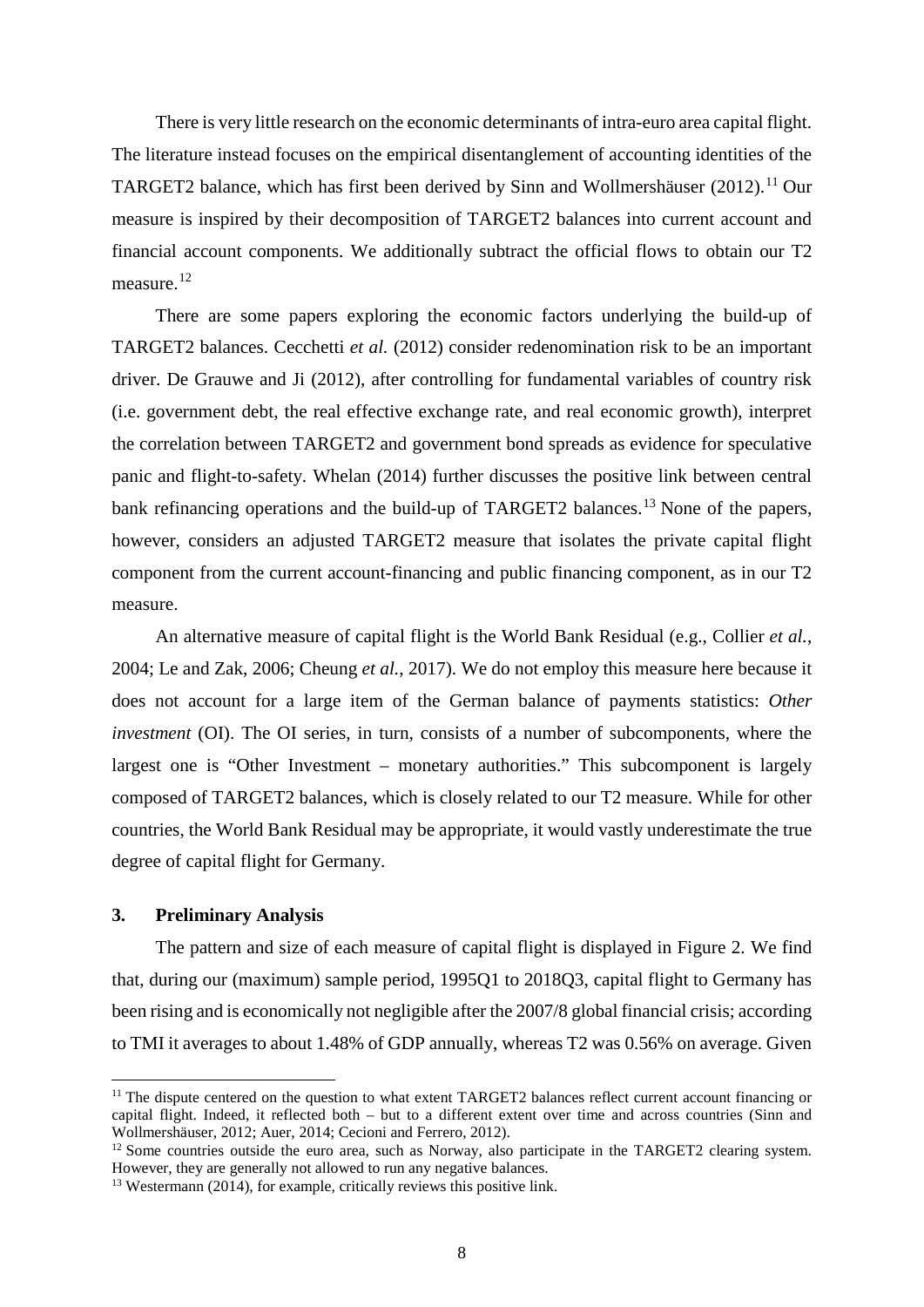There is very little research on the economic determinants of intra-euro area capital flight. The literature instead focuses on the empirical disentanglement of accounting identities of the TARGET2 balance, which has first been derived by Sinn and Wollmershäuser (2012).[11] Our measure is inspired by their decomposition of TARGET2 balances into current account and financial account components. We additionally subtract the official flows to obtain our T2 measure.[12]

There are some papers exploring the economic factors underlying the build-up of TARGET2 balances. Cecchetti *et al.* (2012) consider redenomination risk to be an important driver. De Grauwe and Ji (2012), after controlling for fundamental variables of country risk (i.e. government debt, the real effective exchange rate, and real economic growth), interpret the correlation between TARGET2 and government bond spreads as evidence for speculative panic and flight-to-safety. Whelan (2014) further discusses the positive link between central bank refinancing operations and the build-up of TARGET2 balances.[13] None of the papers, however, considers an adjusted TARGET2 measure that isolates the private capital flight component from the current account-financing and public financing component, as in our T2 measure.

An alternative measure of capital flight is the World Bank Residual (e.g., Collier *et al.*, 2004; Le and Zak, 2006; Cheung *et al.*, 2017). We do not employ this measure here because it does not account for a large item of the German balance of payments statistics: *Other investment* (OI). The OI series, in turn, consists of a number of subcomponents, where the largest one is "Other Investment – monetary authorities." This subcomponent is largely composed of TARGET2 balances, which is closely related to our T2 measure. While for other countries, the World Bank Residual may be appropriate, it would vastly underestimate the true degree of capital flight for Germany.

## 3. Preliminary Analysis

The pattern and size of each measure of capital flight is displayed in Figure 2. We find that, during our (maximum) sample period, 1995Q1 to 2018Q3, capital flight to Germany has been rising and is economically not negligible after the 2007/8 global financial crisis; according to TMI it averages to about 1.48% of GDP annually, whereas T2 was 0.56% on average. Given

---

[11] The dispute centered on the question to what extent TARGET2 balances reflect current account financing or capital flight. Indeed, it reflected both – but to a different extent over time and across countries (Sinn and Wollmershäuser, 2012; Auer, 2014; Cecioni and Ferrero, 2012).

[12] Some countries outside the euro area, such as Norway, also participate in the TARGET2 clearing system. However, they are generally not allowed to run any negative balances.

[13] Westermann (2014), for example, critically reviews this positive link.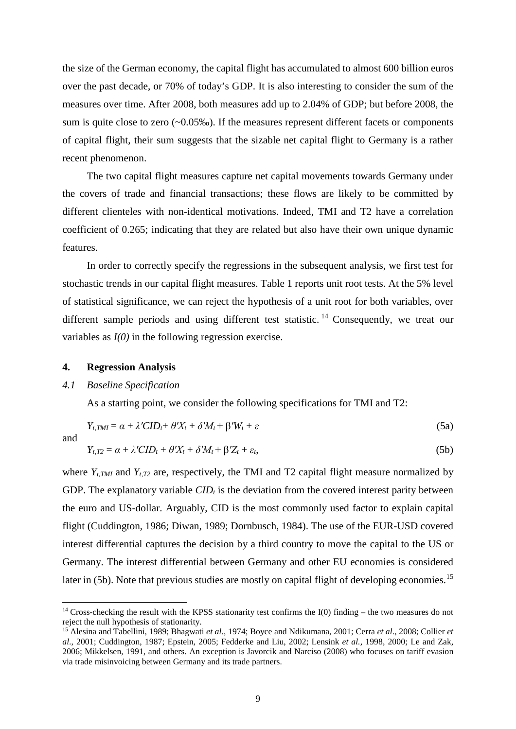the size of the German economy, the capital flight has accumulated to almost 600 billion euros over the past decade, or 70% of today's GDP. It is also interesting to consider the sum of the measures over time. After 2008, both measures add up to 2.04% of GDP; but before 2008, the sum is quite close to zero (~0.05‰). If the measures represent different facets or components of capital flight, their sum suggests that the sizable net capital flight to Germany is a rather recent phenomenon.

The two capital flight measures capture net capital movements towards Germany under the covers of trade and financial transactions; these flows are likely to be committed by different clienteles with non-identical motivations. Indeed, TMI and T2 have a correlation coefficient of 0.265; indicating that they are related but also have their own unique dynamic features.

In order to correctly specify the regressions in the subsequent analysis, we first test for stochastic trends in our capital flight measures. Table 1 reports unit root tests. At the 5% level of statistical significance, we can reject the hypothesis of a unit root for both variables, over different sample periods and using different test statistic.[14] Consequently, we treat our variables as *I(0)* in the following regression exercise.

## 4. Regression Analysis

### *4.1 Baseline Specification*

As a starting point, we consider the following specifications for TMI and T2:

$$Y_{t,TMI} = \alpha + \lambda' CID_t + \theta' X_t + \delta' M_t + \beta' W_t + \varepsilon \tag{5a}$$

and

$$Y_{t,T2} = \alpha + \lambda' CID_t + \theta' X_t + \delta' M_t + \beta' Z_t + \varepsilon_t, \tag{5b}$$

where $Y_{t,TMI}$ and $Y_{t,T2}$ are, respectively, the TMI and T2 capital flight measure normalized by GDP. The explanatory variable $CID_t$ is the deviation from the covered interest parity between the euro and US-dollar. Arguably, CID is the most commonly used factor to explain capital flight (Cuddington, 1986; Diwan, 1989; Dornbusch, 1984). The use of the EUR-USD covered interest differential captures the decision by a third country to move the capital to the US or Germany. The interest differential between Germany and other EU economies is considered later in (5b). Note that previous studies are mostly on capital flight of developing economies.[15]

---

[14] Cross-checking the result with the KPSS stationarity test confirms the I(0) finding – the two measures do not reject the null hypothesis of stationarity.

[15] Alesina and Tabellini, 1989; Bhagwati *et al*., 1974; Boyce and Ndikumana, 2001; Cerra *et al*., 2008; Collier *et al*., 2001; Cuddington, 1987; Epstein, 2005; Fedderke and Liu, 2002; Lensink *et al.*, 1998, 2000; Le and Zak, 2006; Mikkelsen, 1991, and others. An exception is Javorcik and Narciso (2008) who focuses on tariff evasion via trade misinvoicing between Germany and its trade partners.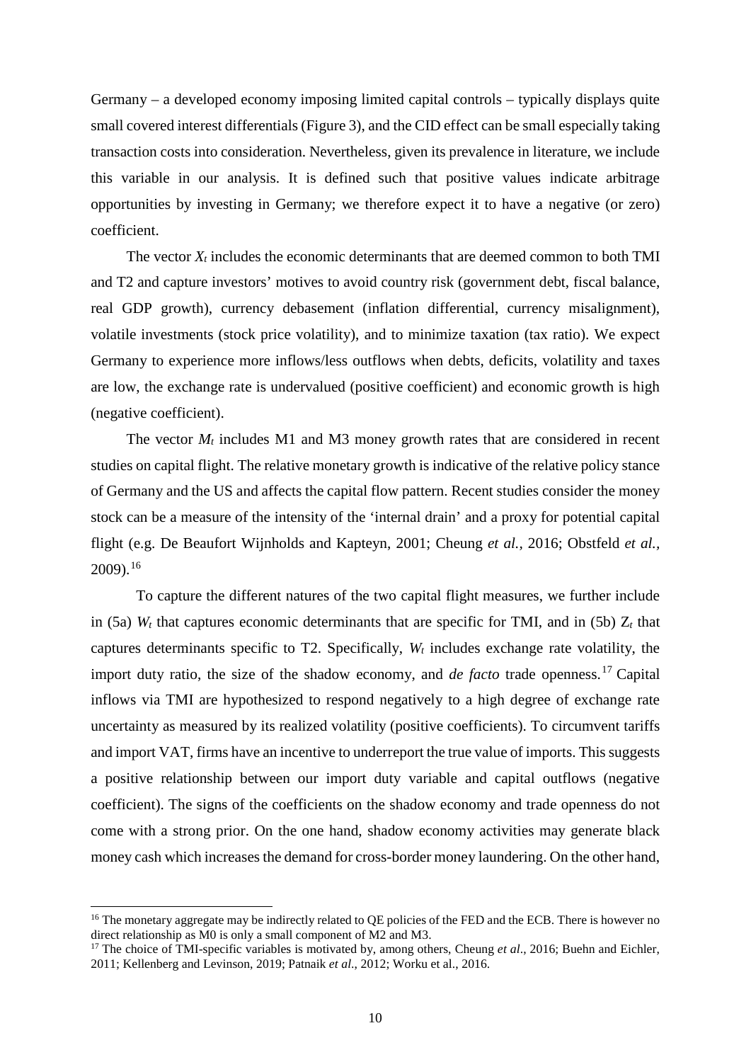Germany – a developed economy imposing limited capital controls – typically displays quite small covered interest differentials (Figure 3), and the CID effect can be small especially taking transaction costs into consideration. Nevertheless, given its prevalence in literature, we include this variable in our analysis. It is defined such that positive values indicate arbitrage opportunities by investing in Germany; we therefore expect it to have a negative (or zero) coefficient.

The vector $X_t$ includes the economic determinants that are deemed common to both TMI and T2 and capture investors' motives to avoid country risk (government debt, fiscal balance, real GDP growth), currency debasement (inflation differential, currency misalignment), volatile investments (stock price volatility), and to minimize taxation (tax ratio). We expect Germany to experience more inflows/less outflows when debts, deficits, volatility and taxes are low, the exchange rate is undervalued (positive coefficient) and economic growth is high (negative coefficient).

The vector $M_t$ includes M1 and M3 money growth rates that are considered in recent studies on capital flight. The relative monetary growth is indicative of the relative policy stance of Germany and the US and affects the capital flow pattern. Recent studies consider the money stock can be a measure of the intensity of the 'internal drain' and a proxy for potential capital flight (e.g. De Beaufort Wijnholds and Kapteyn, 2001; Cheung *et al.*, 2016; Obstfeld *et al.*, 2009).[16]

To capture the different natures of the two capital flight measures, we further include in (5a) $W_t$ that captures economic determinants that are specific for TMI, and in (5b) $Z_t$ that captures determinants specific to T2. Specifically, $W_t$ includes exchange rate volatility, the import duty ratio, the size of the shadow economy, and *de facto* trade openness.[17] Capital inflows via TMI are hypothesized to respond negatively to a high degree of exchange rate uncertainty as measured by its realized volatility (positive coefficients). To circumvent tariffs and import VAT, firms have an incentive to underreport the true value of imports. This suggests a positive relationship between our import duty variable and capital outflows (negative coefficient). The signs of the coefficients on the shadow economy and trade openness do not come with a strong prior. On the one hand, shadow economy activities may generate black money cash which increases the demand for cross-border money laundering. On the other hand,

---

[16] The monetary aggregate may be indirectly related to QE policies of the FED and the ECB. There is however no direct relationship as M0 is only a small component of M2 and M3.

[17] The choice of TMI-specific variables is motivated by, among others, Cheung *et al*., 2016; Buehn and Eichler, 2011; Kellenberg and Levinson, 2019; Patnaik *et al*., 2012; Worku et al., 2016.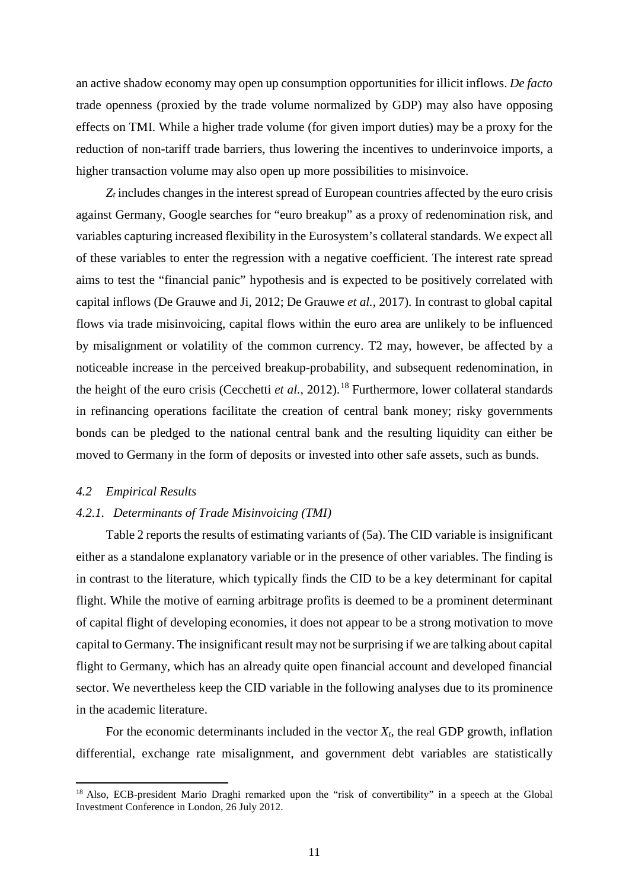an active shadow economy may open up consumption opportunities for illicit inflows. *De facto* trade openness (proxied by the trade volume normalized by GDP) may also have opposing effects on TMI. While a higher trade volume (for given import duties) may be a proxy for the reduction of non-tariff trade barriers, thus lowering the incentives to underinvoice imports, a higher transaction volume may also open up more possibilities to misinvoice.

$Z_t$ includes changes in the interest spread of European countries affected by the euro crisis against Germany, Google searches for "euro breakup" as a proxy of redenomination risk, and variables capturing increased flexibility in the Eurosystem's collateral standards. We expect all of these variables to enter the regression with a negative coefficient. The interest rate spread aims to test the "financial panic" hypothesis and is expected to be positively correlated with capital inflows (De Grauwe and Ji, 2012; De Grauwe *et al.*, 2017). In contrast to global capital flows via trade misinvoicing, capital flows within the euro area are unlikely to be influenced by misalignment or volatility of the common currency. T2 may, however, be affected by a noticeable increase in the perceived breakup-probability, and subsequent redenomination, in the height of the euro crisis (Cecchetti *et al.*, 2012).[18] Furthermore, lower collateral standards in refinancing operations facilitate the creation of central bank money; risky governments bonds can be pledged to the national central bank and the resulting liquidity can either be moved to Germany in the form of deposits or invested into other safe assets, such as bunds.

### *4.2 Empirical Results*

#### *4.2.1. Determinants of Trade Misinvoicing (TMI)*

Table 2 reports the results of estimating variants of (5a). The CID variable is insignificant either as a standalone explanatory variable or in the presence of other variables. The finding is in contrast to the literature, which typically finds the CID to be a key determinant for capital flight. While the motive of earning arbitrage profits is deemed to be a prominent determinant of capital flight of developing economies, it does not appear to be a strong motivation to move capital to Germany. The insignificant result may not be surprising if we are talking about capital flight to Germany, which has an already quite open financial account and developed financial sector. We nevertheless keep the CID variable in the following analyses due to its prominence in the academic literature.

For the economic determinants included in the vector $X_t$, the real GDP growth, inflation differential, exchange rate misalignment, and government debt variables are statistically

[18] Also, ECB-president Mario Draghi remarked upon the "risk of convertibility" in a speech at the Global Investment Conference in London, 26 July 2012.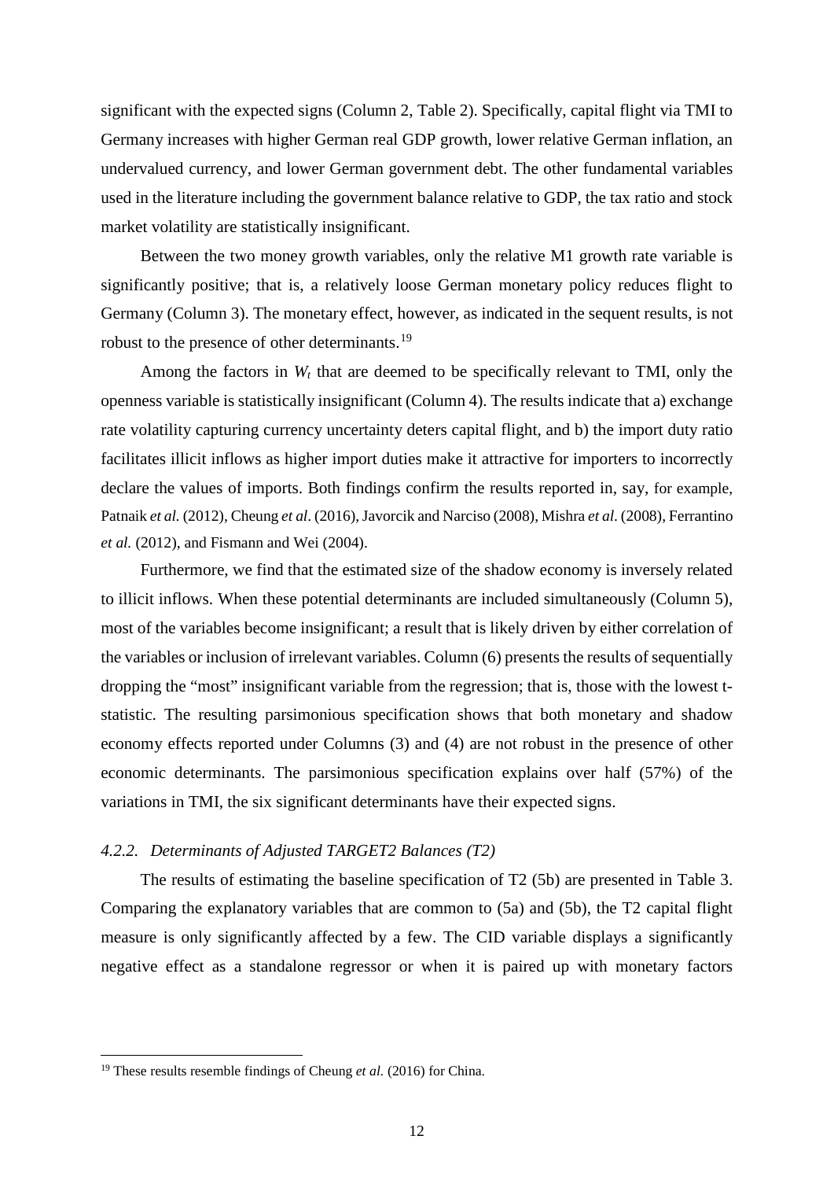significant with the expected signs (Column 2, Table 2). Specifically, capital flight via TMI to Germany increases with higher German real GDP growth, lower relative German inflation, an undervalued currency, and lower German government debt. The other fundamental variables used in the literature including the government balance relative to GDP, the tax ratio and stock market volatility are statistically insignificant.

Between the two money growth variables, only the relative M1 growth rate variable is significantly positive; that is, a relatively loose German monetary policy reduces flight to Germany (Column 3). The monetary effect, however, as indicated in the sequent results, is not robust to the presence of other determinants.[19]

Among the factors in $W_t$ that are deemed to be specifically relevant to TMI, only the openness variable is statistically insignificant (Column 4). The results indicate that a) exchange rate volatility capturing currency uncertainty deters capital flight, and b) the import duty ratio facilitates illicit inflows as higher import duties make it attractive for importers to incorrectly declare the values of imports. Both findings confirm the results reported in, say, for example, Patnaik *et al.* (2012), Cheung *et al*. (2016), Javorcik and Narciso (2008), Mishra *et al*. (2008), Ferrantino *et al.* (2012), and Fismann and Wei (2004).

Furthermore, we find that the estimated size of the shadow economy is inversely related to illicit inflows. When these potential determinants are included simultaneously (Column 5), most of the variables become insignificant; a result that is likely driven by either correlation of the variables or inclusion of irrelevant variables. Column (6) presents the results of sequentially dropping the "most" insignificant variable from the regression; that is, those with the lowest t-statistic. The resulting parsimonious specification shows that both monetary and shadow economy effects reported under Columns (3) and (4) are not robust in the presence of other economic determinants. The parsimonious specification explains over half (57%) of the variations in TMI, the six significant determinants have their expected signs.

### *4.2.2. Determinants of Adjusted TARGET2 Balances (T2)*

The results of estimating the baseline specification of T2 (5b) are presented in Table 3. Comparing the explanatory variables that are common to (5a) and (5b), the T2 capital flight measure is only significantly affected by a few. The CID variable displays a significantly negative effect as a standalone regressor or when it is paired up with monetary factors

[19] These results resemble findings of Cheung *et al.* (2016) for China.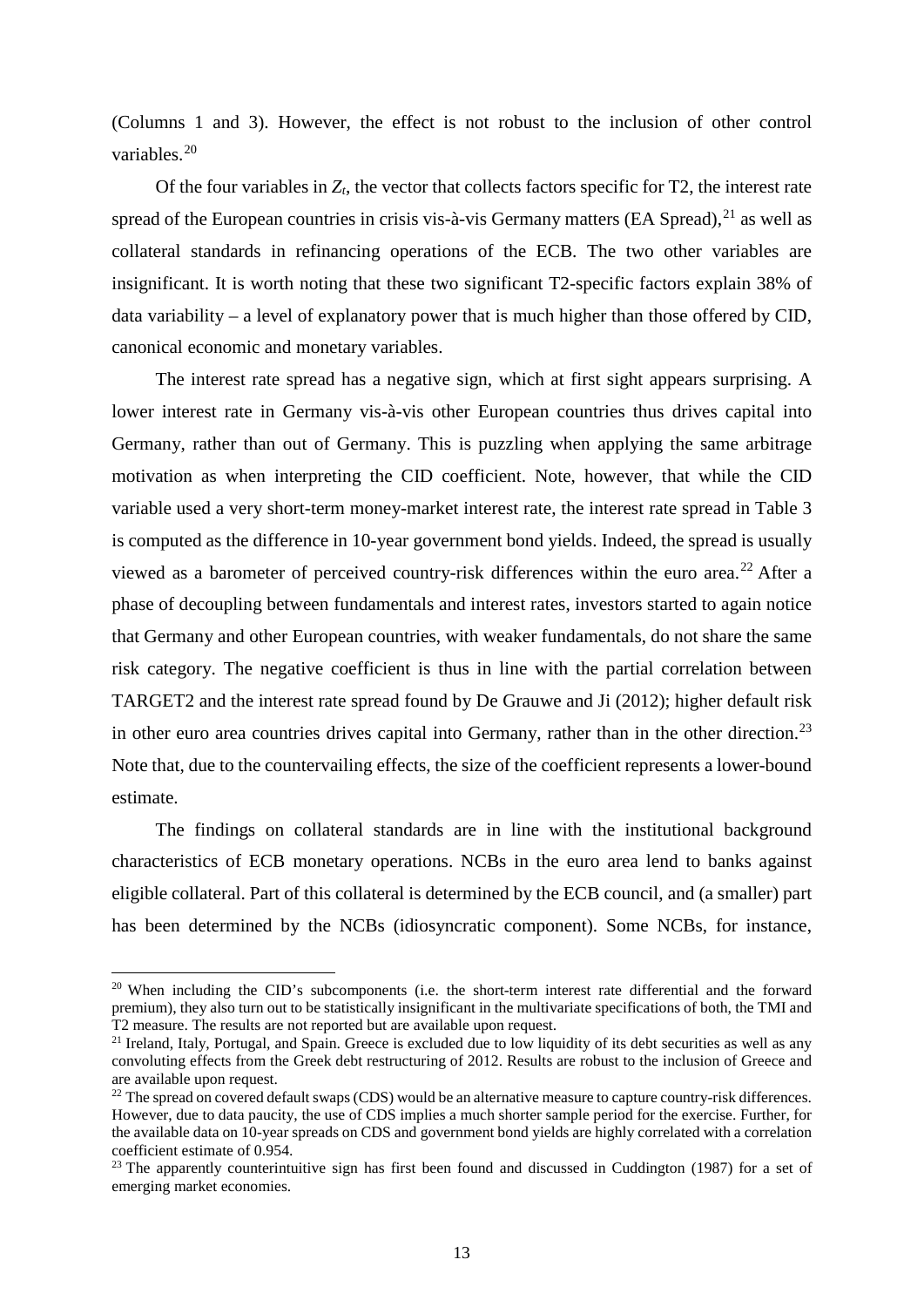(Columns 1 and 3). However, the effect is not robust to the inclusion of other control variables.[20]

Of the four variables in $Z_t$, the vector that collects factors specific for T2, the interest rate spread of the European countries in crisis vis-à-vis Germany matters (EA Spread),[21] as well as collateral standards in refinancing operations of the ECB. The two other variables are insignificant. It is worth noting that these two significant T2-specific factors explain 38% of data variability – a level of explanatory power that is much higher than those offered by CID, canonical economic and monetary variables.

The interest rate spread has a negative sign, which at first sight appears surprising. A lower interest rate in Germany vis-à-vis other European countries thus drives capital into Germany, rather than out of Germany. This is puzzling when applying the same arbitrage motivation as when interpreting the CID coefficient. Note, however, that while the CID variable used a very short-term money-market interest rate, the interest rate spread in Table 3 is computed as the difference in 10-year government bond yields. Indeed, the spread is usually viewed as a barometer of perceived country-risk differences within the euro area.[22] After a phase of decoupling between fundamentals and interest rates, investors started to again notice that Germany and other European countries, with weaker fundamentals, do not share the same risk category. The negative coefficient is thus in line with the partial correlation between TARGET2 and the interest rate spread found by De Grauwe and Ji (2012); higher default risk in other euro area countries drives capital into Germany, rather than in the other direction.[23] Note that, due to the countervailing effects, the size of the coefficient represents a lower-bound estimate.

The findings on collateral standards are in line with the institutional background characteristics of ECB monetary operations. NCBs in the euro area lend to banks against eligible collateral. Part of this collateral is determined by the ECB council, and (a smaller) part has been determined by the NCBs (idiosyncratic component). Some NCBs, for instance,

---

[20] When including the CID's subcomponents (i.e. the short-term interest rate differential and the forward premium), they also turn out to be statistically insignificant in the multivariate specifications of both, the TMI and T2 measure. The results are not reported but are available upon request.

[21] Ireland, Italy, Portugal, and Spain. Greece is excluded due to low liquidity of its debt securities as well as any convoluting effects from the Greek debt restructuring of 2012. Results are robust to the inclusion of Greece and are available upon request.

[22] The spread on covered default swaps (CDS) would be an alternative measure to capture country-risk differences. However, due to data paucity, the use of CDS implies a much shorter sample period for the exercise. Further, for the available data on 10-year spreads on CDS and government bond yields are highly correlated with a correlation coefficient estimate of 0.954.

[23] The apparently counterintuitive sign has first been found and discussed in Cuddington (1987) for a set of emerging market economies.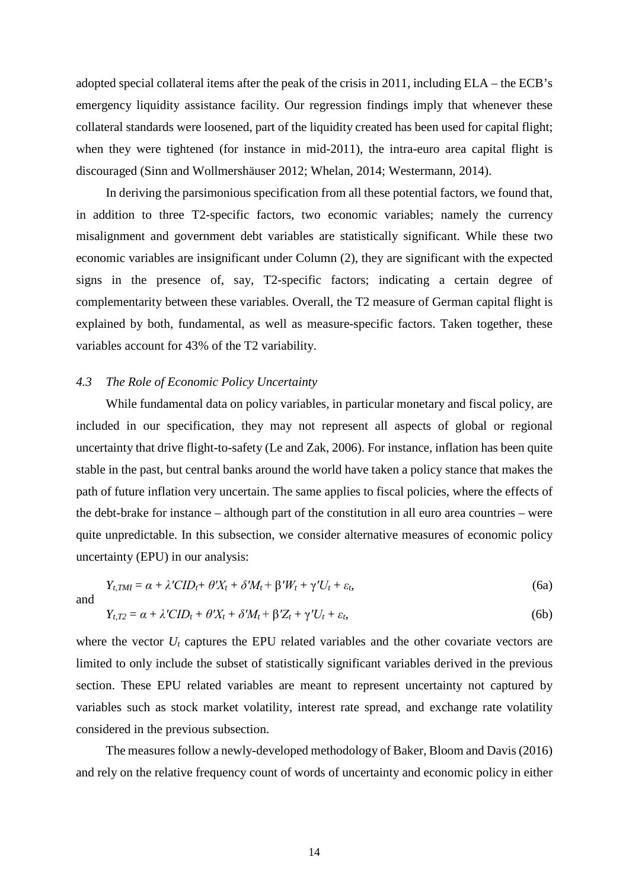adopted special collateral items after the peak of the crisis in 2011, including ELA – the ECB's emergency liquidity assistance facility. Our regression findings imply that whenever these collateral standards were loosened, part of the liquidity created has been used for capital flight; when they were tightened (for instance in mid-2011), the intra-euro area capital flight is discouraged (Sinn and Wollmershäuser 2012; Whelan, 2014; Westermann, 2014).

In deriving the parsimonious specification from all these potential factors, we found that, in addition to three T2-specific factors, two economic variables; namely the currency misalignment and government debt variables are statistically significant. While these two economic variables are insignificant under Column (2), they are significant with the expected signs in the presence of, say, T2-specific factors; indicating a certain degree of complementarity between these variables. Overall, the T2 measure of German capital flight is explained by both, fundamental, as well as measure-specific factors. Taken together, these variables account for 43% of the T2 variability.

### *4.3 The Role of Economic Policy Uncertainty*

While fundamental data on policy variables, in particular monetary and fiscal policy, are included in our specification, they may not represent all aspects of global or regional uncertainty that drive flight-to-safety (Le and Zak, 2006). For instance, inflation has been quite stable in the past, but central banks around the world have taken a policy stance that makes the path of future inflation very uncertain. The same applies to fiscal policies, where the effects of the debt-brake for instance – although part of the constitution in all euro area countries – were quite unpredictable. In this subsection, we consider alternative measures of economic policy uncertainty (EPU) in our analysis:

$$Y_{t,TMI} = \alpha + \lambda' CID_t + \theta' X_t + \delta' M_t + \beta' W_t + \gamma' U_t + \varepsilon_t, \tag{6a}$$

and

$$Y_{t,T2} = \alpha + \lambda' CID_t + \theta' X_t + \delta' M_t + \beta' Z_t + \gamma' U_t + \varepsilon_t, \tag{6b}$$

where the vector $U_t$ captures the EPU related variables and the other covariate vectors are limited to only include the subset of statistically significant variables derived in the previous section. These EPU related variables are meant to represent uncertainty not captured by variables such as stock market volatility, interest rate spread, and exchange rate volatility considered in the previous subsection.

The measures follow a newly-developed methodology of Baker, Bloom and Davis (2016) and rely on the relative frequency count of words of uncertainty and economic policy in either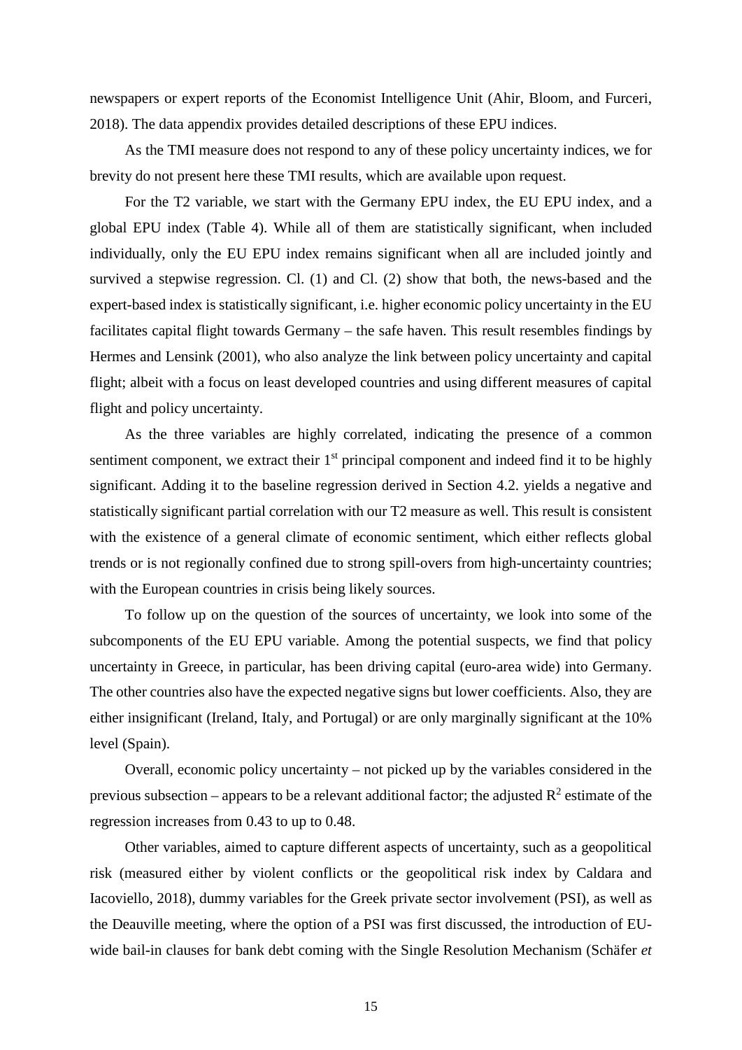newspapers or expert reports of the Economist Intelligence Unit (Ahir, Bloom, and Furceri, 2018). The data appendix provides detailed descriptions of these EPU indices.

As the TMI measure does not respond to any of these policy uncertainty indices, we for brevity do not present here these TMI results, which are available upon request.

For the T2 variable, we start with the Germany EPU index, the EU EPU index, and a global EPU index (Table 4). While all of them are statistically significant, when included individually, only the EU EPU index remains significant when all are included jointly and survived a stepwise regression. Cl. (1) and Cl. (2) show that both, the news-based and the expert-based index is statistically significant, i.e. higher economic policy uncertainty in the EU facilitates capital flight towards Germany – the safe haven. This result resembles findings by Hermes and Lensink (2001), who also analyze the link between policy uncertainty and capital flight; albeit with a focus on least developed countries and using different measures of capital flight and policy uncertainty.

As the three variables are highly correlated, indicating the presence of a common sentiment component, we extract their 1st principal component and indeed find it to be highly significant. Adding it to the baseline regression derived in Section 4.2. yields a negative and statistically significant partial correlation with our T2 measure as well. This result is consistent with the existence of a general climate of economic sentiment, which either reflects global trends or is not regionally confined due to strong spill-overs from high-uncertainty countries; with the European countries in crisis being likely sources.

To follow up on the question of the sources of uncertainty, we look into some of the subcomponents of the EU EPU variable. Among the potential suspects, we find that policy uncertainty in Greece, in particular, has been driving capital (euro-area wide) into Germany. The other countries also have the expected negative signs but lower coefficients. Also, they are either insignificant (Ireland, Italy, and Portugal) or are only marginally significant at the 10% level (Spain).

Overall, economic policy uncertainty – not picked up by the variables considered in the previous subsection – appears to be a relevant additional factor; the adjusted $R^2$ estimate of the regression increases from 0.43 to up to 0.48.

Other variables, aimed to capture different aspects of uncertainty, such as a geopolitical risk (measured either by violent conflicts or the geopolitical risk index by Caldara and Iacoviello, 2018), dummy variables for the Greek private sector involvement (PSI), as well as the Deauville meeting, where the option of a PSI was first discussed, the introduction of EU-wide bail-in clauses for bank debt coming with the Single Resolution Mechanism (Schäfer *et*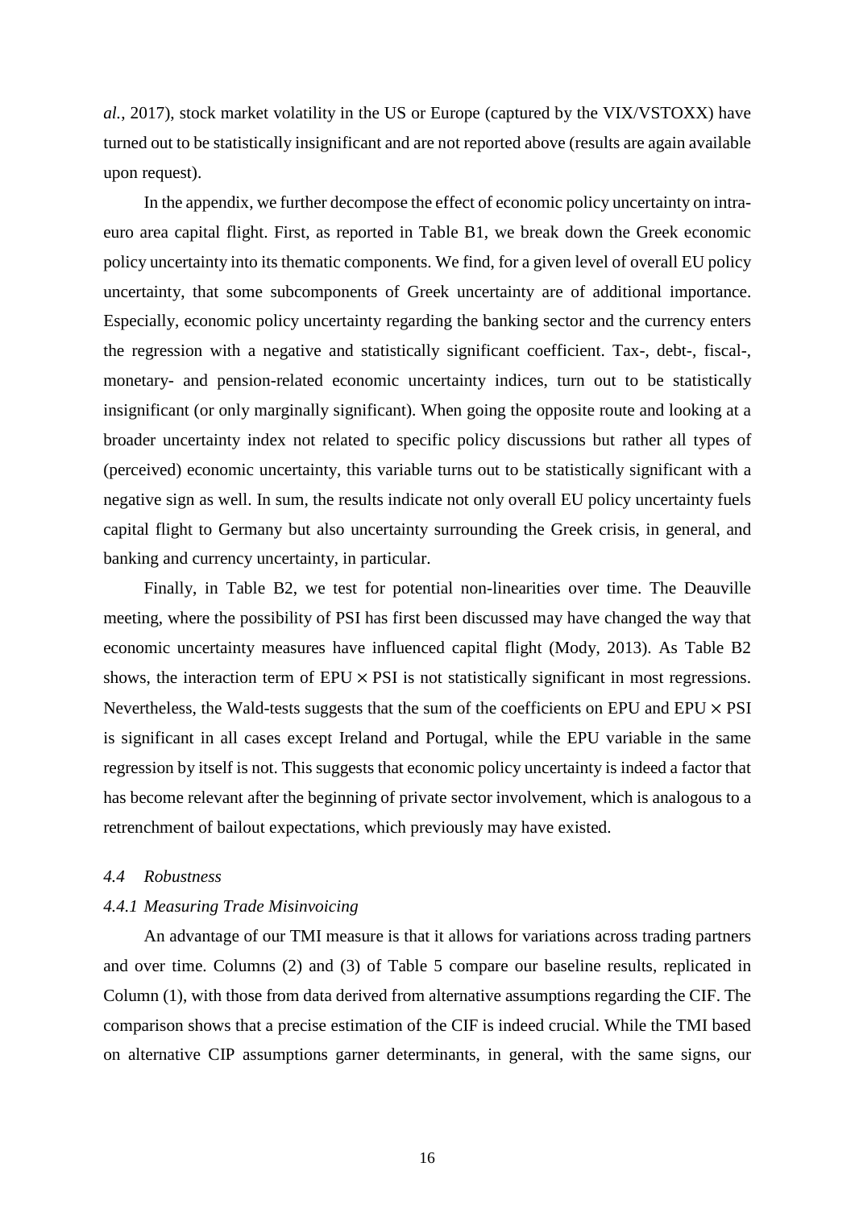*al.*, 2017), stock market volatility in the US or Europe (captured by the VIX/VSTOXX) have turned out to be statistically insignificant and are not reported above (results are again available upon request).

In the appendix, we further decompose the effect of economic policy uncertainty on intra-euro area capital flight. First, as reported in Table B1, we break down the Greek economic policy uncertainty into its thematic components. We find, for a given level of overall EU policy uncertainty, that some subcomponents of Greek uncertainty are of additional importance. Especially, economic policy uncertainty regarding the banking sector and the currency enters the regression with a negative and statistically significant coefficient. Tax-, debt-, fiscal-, monetary- and pension-related economic uncertainty indices, turn out to be statistically insignificant (or only marginally significant). When going the opposite route and looking at a broader uncertainty index not related to specific policy discussions but rather all types of (perceived) economic uncertainty, this variable turns out to be statistically significant with a negative sign as well. In sum, the results indicate not only overall EU policy uncertainty fuels capital flight to Germany but also uncertainty surrounding the Greek crisis, in general, and banking and currency uncertainty, in particular.

Finally, in Table B2, we test for potential non-linearities over time. The Deauville meeting, where the possibility of PSI has first been discussed may have changed the way that economic uncertainty measures have influenced capital flight (Mody, 2013). As Table B2 shows, the interaction term of EPU $\times$ PSI is not statistically significant in most regressions. Nevertheless, the Wald-tests suggests that the sum of the coefficients on EPU and EPU $\times$ PSI is significant in all cases except Ireland and Portugal, while the EPU variable in the same regression by itself is not. This suggests that economic policy uncertainty is indeed a factor that has become relevant after the beginning of private sector involvement, which is analogous to a retrenchment of bailout expectations, which previously may have existed.

### *4.4 Robustness*

#### *4.4.1 Measuring Trade Misinvoicing*

An advantage of our TMI measure is that it allows for variations across trading partners and over time. Columns (2) and (3) of Table 5 compare our baseline results, replicated in Column (1), with those from data derived from alternative assumptions regarding the CIF. The comparison shows that a precise estimation of the CIF is indeed crucial. While the TMI based on alternative CIP assumptions garner determinants, in general, with the same signs, our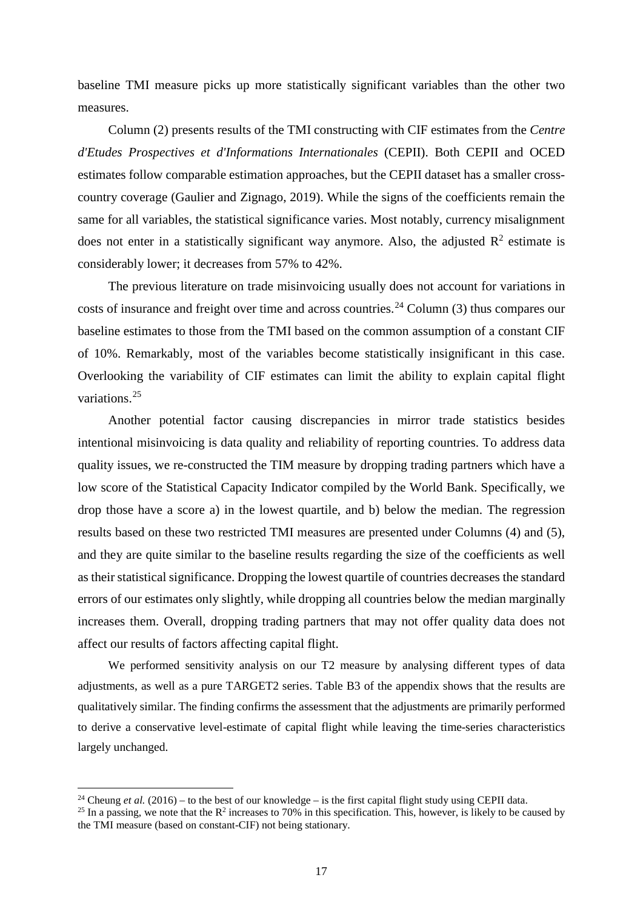baseline TMI measure picks up more statistically significant variables than the other two measures.

Column (2) presents results of the TMI constructing with CIF estimates from the *Centre d'Etudes Prospectives et d'Informations Internationales* (CEPII). Both CEPII and OCED estimates follow comparable estimation approaches, but the CEPII dataset has a smaller cross-country coverage (Gaulier and Zignago, 2019). While the signs of the coefficients remain the same for all variables, the statistical significance varies. Most notably, currency misalignment does not enter in a statistically significant way anymore. Also, the adjusted $R^2$ estimate is considerably lower; it decreases from 57% to 42%.

The previous literature on trade misinvoicing usually does not account for variations in costs of insurance and freight over time and across countries.[24] Column (3) thus compares our baseline estimates to those from the TMI based on the common assumption of a constant CIF of 10%. Remarkably, most of the variables become statistically insignificant in this case. Overlooking the variability of CIF estimates can limit the ability to explain capital flight variations.[25]

Another potential factor causing discrepancies in mirror trade statistics besides intentional misinvoicing is data quality and reliability of reporting countries. To address data quality issues, we re-constructed the TIM measure by dropping trading partners which have a low score of the Statistical Capacity Indicator compiled by the World Bank. Specifically, we drop those have a score a) in the lowest quartile, and b) below the median. The regression results based on these two restricted TMI measures are presented under Columns (4) and (5), and they are quite similar to the baseline results regarding the size of the coefficients as well as their statistical significance. Dropping the lowest quartile of countries decreases the standard errors of our estimates only slightly, while dropping all countries below the median marginally increases them. Overall, dropping trading partners that may not offer quality data does not affect our results of factors affecting capital flight.

We performed sensitivity analysis on our T2 measure by analysing different types of data adjustments, as well as a pure TARGET2 series. Table B3 of the appendix shows that the results are qualitatively similar. The finding confirms the assessment that the adjustments are primarily performed to derive a conservative level-estimate of capital flight while leaving the time-series characteristics largely unchanged.

---

[24] Cheung *et al.* (2016) – to the best of our knowledge – is the first capital flight study using CEPII data.

[25] In a passing, we note that the $R^2$ increases to 70% in this specification. This, however, is likely to be caused by the TMI measure (based on constant-CIF) not being stationary.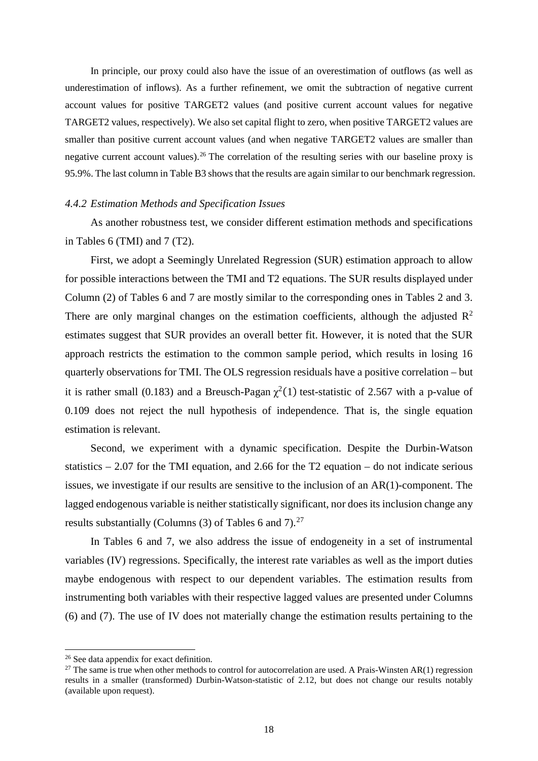In principle, our proxy could also have the issue of an overestimation of outflows (as well as underestimation of inflows). As a further refinement, we omit the subtraction of negative current account values for positive TARGET2 values (and positive current account values for negative TARGET2 values, respectively). We also set capital flight to zero, when positive TARGET2 values are smaller than positive current account values (and when negative TARGET2 values are smaller than negative current account values).[26] The correlation of the resulting series with our baseline proxy is 95.9%. The last column in Table B3 shows that the results are again similar to our benchmark regression.

#### *4.4.2 Estimation Methods and Specification Issues*

As another robustness test, we consider different estimation methods and specifications in Tables 6 (TMI) and 7 (T2).

First, we adopt a Seemingly Unrelated Regression (SUR) estimation approach to allow for possible interactions between the TMI and T2 equations. The SUR results displayed under Column (2) of Tables 6 and 7 are mostly similar to the corresponding ones in Tables 2 and 3. There are only marginal changes on the estimation coefficients, although the adjusted $R^2$ estimates suggest that SUR provides an overall better fit. However, it is noted that the SUR approach restricts the estimation to the common sample period, which results in losing 16 quarterly observations for TMI. The OLS regression residuals have a positive correlation – but it is rather small (0.183) and a Breusch-Pagan $\chi^2(1)$ test-statistic of 2.567 with a p-value of 0.109 does not reject the null hypothesis of independence. That is, the single equation estimation is relevant.

Second, we experiment with a dynamic specification. Despite the Durbin-Watson statistics – 2.07 for the TMI equation, and 2.66 for the T2 equation – do not indicate serious issues, we investigate if our results are sensitive to the inclusion of an AR(1)-component. The lagged endogenous variable is neither statistically significant, nor does its inclusion change any results substantially (Columns (3) of Tables 6 and 7).[27]

In Tables 6 and 7, we also address the issue of endogeneity in a set of instrumental variables (IV) regressions. Specifically, the interest rate variables as well as the import duties maybe endogenous with respect to our dependent variables. The estimation results from instrumenting both variables with their respective lagged values are presented under Columns (6) and (7). The use of IV does not materially change the estimation results pertaining to the

---

[26] See data appendix for exact definition.

[27] The same is true when other methods to control for autocorrelation are used. A Prais-Winsten AR(1) regression results in a smaller (transformed) Durbin-Watson-statistic of 2.12, but does not change our results notably (available upon request).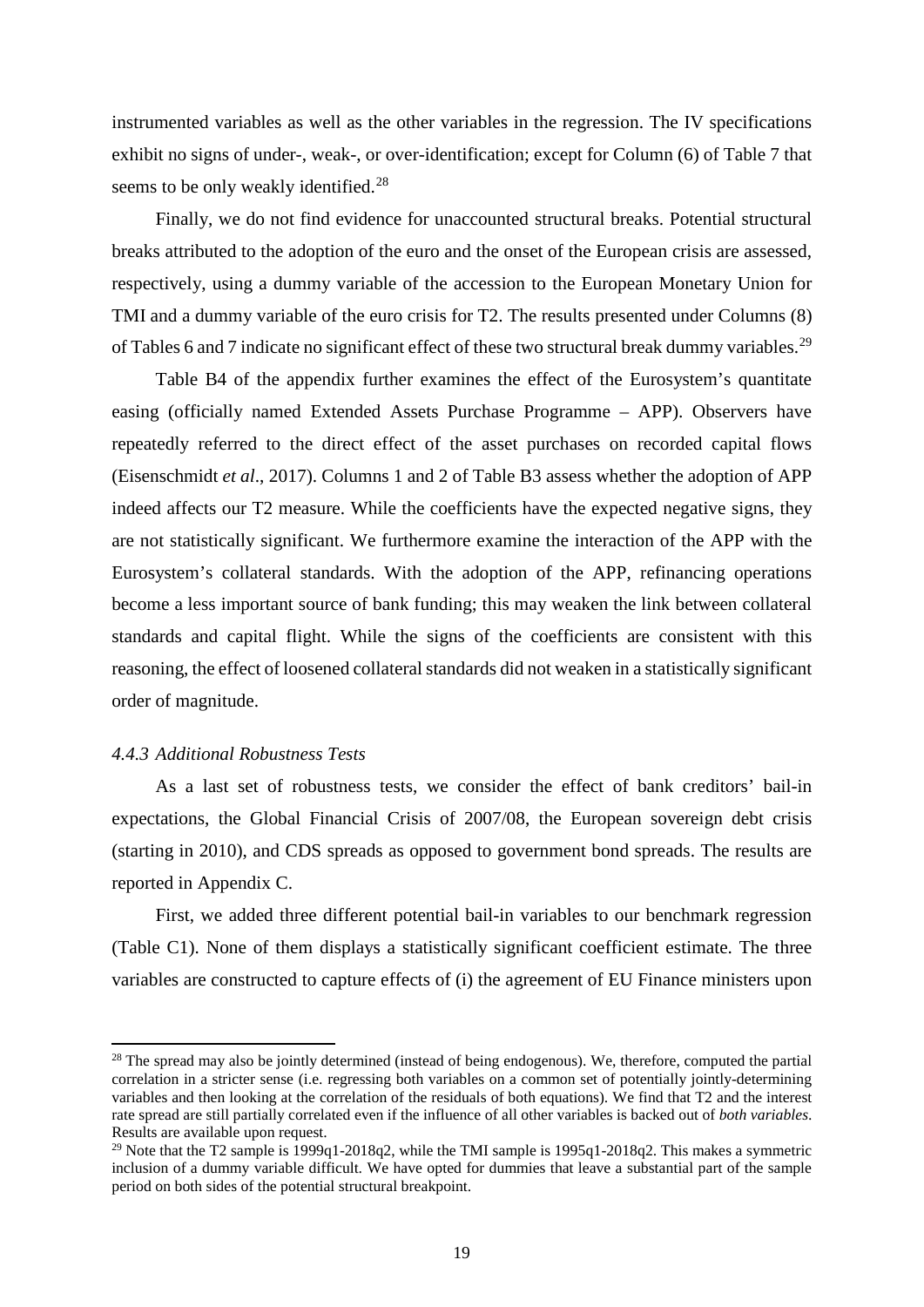instrumented variables as well as the other variables in the regression. The IV specifications exhibit no signs of under-, weak-, or over-identification; except for Column (6) of Table 7 that seems to be only weakly identified.[28]

Finally, we do not find evidence for unaccounted structural breaks. Potential structural breaks attributed to the adoption of the euro and the onset of the European crisis are assessed, respectively, using a dummy variable of the accession to the European Monetary Union for TMI and a dummy variable of the euro crisis for T2. The results presented under Columns (8) of Tables 6 and 7 indicate no significant effect of these two structural break dummy variables.[29]

Table B4 of the appendix further examines the effect of the Eurosystem's quantitate easing (officially named Extended Assets Purchase Programme – APP). Observers have repeatedly referred to the direct effect of the asset purchases on recorded capital flows (Eisenschmidt *et al*., 2017). Columns 1 and 2 of Table B3 assess whether the adoption of APP indeed affects our T2 measure. While the coefficients have the expected negative signs, they are not statistically significant. We furthermore examine the interaction of the APP with the Eurosystem's collateral standards. With the adoption of the APP, refinancing operations become a less important source of bank funding; this may weaken the link between collateral standards and capital flight. While the signs of the coefficients are consistent with this reasoning, the effect of loosened collateral standards did not weaken in a statistically significant order of magnitude.

#### *4.4.3 Additional Robustness Tests*

As a last set of robustness tests, we consider the effect of bank creditors' bail-in expectations, the Global Financial Crisis of 2007/08, the European sovereign debt crisis (starting in 2010), and CDS spreads as opposed to government bond spreads. The results are reported in Appendix C.

First, we added three different potential bail-in variables to our benchmark regression (Table C1). None of them displays a statistically significant coefficient estimate. The three variables are constructed to capture effects of (i) the agreement of EU Finance ministers upon

---

[28] The spread may also be jointly determined (instead of being endogenous). We, therefore, computed the partial correlation in a stricter sense (i.e. regressing both variables on a common set of potentially jointly-determining variables and then looking at the correlation of the residuals of both equations). We find that T2 and the interest rate spread are still partially correlated even if the influence of all other variables is backed out of *both variables*. Results are available upon request.

[29] Note that the T2 sample is 1999q1-2018q2, while the TMI sample is 1995q1-2018q2. This makes a symmetric inclusion of a dummy variable difficult. We have opted for dummies that leave a substantial part of the sample period on both sides of the potential structural breakpoint.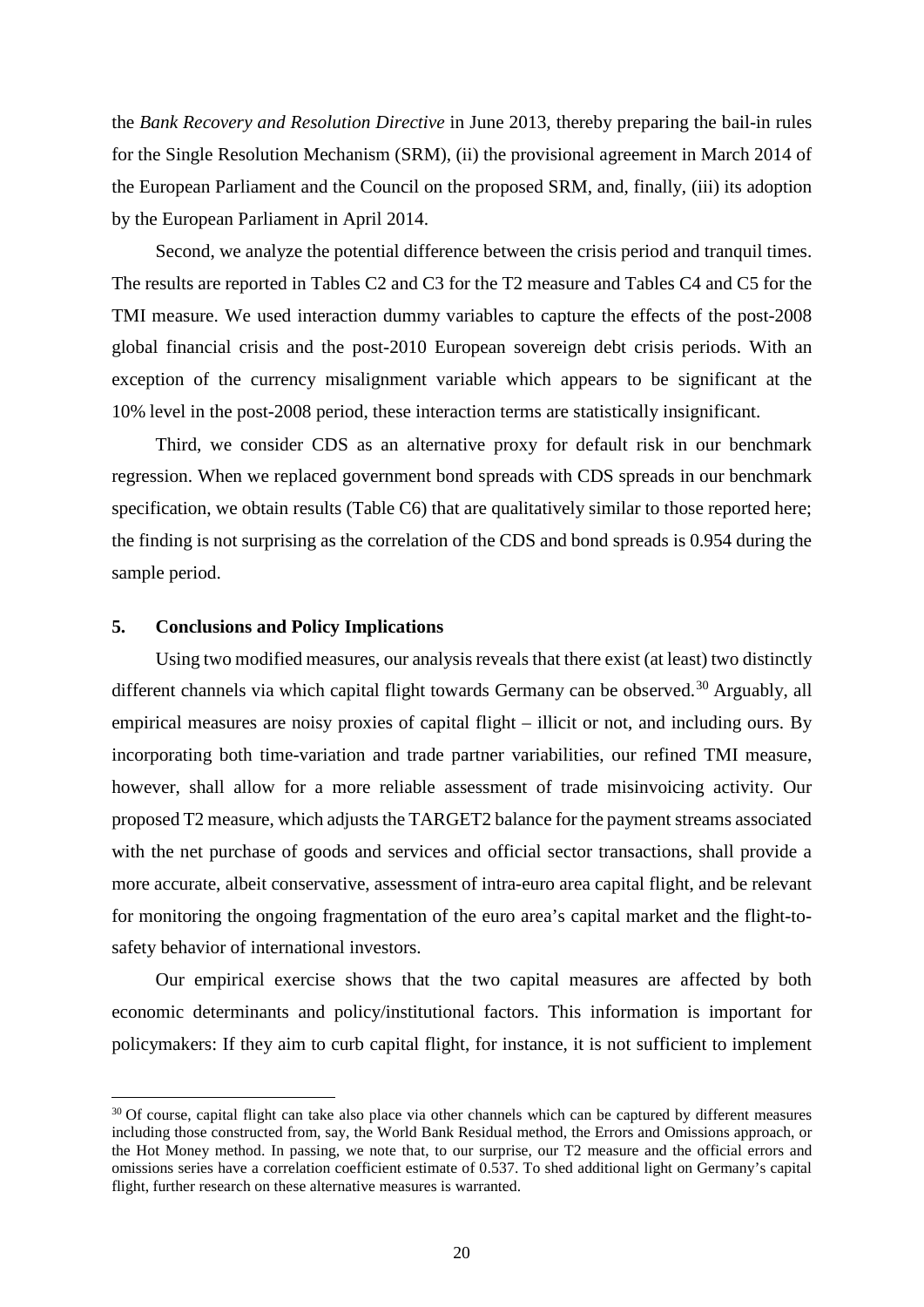the *Bank Recovery and Resolution Directive* in June 2013, thereby preparing the bail-in rules for the Single Resolution Mechanism (SRM), (ii) the provisional agreement in March 2014 of the European Parliament and the Council on the proposed SRM, and, finally, (iii) its adoption by the European Parliament in April 2014.

Second, we analyze the potential difference between the crisis period and tranquil times. The results are reported in Tables C2 and C3 for the T2 measure and Tables C4 and C5 for the TMI measure. We used interaction dummy variables to capture the effects of the post-2008 global financial crisis and the post-2010 European sovereign debt crisis periods. With an exception of the currency misalignment variable which appears to be significant at the 10% level in the post-2008 period, these interaction terms are statistically insignificant.

Third, we consider CDS as an alternative proxy for default risk in our benchmark regression. When we replaced government bond spreads with CDS spreads in our benchmark specification, we obtain results (Table C6) that are qualitatively similar to those reported here; the finding is not surprising as the correlation of the CDS and bond spreads is 0.954 during the sample period.

## 5. Conclusions and Policy Implications

Using two modified measures, our analysis reveals that there exist (at least) two distinctly different channels via which capital flight towards Germany can be observed.[30] Arguably, all empirical measures are noisy proxies of capital flight – illicit or not, and including ours. By incorporating both time-variation and trade partner variabilities, our refined TMI measure, however, shall allow for a more reliable assessment of trade misinvoicing activity. Our proposed T2 measure, which adjusts the TARGET2 balance for the payment streams associated with the net purchase of goods and services and official sector transactions, shall provide a more accurate, albeit conservative, assessment of intra-euro area capital flight, and be relevant for monitoring the ongoing fragmentation of the euro area's capital market and the flight-to-safety behavior of international investors.

Our empirical exercise shows that the two capital measures are affected by both economic determinants and policy/institutional factors. This information is important for policymakers: If they aim to curb capital flight, for instance, it is not sufficient to implement

[30] Of course, capital flight can take also place via other channels which can be captured by different measures including those constructed from, say, the World Bank Residual method, the Errors and Omissions approach, or the Hot Money method. In passing, we note that, to our surprise, our T2 measure and the official errors and omissions series have a correlation coefficient estimate of 0.537. To shed additional light on Germany's capital flight, further research on these alternative measures is warranted.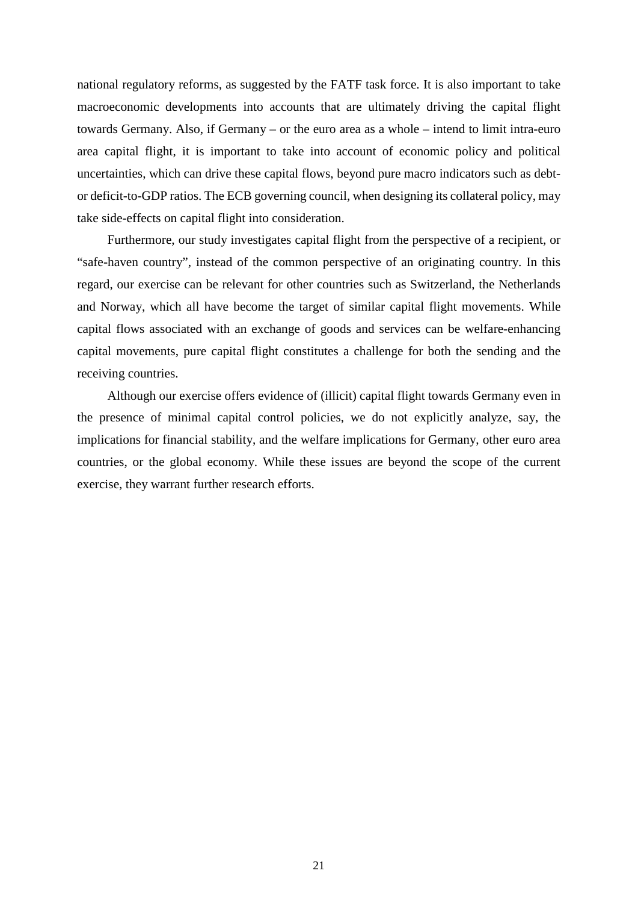national regulatory reforms, as suggested by the FATF task force. It is also important to take macroeconomic developments into accounts that are ultimately driving the capital flight towards Germany. Also, if Germany – or the euro area as a whole – intend to limit intra-euro area capital flight, it is important to take into account of economic policy and political uncertainties, which can drive these capital flows, beyond pure macro indicators such as debt- or deficit-to-GDP ratios. The ECB governing council, when designing its collateral policy, may take side-effects on capital flight into consideration.

Furthermore, our study investigates capital flight from the perspective of a recipient, or "safe-haven country", instead of the common perspective of an originating country. In this regard, our exercise can be relevant for other countries such as Switzerland, the Netherlands and Norway, which all have become the target of similar capital flight movements. While capital flows associated with an exchange of goods and services can be welfare-enhancing capital movements, pure capital flight constitutes a challenge for both the sending and the receiving countries.

Although our exercise offers evidence of (illicit) capital flight towards Germany even in the presence of minimal capital control policies, we do not explicitly analyze, say, the implications for financial stability, and the welfare implications for Germany, other euro area countries, or the global economy. While these issues are beyond the scope of the current exercise, they warrant further research efforts.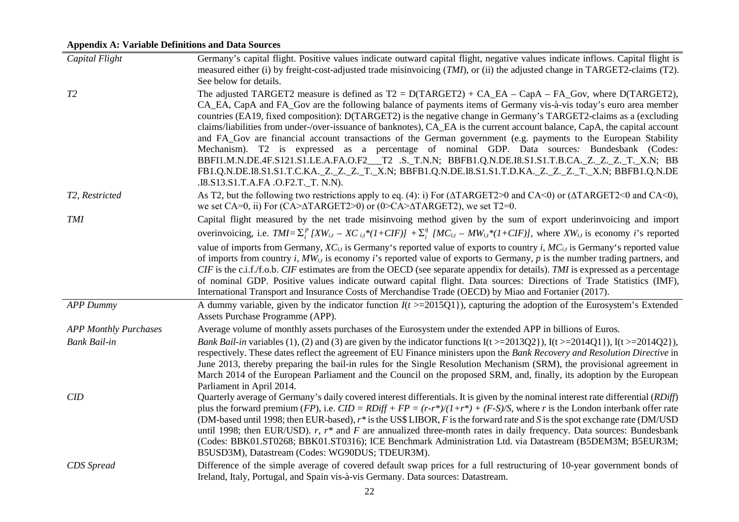**Appendix A: Variable Definitions and Data Sources**

| | |
|---|---|
| *Capital Flight* | Germany's capital flight. Positive values indicate outward capital flight, negative values indicate inflows. Capital flight is measured either (i) by freight-cost-adjusted trade misinvoicing (*TMI*), or (ii) the adjusted change in TARGET2-claims (T2). See below for details. |
| *T2* | The adjusted TARGET2 measure is defined as T2 = D(TARGET2) + CA_EA – CapA – FA_Gov, where D(TARGET2), CA_EA, CapA and FA_Gov are the following balance of payments items of Germany vis-à-vis today's euro area member countries (EA19, fixed composition): D(TARGET2) is the negative change in Germany's TARGET2-claims as a (excluding claims/liabilities from under-/over-issuance of banknotes), CA_EA is the current account balance, CapA, the capital account and FA_Gov are financial account transactions of the German government (e.g. payments to the European Stability Mechanism). T2 is expressed as a percentage of nominal GDP. Data sources*:* Bundesbank (Codes: BBFI1.M.N.DE.4F.S121.S1.LE.A.FA.O.F2___T2 .S._T.N.N; BBFB1.Q.N.DE.I8.S1.S1.T.B.CA._Z._Z._Z._T._X.N; BBFB1.Q.N.DE.I8.S1.S1.T.C.KA._Z._Z._Z._T._X.N; BBFB1.Q.N.DE.I8.S1.S1.T.D.KA._Z._Z._Z._T._X.N; BBFB1.Q.N.DE .I8.S13.S1.T.A.FA .O.F2.T._T. N.N). |
| *T2, Restricted* | As T2, but the following two restrictions apply to eq. (4): i) For ($\Delta$TARGET2>0 and CA<0) or ($\Delta$TARGET2<0 and CA<0), we set CA=0, ii) For (CA>$\Delta$TARGET2>0) or (0>CA>$\Delta$TARGET2), we set T2=0. |
| *TMI* | Capital flight measured by the net trade misinvoing method given by the sum of export underinvoicing and import overinvoicing, i.e. $TMI = \Sigma_i^p [XW_{i,t} - XC_{i,t}*(1+CIF)] + \Sigma_i^q [MC_{i,t} - MW_{i,t}*(1+CIF)]$, where $XW_{i,t}$ is economy *i*'s reported value of imports from Germany, $XC_{i,t}$ is Germany's reported value of exports to country *i*, $MC_{i,t}$ is Germany's reported value of imports from country *i*, $MW_{i,t}$ is economy *i*'s reported value of exports to Germany, *p* is the number trading partners, and *CIF* is the c.i.f./f.o.b. *CIF* estimates are from the OECD (see separate appendix for details). *TMI* is expressed as a percentage of nominal GDP. Positive values indicate outward capital flight. Data sources: Directions of Trade Statistics (IMF), International Transport and Insurance Costs of Merchandise Trade (OECD) by Miao and Fortanier (2017). |
| *APP Dummy* | A dummy variable, given by the indicator function *I*(*t* >=2015Q1}), capturing the adoption of the Eurosystem's Extended Assets Purchase Programme (APP). |
| *APP Monthly Purchases* | Average volume of monthly assets purchases of the Eurosystem under the extended APP in billions of Euros. |
| *Bank Bail-in* | *Bank Bail-in* variables (1), (2) and (3) are given by the indicator functions I(t >=2013Q2}), I(t >=2014Q1}), I(t >=2014Q2}), respectively. These dates reflect the agreement of EU Finance ministers upon the *Bank Recovery and Resolution Directive* in June 2013, thereby preparing the bail-in rules for the Single Resolution Mechanism (SRM), the provisional agreement in March 2014 of the European Parliament and the Council on the proposed SRM, and, finally, its adoption by the European Parliament in April 2014. |
| *CID* | Quarterly average of Germany's daily covered interest differentials. It is given by the nominal interest rate differential (*RDiff*) plus the forward premium (*FP*), i.e. $CID = RDiff + FP = (r-r^*)/(1+r^*) + (F-S)/S$, where *r* is the London interbank offer rate (DM-based until 1998; then EUR-based), $r^*$ is the US$ LIBOR, *F* is the forward rate and *S* is the spot exchange rate (DM/USD until 1998; then EUR/USD). *r*, $r^*$ and *F* are annualized three-month rates in daily frequency. Data sources: Bundesbank (Codes: BBK01.ST0268; BBK01.ST0316); ICE Benchmark Administration Ltd. via Datastream (B5DEM3M; B5EUR3M; B5USD3M), Datastream (Codes: WG90DUS; TDEUR3M). |
| *CDS Spread* | Difference of the simple average of covered default swap prices for a full restructuring of 10-year government bonds of Ireland, Italy, Portugal, and Spain vis-à-vis Germany. Data sources: Datastream. |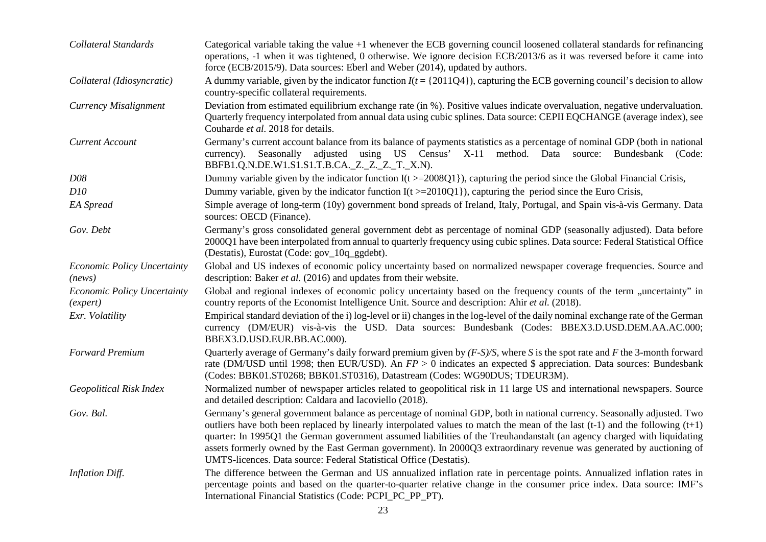| | |
|---|---|
| *Collateral Standards* | Categorical variable taking the value +1 whenever the ECB governing council loosened collateral standards for refinancing operations, -1 when it was tightened, 0 otherwise. We ignore decision ECB/2013/6 as it was reversed before it came into force (ECB/2015/9). Data sources: Eberl and Weber (2014), updated by authors. |
| *Collateral (Idiosyncratic)* | A dummy variable, given by the indicator function $I(t = \{2011Q4\})$, capturing the ECB governing council's decision to allow country-specific collateral requirements. |
| *Currency Misalignment* | Deviation from estimated equilibrium exchange rate (in %). Positive values indicate overvaluation, negative undervaluation. Quarterly frequency interpolated from annual data using cubic splines. Data source: CEPII EQCHANGE (average index), see Couharde *et al*. 2018 for details. |
| *Current Account* | Germany's current account balance from its balance of payments statistics as a percentage of nominal GDP (both in national currency). Seasonally adjusted using US Census' X-11 method. Data source: Bundesbank (Code: BBFB1.Q.N.DE.W1.S1.S1.T.B.CA._Z._Z._Z._T._X.N). |
| *D08* | Dummy variable given by the indicator function $I(t >= 2008Q1\})$, capturing the period since the Global Financial Crisis, |
| *D10* | Dummy variable, given by the indicator function $I(t >= 2010Q1\})$, capturing the period since the Euro Crisis, |
| *EA Spread* | Simple average of long-term (10y) government bond spreads of Ireland, Italy, Portugal, and Spain vis-à-vis Germany. Data sources: OECD (Finance). |
| *Gov. Debt* | Germany's gross consolidated general government debt as percentage of nominal GDP (seasonally adjusted). Data before 2000Q1 have been interpolated from annual to quarterly frequency using cubic splines. Data source: Federal Statistical Office (Destatis), Eurostat (Code: gov_10q_ggdebt). |
| *Economic Policy Uncertainty (news)* | Global and US indexes of economic policy uncertainty based on normalized newspaper coverage frequencies. Source and description: Baker *et al.* (2016) and updates from their website. |
| *Economic Policy Uncertainty (expert)* | Global and regional indexes of economic policy uncertainty based on the frequency counts of the term „uncertainty" in country reports of the Economist Intelligence Unit. Source and description: Ahir *et al.* (2018). |
| *Exr. Volatility* | Empirical standard deviation of the i) log-level or ii) changes in the log-level of the daily nominal exchange rate of the German currency (DM/EUR) vis-à-vis the USD. Data sources: Bundesbank (Codes: BBEX3.D.USD.DEM.AA.AC.000; BBEX3.D.USD.EUR.BB.AC.000). |
| *Forward Premium* | Quarterly average of Germany's daily forward premium given by $(F\text{-}S)/S$, where $S$ is the spot rate and $F$ the 3-month forward rate (DM/USD until 1998; then EUR/USD). An $FP > 0$ indicates an expected \$ appreciation. Data sources: Bundesbank (Codes: BBK01.ST0268; BBK01.ST0316), Datastream (Codes: WG90DUS; TDEUR3M). |
| *Geopolitical Risk Index* | Normalized number of newspaper articles related to geopolitical risk in 11 large US and international newspapers. Source and detailed description: Caldara and Iacoviello (2018). |
| *Gov. Bal.* | Germany's general government balance as percentage of nominal GDP, both in national currency. Seasonally adjusted. Two outliers have both been replaced by linearly interpolated values to match the mean of the last (t-1) and the following (t+1) quarter: In 1995Q1 the German government assumed liabilities of the Treuhandanstalt (an agency charged with liquidating assets formerly owned by the East German government). In 2000Q3 extraordinary revenue was generated by auctioning of UMTS-licences. Data source: Federal Statistical Office (Destatis). |
| *Inflation Diff.* | The difference between the German and US annualized inflation rate in percentage points. Annualized inflation rates in percentage points and based on the quarter-to-quarter relative change in the consumer price index. Data source: IMF's International Financial Statistics (Code: PCPI_PC_PP_PT). |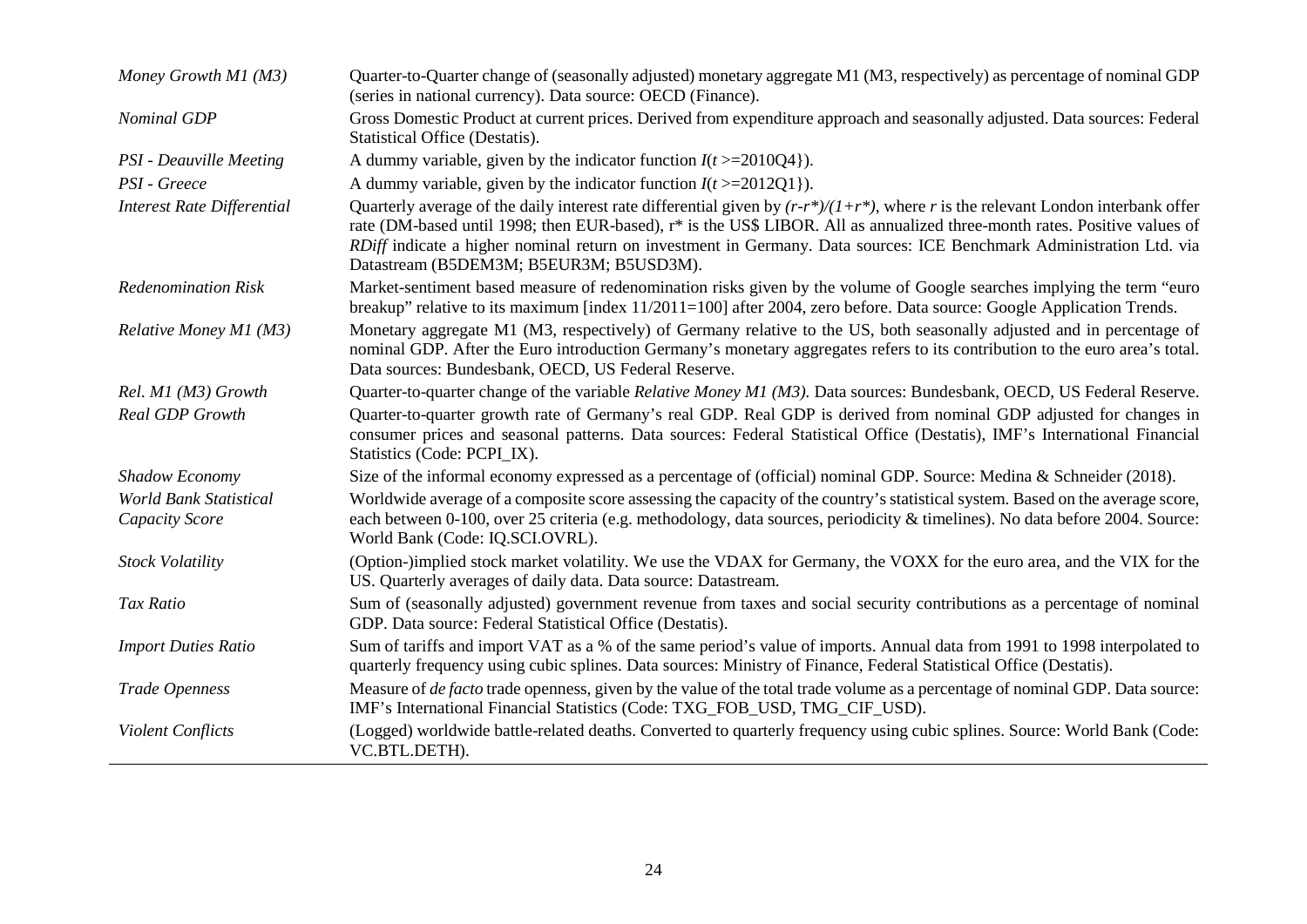| | |
|---|---|
| *Money Growth M1 (M3)* | Quarter-to-Quarter change of (seasonally adjusted) monetary aggregate M1 (M3, respectively) as percentage of nominal GDP (series in national currency). Data source: OECD (Finance). |
| *Nominal GDP* | Gross Domestic Product at current prices. Derived from expenditure approach and seasonally adjusted. Data sources: Federal Statistical Office (Destatis). |
| *PSI - Deauville Meeting* | A dummy variable, given by the indicator function $I(t >= 2010Q4\})$. |
| *PSI - Greece* | A dummy variable, given by the indicator function $I(t >= 2012Q1\})$. |
| *Interest Rate Differential* | Quarterly average of the daily interest rate differential given by $(r-r^*)/(1+r^*)$, where $r$ is the relevant London interbank offer rate (DM-based until 1998; then EUR-based), r* is the US$ LIBOR. All as annualized three-month rates. Positive values of *RDiff* indicate a higher nominal return on investment in Germany. Data sources: ICE Benchmark Administration Ltd. via Datastream (B5DEM3M; B5EUR3M; B5USD3M). |
| *Redenomination Risk* | Market-sentiment based measure of redenomination risks given by the volume of Google searches implying the term "euro breakup" relative to its maximum [index 11/2011=100] after 2004, zero before. Data source: Google Application Trends. |
| *Relative Money M1 (M3)* | Monetary aggregate M1 (M3, respectively) of Germany relative to the US, both seasonally adjusted and in percentage of nominal GDP. After the Euro introduction Germany's monetary aggregates refers to its contribution to the euro area's total. Data sources: Bundesbank, OECD, US Federal Reserve. |
| *Rel. M1 (M3) Growth* | Quarter-to-quarter change of the variable *Relative Money M1 (M3)*. Data sources: Bundesbank, OECD, US Federal Reserve. |
| *Real GDP Growth* | Quarter-to-quarter growth rate of Germany's real GDP. Real GDP is derived from nominal GDP adjusted for changes in consumer prices and seasonal patterns. Data sources: Federal Statistical Office (Destatis), IMF's International Financial Statistics (Code: PCPI_IX). |
| *Shadow Economy* | Size of the informal economy expressed as a percentage of (official) nominal GDP. Source: Medina & Schneider (2018). |
| *World Bank Statistical Capacity Score* | Worldwide average of a composite score assessing the capacity of the country's statistical system. Based on the average score, each between 0-100, over 25 criteria (e.g. methodology, data sources, periodicity & timelines). No data before 2004. Source: World Bank (Code: IQ.SCI.OVRL). |
| *Stock Volatility* | (Option-)implied stock market volatility. We use the VDAX for Germany, the VOXX for the euro area, and the VIX for the US. Quarterly averages of daily data. Data source: Datastream. |
| *Tax Ratio* | Sum of (seasonally adjusted) government revenue from taxes and social security contributions as a percentage of nominal GDP. Data source: Federal Statistical Office (Destatis). |
| *Import Duties Ratio* | Sum of tariffs and import VAT as a % of the same period's value of imports. Annual data from 1991 to 1998 interpolated to quarterly frequency using cubic splines. Data sources: Ministry of Finance, Federal Statistical Office (Destatis). |
| *Trade Openness* | Measure of *de facto* trade openness, given by the value of the total trade volume as a percentage of nominal GDP. Data source: IMF's International Financial Statistics (Code: TXG_FOB_USD, TMG_CIF_USD). |
| *Violent Conflicts* | (Logged) worldwide battle-related deaths. Converted to quarterly frequency using cubic splines. Source: World Bank (Code: VC.BTL.DETH). |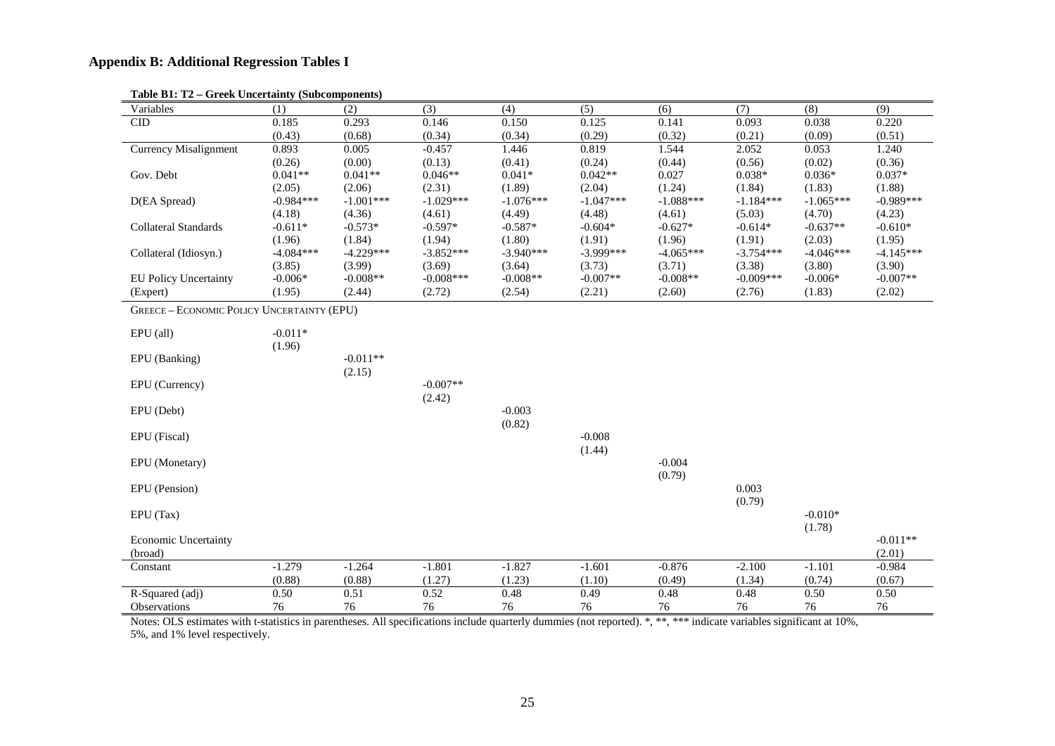## Appendix B: Additional Regression Tables I

**Table B1: T2 – Greek Uncertainty (Subcomponents)**

| Variables | (1) | (2) | (3) | (4) | (5) | (6) | (7) | (8) | (9) |
|---|---|---|---|---|---|---|---|---|---|
| CID | 0.185 | 0.293 | 0.146 | 0.150 | 0.125 | 0.141 | 0.093 | 0.038 | 0.220 |
| | (0.43) | (0.68) | (0.34) | (0.34) | (0.29) | (0.32) | (0.21) | (0.09) | (0.51) |
| Currency Misalignment | 0.893 | 0.005 | -0.457 | 1.446 | 0.819 | 1.544 | 2.052 | 0.053 | 1.240 |
| | (0.26) | (0.00) | (0.13) | (0.41) | (0.24) | (0.44) | (0.56) | (0.02) | (0.36) |
| Gov. Debt | 0.041** | 0.041** | 0.046** | 0.041* | 0.042** | 0.027 | 0.038* | 0.036* | 0.037* |
| | (2.05) | (2.06) | (2.31) | (1.89) | (2.04) | (1.24) | (1.84) | (1.83) | (1.88) |
| D(EA Spread) | -0.984*** | -1.001*** | -1.029*** | -1.076*** | -1.047*** | -1.088*** | -1.184*** | -1.065*** | -0.989*** |
| | (4.18) | (4.36) | (4.61) | (4.49) | (4.48) | (4.61) | (5.03) | (4.70) | (4.23) |
| Collateral Standards | -0.611* | -0.573* | -0.597* | -0.587* | -0.604* | -0.627* | -0.614* | -0.637** | -0.610* |
| | (1.96) | (1.84) | (1.94) | (1.80) | (1.91) | (1.96) | (1.91) | (2.03) | (1.95) |
| Collateral (Idiosyn.) | -4.084*** | -4.229*** | -3.852*** | -3.940*** | -3.999*** | -4.065*** | -3.754*** | -4.046*** | -4.145*** |
| | (3.85) | (3.99) | (3.69) | (3.64) | (3.73) | (3.71) | (3.38) | (3.80) | (3.90) |
| EU Policy Uncertainty | -0.006* | -0.008** | -0.008*** | -0.008** | -0.007** | -0.008** | -0.009*** | -0.006* | -0.007** |
| (Expert) | (1.95) | (2.44) | (2.72) | (2.54) | (2.21) | (2.60) | (2.76) | (1.83) | (2.02) |
| GREECE – ECONOMIC POLICY UNCERTAINTY (EPU) | | | | | | | | | |
| EPU (all) | -0.011* | | | | | | | | |
| | (1.96) | | | | | | | | |
| EPU (Banking) | | -0.011** | | | | | | | |
| | | (2.15) | | | | | | | |
| EPU (Currency) | | | -0.007** | | | | | | |
| | | | (2.42) | | | | | | |
| EPU (Debt) | | | | -0.003 | | | | | |
| | | | | (0.82) | | | | | |
| EPU (Fiscal) | | | | | -0.008 | | | | |
| | | | | | (1.44) | | | | |
| EPU (Monetary) | | | | | | -0.004 | | | |
| | | | | | | (0.79) | | | |
| EPU (Pension) | | | | | | | 0.003 | | |
| | | | | | | | (0.79) | | |
| EPU (Tax) | | | | | | | | -0.010* | |
| | | | | | | | | (1.78) | |
| Economic Uncertainty | | | | | | | | | -0.011** |
| (broad) | | | | | | | | | (2.01) |
| Constant | -1.279 | -1.264 | -1.801 | -1.827 | -1.601 | -0.876 | -2.100 | -1.101 | -0.984 |
| | (0.88) | (0.88) | (1.27) | (1.23) | (1.10) | (0.49) | (1.34) | (0.74) | (0.67) |
| R-Squared (adj) | 0.50 | 0.51 | 0.52 | 0.48 | 0.49 | 0.48 | 0.48 | 0.50 | 0.50 |
| Observations | 76 | 76 | 76 | 76 | 76 | 76 | 76 | 76 | 76 |

Notes: OLS estimates with t-statistics in parentheses. All specifications include quarterly dummies (not reported). *, **, *** indicate variables significant at 10%, 5%, and 1% level respectively.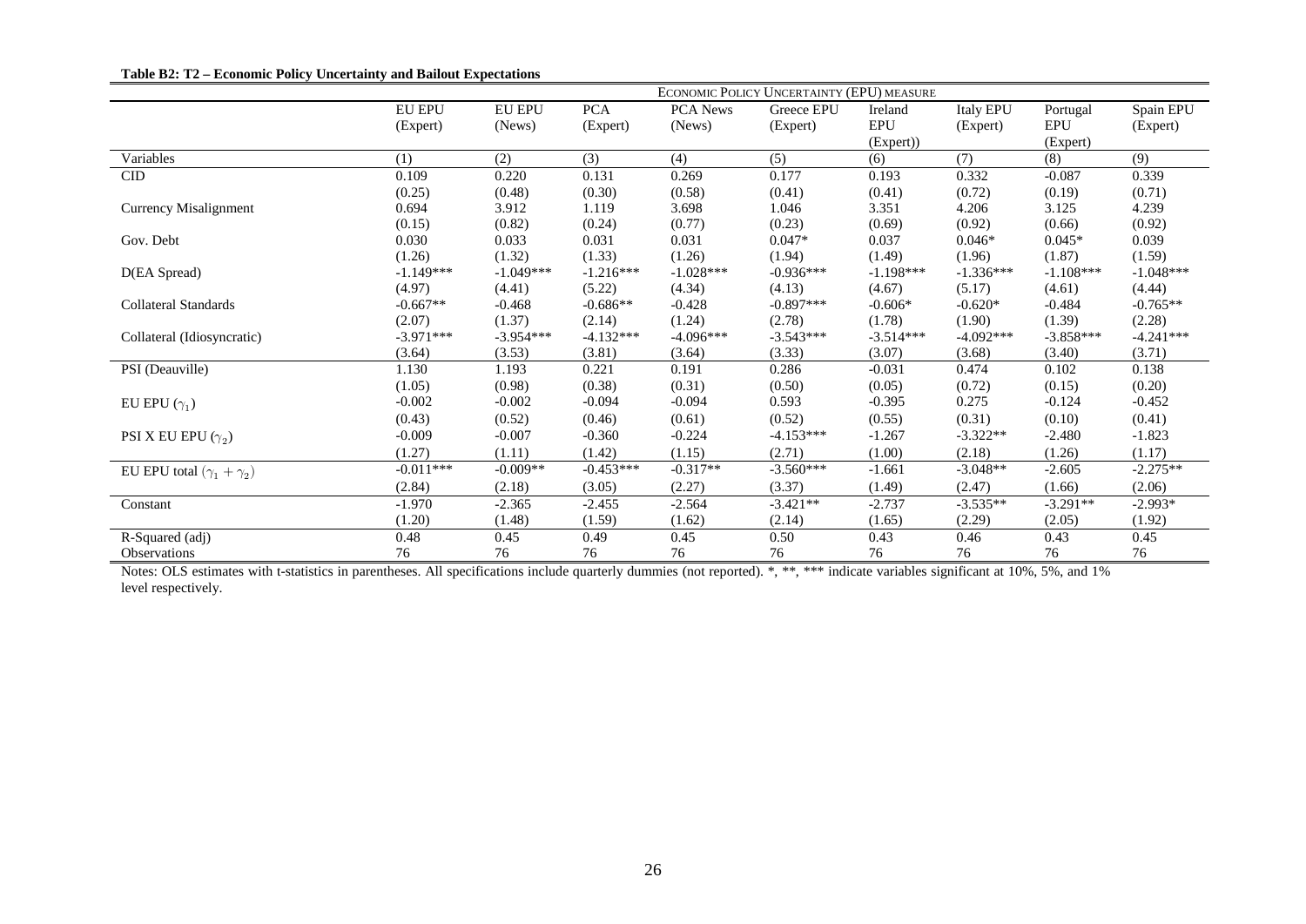**Table B2: T2 – Economic Policy Uncertainty and Bailout Expectations**

| | Economic Policy Uncertainty (EPU) measure | | | | | | | | |
|---|---|---|---|---|---|---|---|---|---|
| | EU EPU (Expert) | EU EPU (News) | PCA (Expert) | PCA News (News) | Greece EPU (Expert) | Ireland EPU (Expert)) | Italy EPU (Expert) | Portugal EPU (Expert) | Spain EPU (Expert) |
| Variables | (1) | (2) | (3) | (4) | (5) | (6) | (7) | (8) | (9) |
| CID | 0.109 | 0.220 | 0.131 | 0.269 | 0.177 | 0.193 | 0.332 | -0.087 | 0.339 |
| | (0.25) | (0.48) | (0.30) | (0.58) | (0.41) | (0.41) | (0.72) | (0.19) | (0.71) |
| Currency Misalignment | 0.694 | 3.912 | 1.119 | 3.698 | 1.046 | 3.351 | 4.206 | 3.125 | 4.239 |
| | (0.15) | (0.82) | (0.24) | (0.77) | (0.23) | (0.69) | (0.92) | (0.66) | (0.92) |
| Gov. Debt | 0.030 | 0.033 | 0.031 | 0.031 | 0.047* | 0.037 | 0.046* | 0.045* | 0.039 |
| | (1.26) | (1.32) | (1.33) | (1.26) | (1.94) | (1.49) | (1.96) | (1.87) | (1.59) |
| D(EA Spread) | -1.149*** | -1.049*** | -1.216*** | -1.028*** | -0.936*** | -1.198*** | -1.336*** | -1.108*** | -1.048*** |
| | (4.97) | (4.41) | (5.22) | (4.34) | (4.13) | (4.67) | (5.17) | (4.61) | (4.44) |
| Collateral Standards | -0.667** | -0.468 | -0.686** | -0.428 | -0.897*** | -0.606* | -0.620* | -0.484 | -0.765** |
| | (2.07) | (1.37) | (2.14) | (1.24) | (2.78) | (1.78) | (1.90) | (1.39) | (2.28) |
| Collateral (Idiosyncratic) | -3.971*** | -3.954*** | -4.132*** | -4.096*** | -3.543*** | -3.514*** | -4.092*** | -3.858*** | -4.241*** |
| | (3.64) | (3.53) | (3.81) | (3.64) | (3.33) | (3.07) | (3.68) | (3.40) | (3.71) |
| PSI (Deauville) | 1.130 | 1.193 | 0.221 | 0.191 | 0.286 | -0.031 | 0.474 | 0.102 | 0.138 |
| | (1.05) | (0.98) | (0.38) | (0.31) | (0.50) | (0.05) | (0.72) | (0.15) | (0.20) |
| EU EPU ($\gamma_1$) | -0.002 | -0.002 | -0.094 | -0.094 | 0.593 | -0.395 | 0.275 | -0.124 | -0.452 |
| | (0.43) | (0.52) | (0.46) | (0.61) | (0.52) | (0.55) | (0.31) | (0.10) | (0.41) |
| PSI X EU EPU ($\gamma_2$) | -0.009 | -0.007 | -0.360 | -0.224 | -4.153*** | -1.267 | -3.322** | -2.480 | -1.823 |
| | (1.27) | (1.11) | (1.42) | (1.15) | (2.71) | (1.00) | (2.18) | (1.26) | (1.17) |
| EU EPU total ($\gamma_1 + \gamma_2$) | -0.011*** | -0.009** | -0.453*** | -0.317** | -3.560*** | -1.661 | -3.048** | -2.605 | -2.275** |
| | (2.84) | (2.18) | (3.05) | (2.27) | (3.37) | (1.49) | (2.47) | (1.66) | (2.06) |
| Constant | -1.970 | -2.365 | -2.455 | -2.564 | -3.421** | -2.737 | -3.535** | -3.291** | -2.993* |
| | (1.20) | (1.48) | (1.59) | (1.62) | (2.14) | (1.65) | (2.29) | (2.05) | (1.92) |
| R-Squared (adj) | 0.48 | 0.45 | 0.49 | 0.45 | 0.50 | 0.43 | 0.46 | 0.43 | 0.45 |
| Observations | 76 | 76 | 76 | 76 | 76 | 76 | 76 | 76 | 76 |

Notes: OLS estimates with t-statistics in parentheses. All specifications include quarterly dummies (not reported). *, **, *** indicate variables significant at 10%, 5%, and 1% level respectively.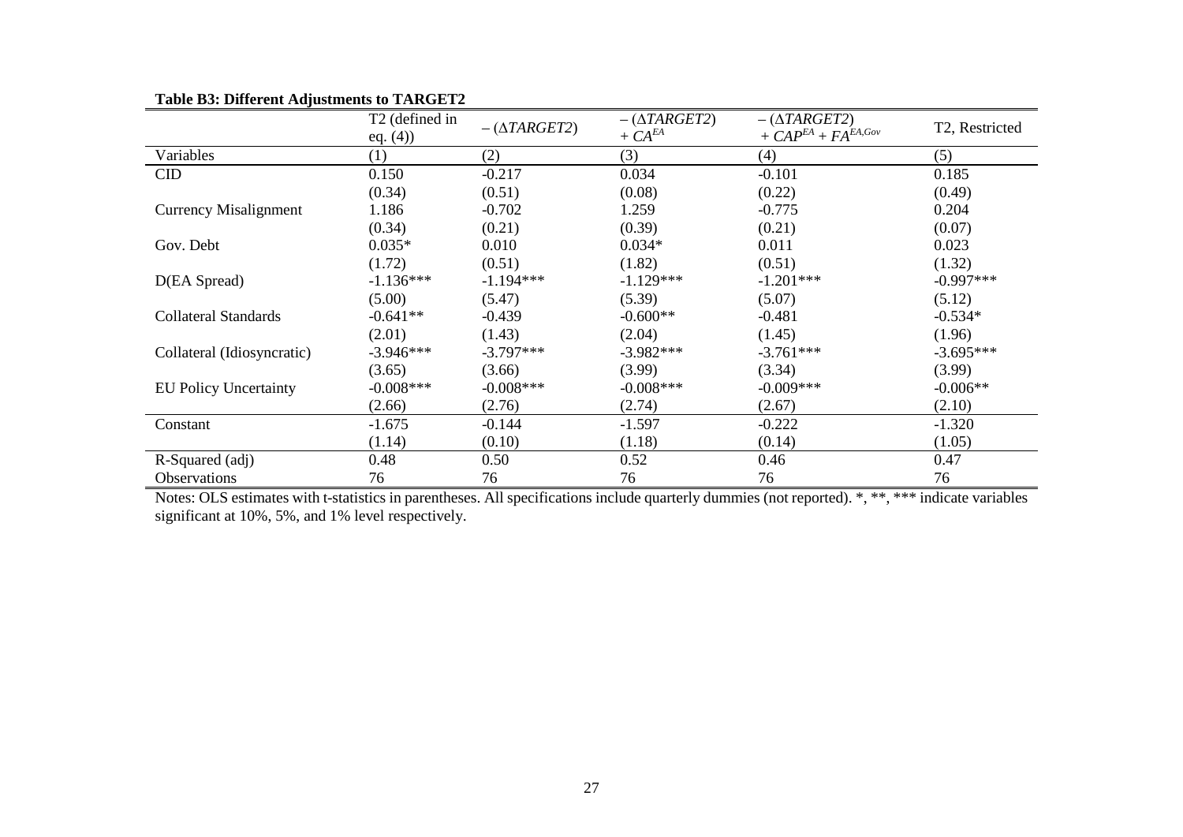**Table B3: Different Adjustments to TARGET2**

| Variables | T2 (defined in eq. (4)) | $-(\Delta TARGET2)$ | $-(\Delta TARGET2) + CA^{EA}$ | $-(\Delta TARGET2) + CAP^{EA} + FA^{EA,Gov}$ | T2, Restricted |
|---|---|---|---|---|---|
| | (1) | (2) | (3) | (4) | (5) |
| CID | 0.150 | -0.217 | 0.034 | -0.101 | 0.185 |
| | (0.34) | (0.51) | (0.08) | (0.22) | (0.49) |
| Currency Misalignment | 1.186 | -0.702 | 1.259 | -0.775 | 0.204 |
| | (0.34) | (0.21) | (0.39) | (0.21) | (0.07) |
| Gov. Debt | 0.035* | 0.010 | 0.034* | 0.011 | 0.023 |
| | (1.72) | (0.51) | (1.82) | (0.51) | (1.32) |
| D(EA Spread) | -1.136*** | -1.194*** | -1.129*** | -1.201*** | -0.997*** |
| | (5.00) | (5.47) | (5.39) | (5.07) | (5.12) |
| Collateral Standards | -0.641** | -0.439 | -0.600** | -0.481 | -0.534* |
| | (2.01) | (1.43) | (2.04) | (1.45) | (1.96) |
| Collateral (Idiosyncratic) | -3.946*** | -3.797*** | -3.982*** | -3.761*** | -3.695*** |
| | (3.65) | (3.66) | (3.99) | (3.34) | (3.99) |
| EU Policy Uncertainty | -0.008*** | -0.008*** | -0.008*** | -0.009*** | -0.006** |
| | (2.66) | (2.76) | (2.74) | (2.67) | (2.10) |
| Constant | -1.675 | -0.144 | -1.597 | -0.222 | -1.320 |
| | (1.14) | (0.10) | (1.18) | (0.14) | (1.05) |
| R-Squared (adj) | 0.48 | 0.50 | 0.52 | 0.46 | 0.47 |
| Observations | 76 | 76 | 76 | 76 | 76 |

Notes: OLS estimates with t-statistics in parentheses. All specifications include quarterly dummies (not reported). *, **, *** indicate variables significant at 10%, 5%, and 1% level respectively.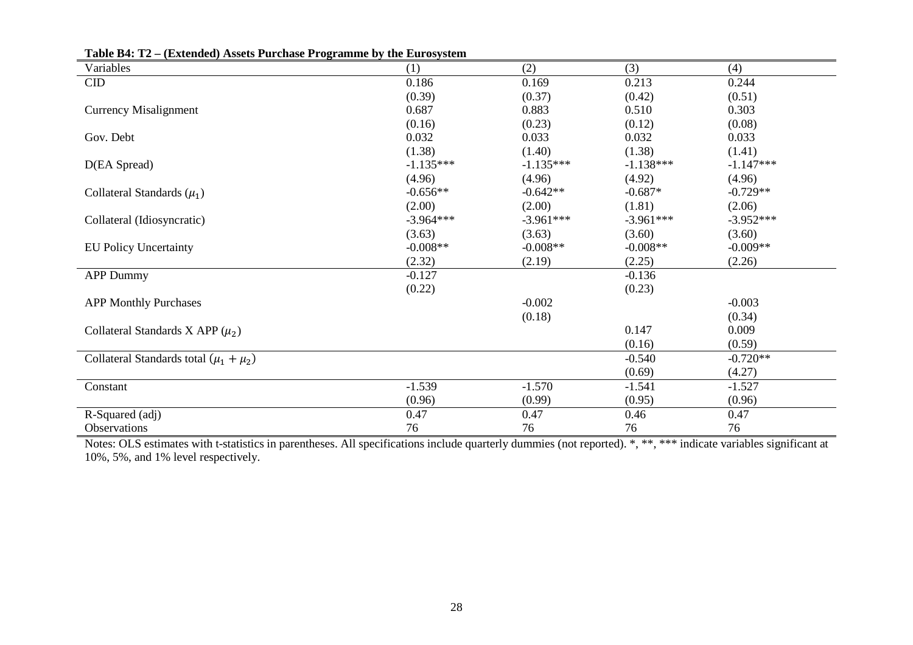**Table B4: T2 – (Extended) Assets Purchase Programme by the Eurosystem**

| Variables | (1) | (2) | (3) | (4) |
|---|---|---|---|---|
| CID | 0.186 | 0.169 | 0.213 | 0.244 |
| | (0.39) | (0.37) | (0.42) | (0.51) |
| Currency Misalignment | 0.687 | 0.883 | 0.510 | 0.303 |
| | (0.16) | (0.23) | (0.12) | (0.08) |
| Gov. Debt | 0.032 | 0.033 | 0.032 | 0.033 |
| | (1.38) | (1.40) | (1.38) | (1.41) |
| D(EA Spread) | -1.135*** | -1.135*** | -1.138*** | -1.147*** |
| | (4.96) | (4.96) | (4.92) | (4.96) |
| Collateral Standards ($\mu_1$) | -0.656** | -0.642** | -0.687* | -0.729** |
| | (2.00) | (2.00) | (1.81) | (2.06) |
| Collateral (Idiosyncratic) | -3.964*** | -3.961*** | -3.961*** | -3.952*** |
| | (3.63) | (3.63) | (3.60) | (3.60) |
| EU Policy Uncertainty | -0.008** | -0.008** | -0.008** | -0.009** |
| | (2.32) | (2.19) | (2.25) | (2.26) |
| APP Dummy | -0.127 | | -0.136 | |
| | (0.22) | | (0.23) | |
| APP Monthly Purchases | | -0.002 | | -0.003 |
| | | (0.18) | | (0.34) |
| Collateral Standards X APP ($\mu_2$) | | | 0.147 | 0.009 |
| | | | (0.16) | (0.59) |
| Collateral Standards total ($\mu_1 + \mu_2$) | | | -0.540 | -0.720** |
| | | | (0.69) | (4.27) |
| Constant | -1.539 | -1.570 | -1.541 | -1.527 |
| | (0.96) | (0.99) | (0.95) | (0.96) |
| R-Squared (adj) | 0.47 | 0.47 | 0.46 | 0.47 |
| Observations | 76 | 76 | 76 | 76 |

Notes: OLS estimates with t-statistics in parentheses. All specifications include quarterly dummies (not reported). *, **, *** indicate variables significant at 10%, 5%, and 1% level respectively.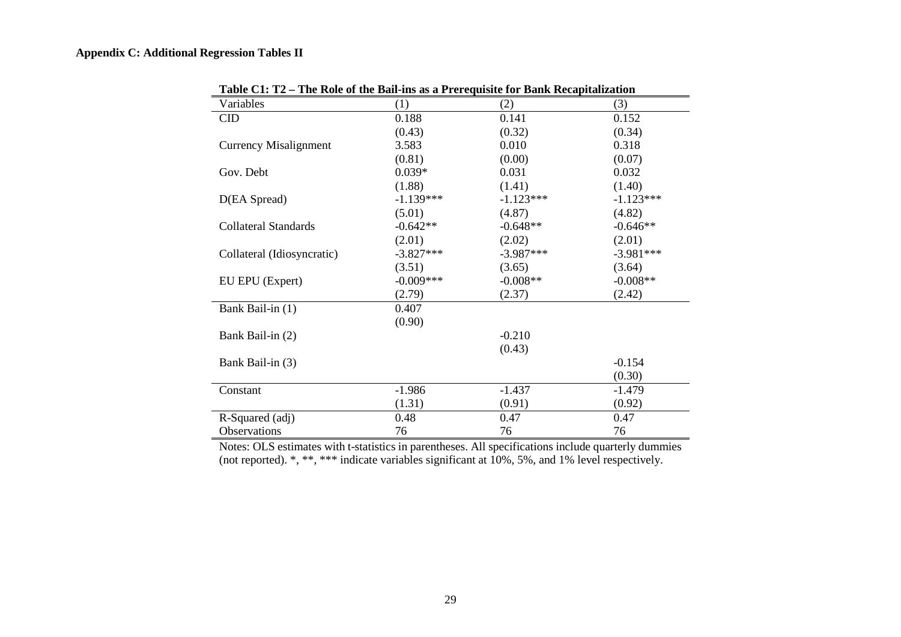**Appendix C: Additional Regression Tables II**

**Table C1: T2 – The Role of the Bail-ins as a Prerequisite for Bank Recapitalization**

| Variables | (1) | (2) | (3) |
|---|---|---|---|
| CID | 0.188 | 0.141 | 0.152 |
| | (0.43) | (0.32) | (0.34) |
| Currency Misalignment | 3.583 | 0.010 | 0.318 |
| | (0.81) | (0.00) | (0.07) |
| Gov. Debt | 0.039* | 0.031 | 0.032 |
| | (1.88) | (1.41) | (1.40) |
| D(EA Spread) | -1.139*** | -1.123*** | -1.123*** |
| | (5.01) | (4.87) | (4.82) |
| Collateral Standards | -0.642** | -0.648** | -0.646** |
| | (2.01) | (2.02) | (2.01) |
| Collateral (Idiosyncratic) | -3.827*** | -3.987*** | -3.981*** |
| | (3.51) | (3.65) | (3.64) |
| EU EPU (Expert) | -0.009*** | -0.008** | -0.008** |
| | (2.79) | (2.37) | (2.42) |
| Bank Bail-in (1) | 0.407 | | |
| | (0.90) | | |
| Bank Bail-in (2) | | -0.210 | |
| | | (0.43) | |
| Bank Bail-in (3) | | | -0.154 |
| | | | (0.30) |
| Constant | -1.986 | -1.437 | -1.479 |
| | (1.31) | (0.91) | (0.92) |
| R-Squared (adj) | 0.48 | 0.47 | 0.47 |
| Observations | 76 | 76 | 76 |

Notes: OLS estimates with t-statistics in parentheses. All specifications include quarterly dummies (not reported). *, **, *** indicate variables significant at 10%, 5%, and 1% level respectively.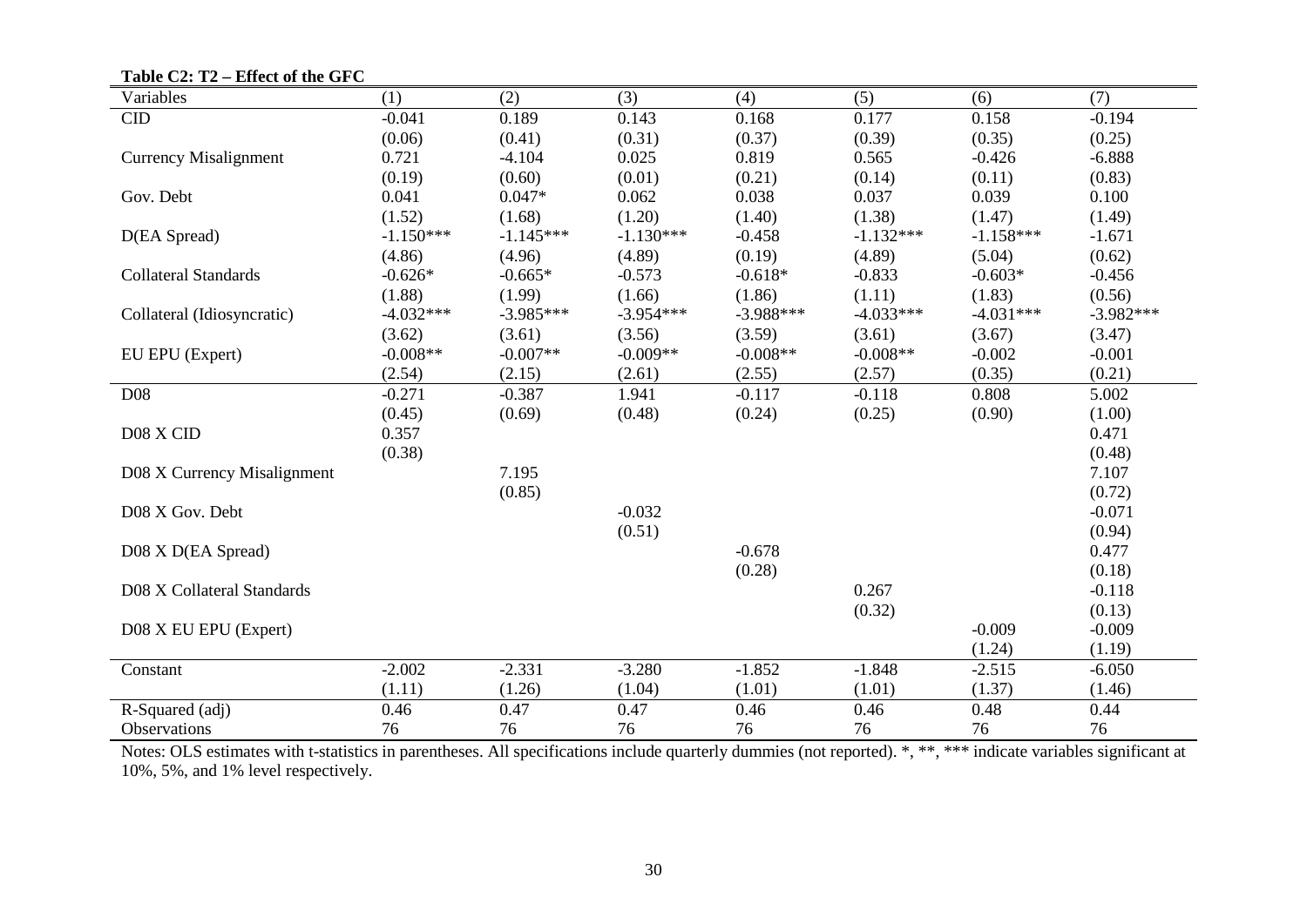**Table C2: T2 – Effect of the GFC**

| Variables | (1) | (2) | (3) | (4) | (5) | (6) | (7) |
|---|---|---|---|---|---|---|---|
| CID | -0.041 | 0.189 | 0.143 | 0.168 | 0.177 | 0.158 | -0.194 |
| | (0.06) | (0.41) | (0.31) | (0.37) | (0.39) | (0.35) | (0.25) |
| Currency Misalignment | 0.721 | -4.104 | 0.025 | 0.819 | 0.565 | -0.426 | -6.888 |
| | (0.19) | (0.60) | (0.01) | (0.21) | (0.14) | (0.11) | (0.83) |
| Gov. Debt | 0.041 | 0.047* | 0.062 | 0.038 | 0.037 | 0.039 | 0.100 |
| | (1.52) | (1.68) | (1.20) | (1.40) | (1.38) | (1.47) | (1.49) |
| D(EA Spread) | -1.150*** | -1.145*** | -1.130*** | -0.458 | -1.132*** | -1.158*** | -1.671 |
| | (4.86) | (4.96) | (4.89) | (0.19) | (4.89) | (5.04) | (0.62) |
| Collateral Standards | -0.626* | -0.665* | -0.573 | -0.618* | -0.833 | -0.603* | -0.456 |
| | (1.88) | (1.99) | (1.66) | (1.86) | (1.11) | (1.83) | (0.56) |
| Collateral (Idiosyncratic) | -4.032*** | -3.985*** | -3.954*** | -3.988*** | -4.033*** | -4.031*** | -3.982*** |
| | (3.62) | (3.61) | (3.56) | (3.59) | (3.61) | (3.67) | (3.47) |
| EU EPU (Expert) | -0.008** | -0.007** | -0.009** | -0.008** | -0.008** | -0.002 | -0.001 |
| | (2.54) | (2.15) | (2.61) | (2.55) | (2.57) | (0.35) | (0.21) |
| D08 | -0.271 | -0.387 | 1.941 | -0.117 | -0.118 | 0.808 | 5.002 |
| | (0.45) | (0.69) | (0.48) | (0.24) | (0.25) | (0.90) | (1.00) |
| D08 X CID | 0.357 | | | | | | 0.471 |
| | (0.38) | | | | | | (0.48) |
| D08 X Currency Misalignment | | 7.195 | | | | | 7.107 |
| | | (0.85) | | | | | (0.72) |
| D08 X Gov. Debt | | | -0.032 | | | | -0.071 |
| | | | (0.51) | | | | (0.94) |
| D08 X D(EA Spread) | | | | -0.678 | | | 0.477 |
| | | | | (0.28) | | | (0.18) |
| D08 X Collateral Standards | | | | | 0.267 | | -0.118 |
| | | | | | (0.32) | | (0.13) |
| D08 X EU EPU (Expert) | | | | | | -0.009 | -0.009 |
| | | | | | | (1.24) | (1.19) |
| Constant | -2.002 | -2.331 | -3.280 | -1.852 | -1.848 | -2.515 | -6.050 |
| | (1.11) | (1.26) | (1.04) | (1.01) | (1.01) | (1.37) | (1.46) |
| R-Squared (adj) | 0.46 | 0.47 | 0.47 | 0.46 | 0.46 | 0.48 | 0.44 |
| Observations | 76 | 76 | 76 | 76 | 76 | 76 | 76 |

Notes: OLS estimates with t-statistics in parentheses. All specifications include quarterly dummies (not reported). *, **, *** indicate variables significant at 10%, 5%, and 1% level respectively.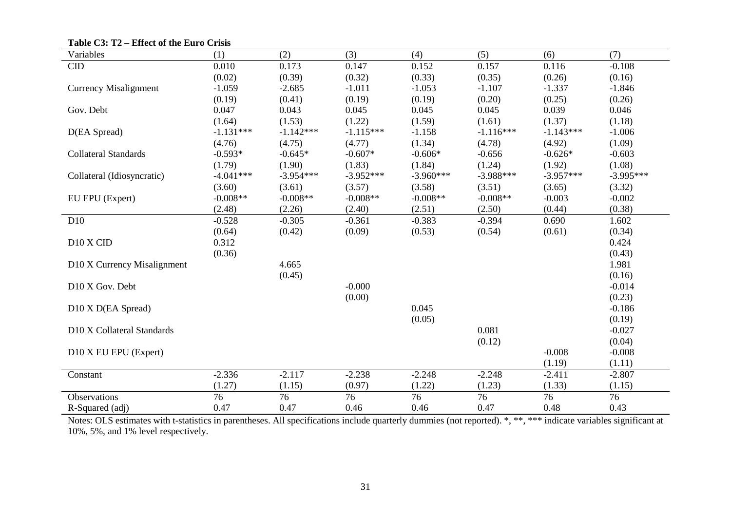**Table C3: T2 – Effect of the Euro Crisis**

| Variables | (1) | (2) | (3) | (4) | (5) | (6) | (7) |
|---|---|---|---|---|---|---|---|
| CID | 0.010 | 0.173 | 0.147 | 0.152 | 0.157 | 0.116 | -0.108 |
| | (0.02) | (0.39) | (0.32) | (0.33) | (0.35) | (0.26) | (0.16) |
| Currency Misalignment | -1.059 | -2.685 | -1.011 | -1.053 | -1.107 | -1.337 | -1.846 |
| | (0.19) | (0.41) | (0.19) | (0.19) | (0.20) | (0.25) | (0.26) |
| Gov. Debt | 0.047 | 0.043 | 0.045 | 0.045 | 0.045 | 0.039 | 0.046 |
| | (1.64) | (1.53) | (1.22) | (1.59) | (1.61) | (1.37) | (1.18) |
| D(EA Spread) | -1.131*** | -1.142*** | -1.115*** | -1.158 | -1.116*** | -1.143*** | -1.006 |
| | (4.76) | (4.75) | (4.77) | (1.34) | (4.78) | (4.92) | (1.09) |
| Collateral Standards | -0.593* | -0.645* | -0.607* | -0.606* | -0.656 | -0.626* | -0.603 |
| | (1.79) | (1.90) | (1.83) | (1.84) | (1.24) | (1.92) | (1.08) |
| Collateral (Idiosyncratic) | -4.041*** | -3.954*** | -3.952*** | -3.960*** | -3.988*** | -3.957*** | -3.995*** |
| | (3.60) | (3.61) | (3.57) | (3.58) | (3.51) | (3.65) | (3.32) |
| EU EPU (Expert) | -0.008** | -0.008** | -0.008** | -0.008** | -0.008** | -0.003 | -0.002 |
| | (2.48) | (2.26) | (2.40) | (2.51) | (2.50) | (0.44) | (0.38) |
| D10 | -0.528 | -0.305 | -0.361 | -0.383 | -0.394 | 0.690 | 1.602 |
| | (0.64) | (0.42) | (0.09) | (0.53) | (0.54) | (0.61) | (0.34) |
| D10 X CID | 0.312 | | | | | | 0.424 |
| | (0.36) | | | | | | (0.43) |
| D10 X Currency Misalignment | | 4.665 | | | | | 1.981 |
| | | (0.45) | | | | | (0.16) |
| D10 X Gov. Debt | | | -0.000 | | | | -0.014 |
| | | | (0.00) | | | | (0.23) |
| D10 X D(EA Spread) | | | | 0.045 | | | -0.186 |
| | | | | (0.05) | | | (0.19) |
| D10 X Collateral Standards | | | | | 0.081 | | -0.027 |
| | | | | | (0.12) | | (0.04) |
| D10 X EU EPU (Expert) | | | | | | -0.008 | -0.008 |
| | | | | | | (1.19) | (1.11) |
| Constant | -2.336 | -2.117 | -2.238 | -2.248 | -2.248 | -2.411 | -2.807 |
| | (1.27) | (1.15) | (0.97) | (1.22) | (1.23) | (1.33) | (1.15) |
| Observations | 76 | 76 | 76 | 76 | 76 | 76 | 76 |
| R-Squared (adj) | 0.47 | 0.47 | 0.46 | 0.46 | 0.47 | 0.48 | 0.43 |

Notes: OLS estimates with t-statistics in parentheses. All specifications include quarterly dummies (not reported). *, **, *** indicate variables significant at 10%, 5%, and 1% level respectively.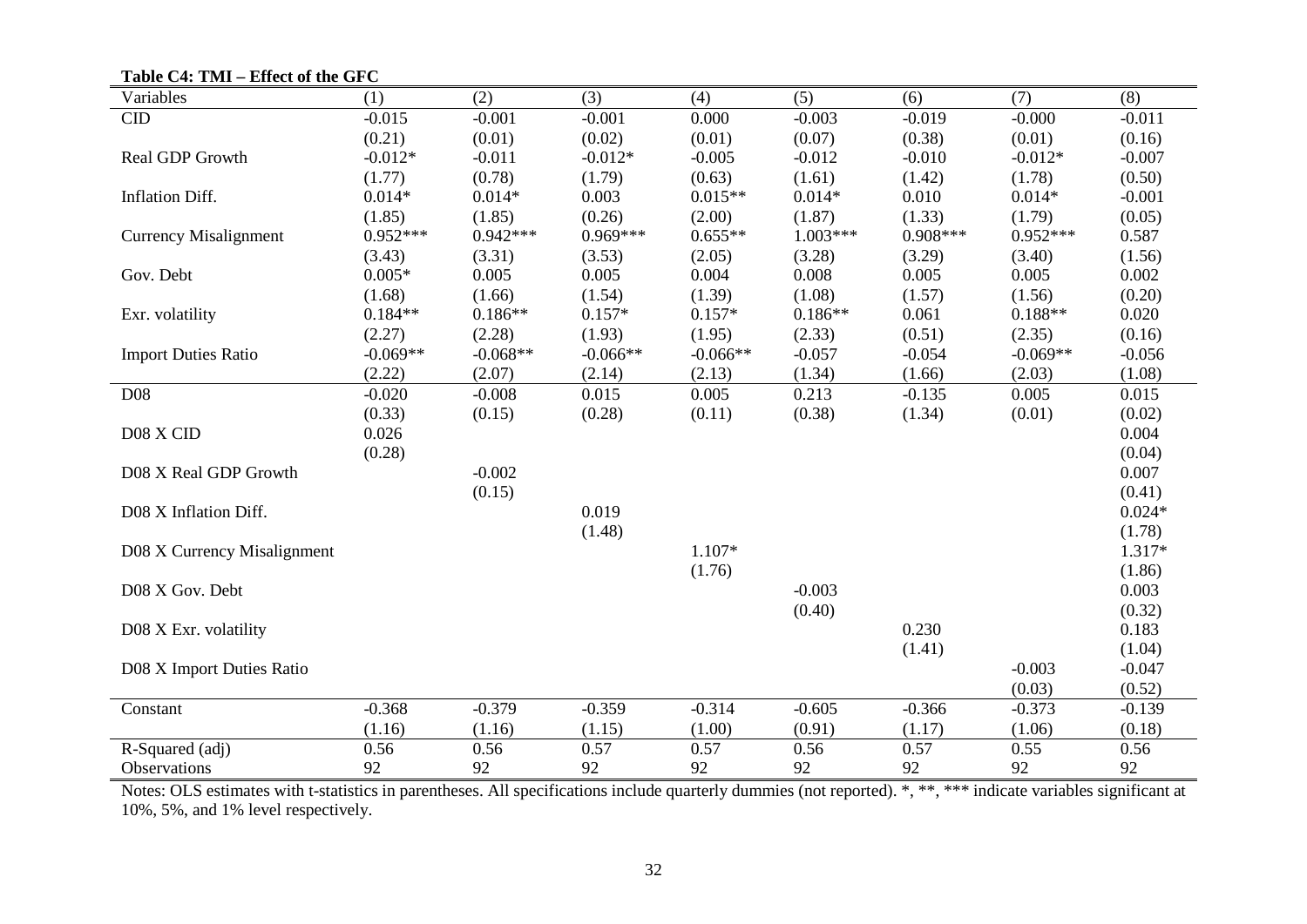**Table C4: TMI – Effect of the GFC**

| Variables | (1) | (2) | (3) | (4) | (5) | (6) | (7) | (8) |
|---|---|---|---|---|---|---|---|---|
| CID | -0.015 | -0.001 | -0.001 | 0.000 | -0.003 | -0.019 | -0.000 | -0.011 |
| | (0.21) | (0.01) | (0.02) | (0.01) | (0.07) | (0.38) | (0.01) | (0.16) |
| Real GDP Growth | -0.012* | -0.011 | -0.012* | -0.005 | -0.012 | -0.010 | -0.012* | -0.007 |
| | (1.77) | (0.78) | (1.79) | (0.63) | (1.61) | (1.42) | (1.78) | (0.50) |
| Inflation Diff. | 0.014* | 0.014* | 0.003 | 0.015** | 0.014* | 0.010 | 0.014* | -0.001 |
| | (1.85) | (1.85) | (0.26) | (2.00) | (1.87) | (1.33) | (1.79) | (0.05) |
| Currency Misalignment | 0.952*** | 0.942*** | 0.969*** | 0.655** | 1.003*** | 0.908*** | 0.952*** | 0.587 |
| | (3.43) | (3.31) | (3.53) | (2.05) | (3.28) | (3.29) | (3.40) | (1.56) |
| Gov. Debt | 0.005* | 0.005 | 0.005 | 0.004 | 0.008 | 0.005 | 0.005 | 0.002 |
| | (1.68) | (1.66) | (1.54) | (1.39) | (1.08) | (1.57) | (1.56) | (0.20) |
| Exr. volatility | 0.184** | 0.186** | 0.157* | 0.157* | 0.186** | 0.061 | 0.188** | 0.020 |
| | (2.27) | (2.28) | (1.93) | (1.95) | (2.33) | (0.51) | (2.35) | (0.16) |
| Import Duties Ratio | -0.069** | -0.068** | -0.066** | -0.066** | -0.057 | -0.054 | -0.069** | -0.056 |
| | (2.22) | (2.07) | (2.14) | (2.13) | (1.34) | (1.66) | (2.03) | (1.08) |
| D08 | -0.020 | -0.008 | 0.015 | 0.005 | 0.213 | -0.135 | 0.005 | 0.015 |
| | (0.33) | (0.15) | (0.28) | (0.11) | (0.38) | (1.34) | (0.01) | (0.02) |
| D08 X CID | 0.026 | | | | | | | 0.004 |
| | (0.28) | | | | | | | (0.04) |
| D08 X Real GDP Growth | | -0.002 | | | | | | 0.007 |
| | | (0.15) | | | | | | (0.41) |
| D08 X Inflation Diff. | | | 0.019 | | | | | 0.024* |
| | | | (1.48) | | | | | (1.78) |
| D08 X Currency Misalignment | | | | 1.107* | | | | 1.317* |
| | | | | (1.76) | | | | (1.86) |
| D08 X Gov. Debt | | | | | -0.003 | | | 0.003 |
| | | | | | (0.40) | | | (0.32) |
| D08 X Exr. volatility | | | | | | 0.230 | | 0.183 |
| | | | | | | (1.41) | | (1.04) |
| D08 X Import Duties Ratio | | | | | | | -0.003 | -0.047 |
| | | | | | | | (0.03) | (0.52) |
| Constant | -0.368 | -0.379 | -0.359 | -0.314 | -0.605 | -0.366 | -0.373 | -0.139 |
| | (1.16) | (1.16) | (1.15) | (1.00) | (0.91) | (1.17) | (1.06) | (0.18) |
| R-Squared (adj) | 0.56 | 0.56 | 0.57 | 0.57 | 0.56 | 0.57 | 0.55 | 0.56 |
| Observations | 92 | 92 | 92 | 92 | 92 | 92 | 92 | 92 |

Notes: OLS estimates with t-statistics in parentheses. All specifications include quarterly dummies (not reported). *, **, *** indicate variables significant at 10%, 5%, and 1% level respectively.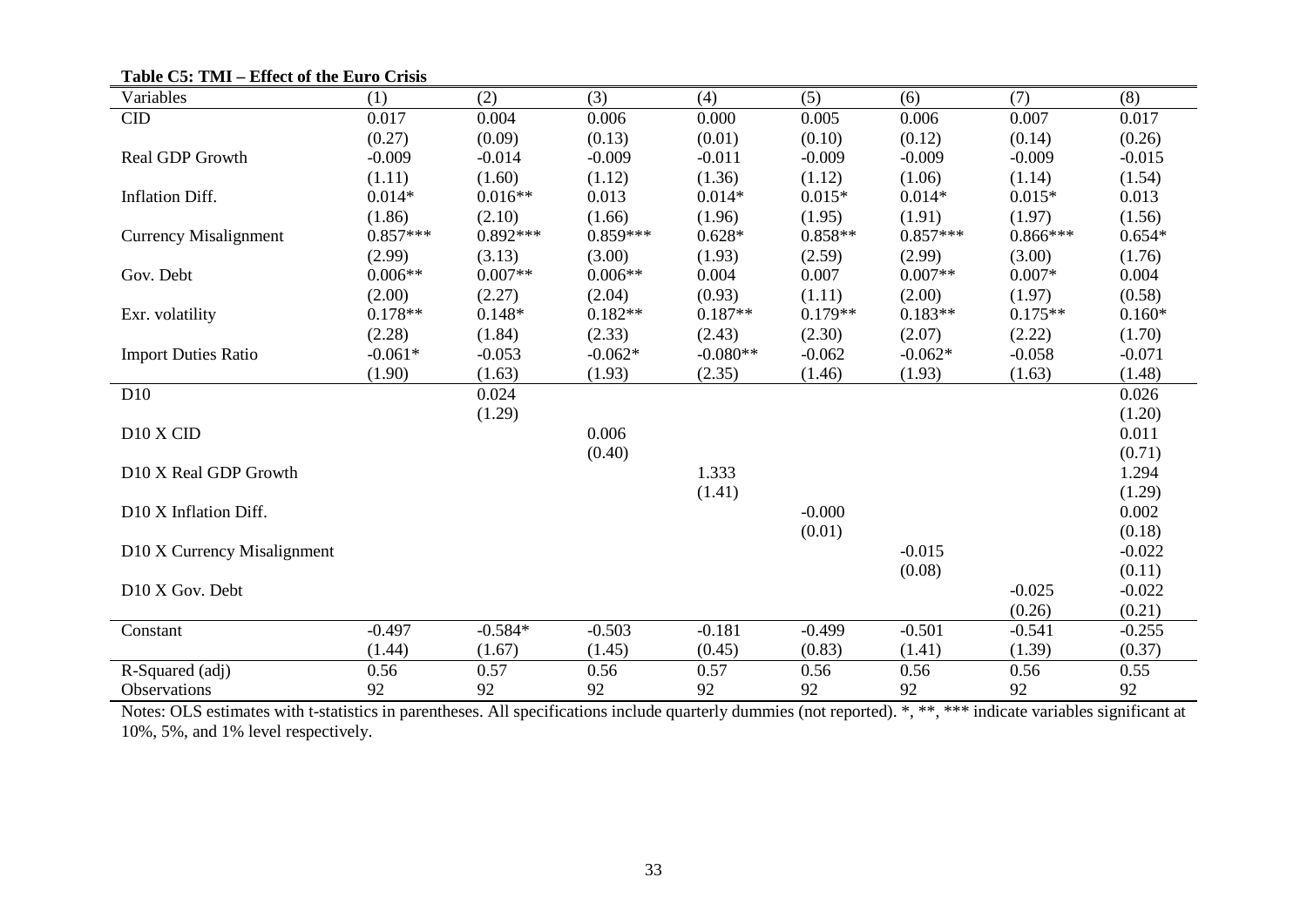**Table C5: TMI – Effect of the Euro Crisis**

| Variables | (1) | (2) | (3) | (4) | (5) | (6) | (7) | (8) |
|---|---|---|---|---|---|---|---|---|
| CID | 0.017 | 0.004 | 0.006 | 0.000 | 0.005 | 0.006 | 0.007 | 0.017 |
| | (0.27) | (0.09) | (0.13) | (0.01) | (0.10) | (0.12) | (0.14) | (0.26) |
| Real GDP Growth | -0.009 | -0.014 | -0.009 | -0.011 | -0.009 | -0.009 | -0.009 | -0.015 |
| | (1.11) | (1.60) | (1.12) | (1.36) | (1.12) | (1.06) | (1.14) | (1.54) |
| Inflation Diff. | 0.014* | 0.016** | 0.013 | 0.014* | 0.015* | 0.014* | 0.015* | 0.013 |
| | (1.86) | (2.10) | (1.66) | (1.96) | (1.95) | (1.91) | (1.97) | (1.56) |
| Currency Misalignment | 0.857*** | 0.892*** | 0.859*** | 0.628* | 0.858** | 0.857*** | 0.866*** | 0.654* |
| | (2.99) | (3.13) | (3.00) | (1.93) | (2.59) | (2.99) | (3.00) | (1.76) |
| Gov. Debt | 0.006** | 0.007** | 0.006** | 0.004 | 0.007 | 0.007** | 0.007* | 0.004 |
| | (2.00) | (2.27) | (2.04) | (0.93) | (1.11) | (2.00) | (1.97) | (0.58) |
| Exr. volatility | 0.178** | 0.148* | 0.182** | 0.187** | 0.179** | 0.183** | 0.175** | 0.160* |
| | (2.28) | (1.84) | (2.33) | (2.43) | (2.30) | (2.07) | (2.22) | (1.70) |
| Import Duties Ratio | -0.061* | -0.053 | -0.062* | -0.080** | -0.062 | -0.062* | -0.058 | -0.071 |
| | (1.90) | (1.63) | (1.93) | (2.35) | (1.46) | (1.93) | (1.63) | (1.48) |
| D10 | | 0.024 | | | | | | 0.026 |
| | | (1.29) | | | | | | (1.20) |
| D10 X CID | | | 0.006 | | | | | 0.011 |
| | | | (0.40) | | | | | (0.71) |
| D10 X Real GDP Growth | | | | 1.333 | | | | 1.294 |
| | | | | (1.41) | | | | (1.29) |
| D10 X Inflation Diff. | | | | | -0.000 | | | 0.002 |
| | | | | | (0.01) | | | (0.18) |
| D10 X Currency Misalignment | | | | | | -0.015 | | -0.022 |
| | | | | | | (0.08) | | (0.11) |
| D10 X Gov. Debt | | | | | | | -0.025 | -0.022 |
| | | | | | | | (0.26) | (0.21) |
| Constant | -0.497 | -0.584* | -0.503 | -0.181 | -0.499 | -0.501 | -0.541 | -0.255 |
| | (1.44) | (1.67) | (1.45) | (0.45) | (0.83) | (1.41) | (1.39) | (0.37) |
| R-Squared (adj) | 0.56 | 0.57 | 0.56 | 0.57 | 0.56 | 0.56 | 0.56 | 0.55 |
| Observations | 92 | 92 | 92 | 92 | 92 | 92 | 92 | 92 |

Notes: OLS estimates with t-statistics in parentheses. All specifications include quarterly dummies (not reported). *, **, *** indicate variables significant at 10%, 5%, and 1% level respectively.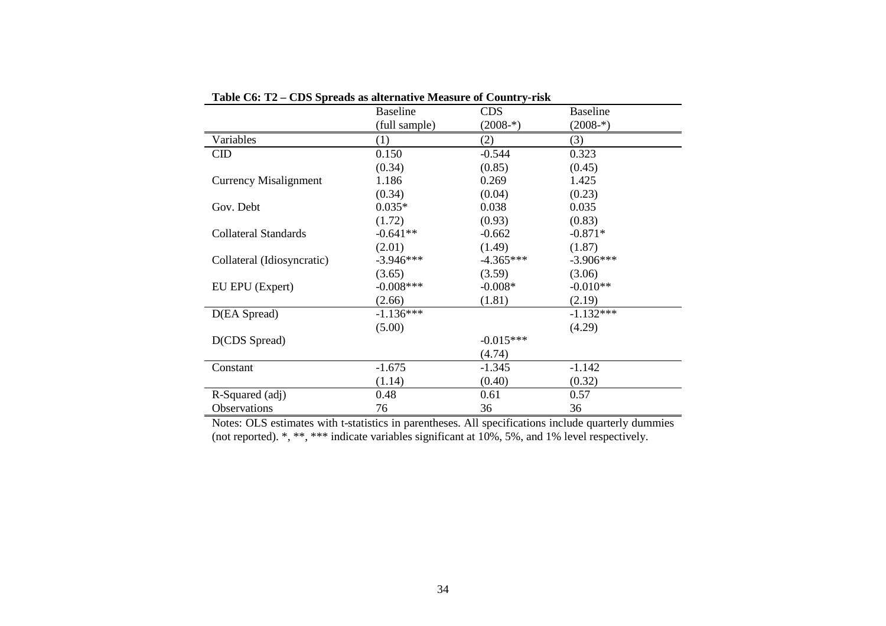**Table C6: T2 – CDS Spreads as alternative Measure of Country-risk**

| | Baseline (full sample) | CDS (2008-*) | Baseline (2008-*) |
|---|---|---|---|
| Variables | (1) | (2) | (3) |
| CID | 0.150 | -0.544 | 0.323 |
| | (0.34) | (0.85) | (0.45) |
| Currency Misalignment | 1.186 | 0.269 | 1.425 |
| | (0.34) | (0.04) | (0.23) |
| Gov. Debt | 0.035* | 0.038 | 0.035 |
| | (1.72) | (0.93) | (0.83) |
| Collateral Standards | -0.641** | -0.662 | -0.871* |
| | (2.01) | (1.49) | (1.87) |
| Collateral (Idiosyncratic) | -3.946*** | -4.365*** | -3.906*** |
| | (3.65) | (3.59) | (3.06) |
| EU EPU (Expert) | -0.008*** | -0.008* | -0.010** |
| | (2.66) | (1.81) | (2.19) |
| D(EA Spread) | -1.136*** | | -1.132*** |
| | (5.00) | | (4.29) |
| D(CDS Spread) | | -0.015*** | |
| | | (4.74) | |
| Constant | -1.675 | -1.345 | -1.142 |
| | (1.14) | (0.40) | (0.32) |
| R-Squared (adj) | 0.48 | 0.61 | 0.57 |
| Observations | 76 | 36 | 36 |

Notes: OLS estimates with t-statistics in parentheses. All specifications include quarterly dummies (not reported). *, **, *** indicate variables significant at 10%, 5%, and 1% level respectively.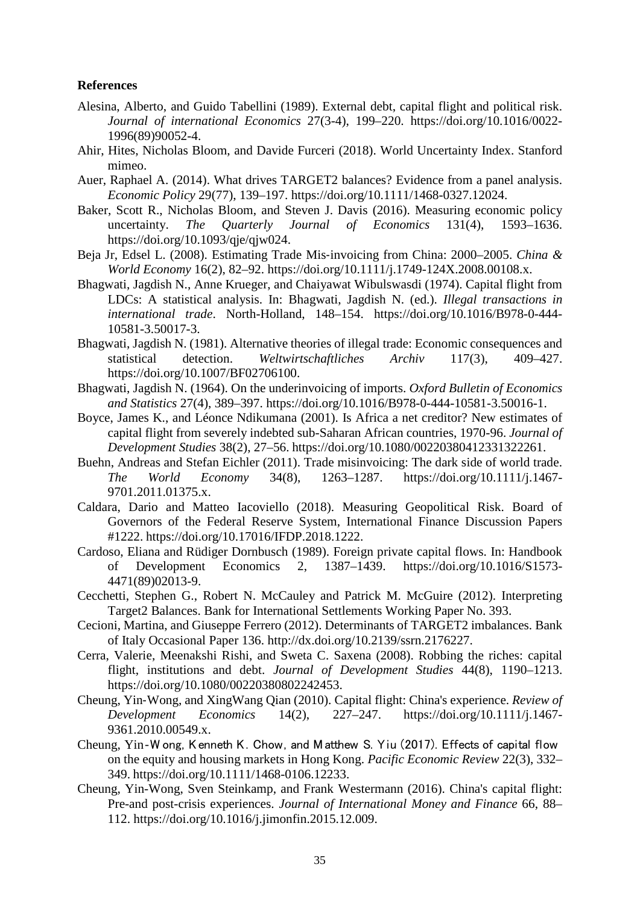**References**

Alesina, Alberto, and Guido Tabellini (1989). External debt, capital flight and political risk. *Journal of international Economics* 27(3-4), 199–220. https://doi.org/10.1016/0022-1996(89)90052-4.

Ahir, Hites, Nicholas Bloom, and Davide Furceri (2018). World Uncertainty Index. Stanford mimeo.

Auer, Raphael A. (2014). What drives TARGET2 balances? Evidence from a panel analysis. *Economic Policy* 29(77), 139–197. https://doi.org/10.1111/1468-0327.12024.

Baker, Scott R., Nicholas Bloom, and Steven J. Davis (2016). Measuring economic policy uncertainty. *The Quarterly Journal of Economics* 131(4), 1593–1636. https://doi.org/10.1093/qje/qjw024.

Beja Jr, Edsel L. (2008). Estimating Trade Mis-invoicing from China: 2000–2005. *China & World Economy* 16(2), 82–92. https://doi.org/10.1111/j.1749-124X.2008.00108.x.

Bhagwati, Jagdish N., Anne Krueger, and Chaiyawat Wibulswasdi (1974). Capital flight from LDCs: A statistical analysis. In: Bhagwati, Jagdish N. (ed.). *Illegal transactions in international trade*. North-Holland, 148–154. https://doi.org/10.1016/B978-0-444-10581-3.50017-3.

Bhagwati, Jagdish N. (1981). Alternative theories of illegal trade: Economic consequences and statistical detection. *Weltwirtschaftliches Archiv* 117(3), 409–427. https://doi.org/10.1007/BF02706100.

Bhagwati, Jagdish N. (1964). On the underinvoicing of imports. *Oxford Bulletin of Economics and Statistics* 27(4), 389–397. https://doi.org/10.1016/B978-0-444-10581-3.50016-1.

Boyce, James K., and Léonce Ndikumana (2001). Is Africa a net creditor? New estimates of capital flight from severely indebted sub-Saharan African countries, 1970-96. *Journal of Development Studies* 38(2), 27–56. https://doi.org/10.1080/00220380412331322261.

Buehn, Andreas and Stefan Eichler (2011). Trade misinvoicing: The dark side of world trade. *The World Economy* 34(8), 1263–1287. https://doi.org/10.1111/j.1467-9701.2011.01375.x.

Caldara, Dario and Matteo Iacoviello (2018). Measuring Geopolitical Risk. Board of Governors of the Federal Reserve System, International Finance Discussion Papers #1222. https://doi.org/10.17016/IFDP.2018.1222.

Cardoso, Eliana and Rüdiger Dornbusch (1989). Foreign private capital flows. In: Handbook of Development Economics 2, 1387–1439. https://doi.org/10.1016/S1573-4471(89)02013-9.

Cecchetti, Stephen G., Robert N. McCauley and Patrick M. McGuire (2012). Interpreting Target2 Balances. Bank for International Settlements Working Paper No. 393.

Cecioni, Martina, and Giuseppe Ferrero (2012). Determinants of TARGET2 imbalances. Bank of Italy Occasional Paper 136. http://dx.doi.org/10.2139/ssrn.2176227.

Cerra, Valerie, Meenakshi Rishi, and Sweta C. Saxena (2008). Robbing the riches: capital flight, institutions and debt. *Journal of Development Studies* 44(8), 1190–1213. https://doi.org/10.1080/00220380802242453.

Cheung, Yin-Wong, and XingWang Qian (2010). Capital flight: China's experience. *Review of Development Economics* 14(2), 227–247. https://doi.org/10.1111/j.1467-9361.2010.00549.x.

Cheung, Yin-Wong, Kenneth K. Chow, and Matthew S. Yiu (2017). Effects of capital flow on the equity and housing markets in Hong Kong. *Pacific Economic Review* 22(3), 332–349. https://doi.org/10.1111/1468-0106.12233.

Cheung, Yin-Wong, Sven Steinkamp, and Frank Westermann (2016). China's capital flight: Pre-and post-crisis experiences. *Journal of International Money and Finance* 66, 88–112. https://doi.org/10.1016/j.jimonfin.2015.12.009.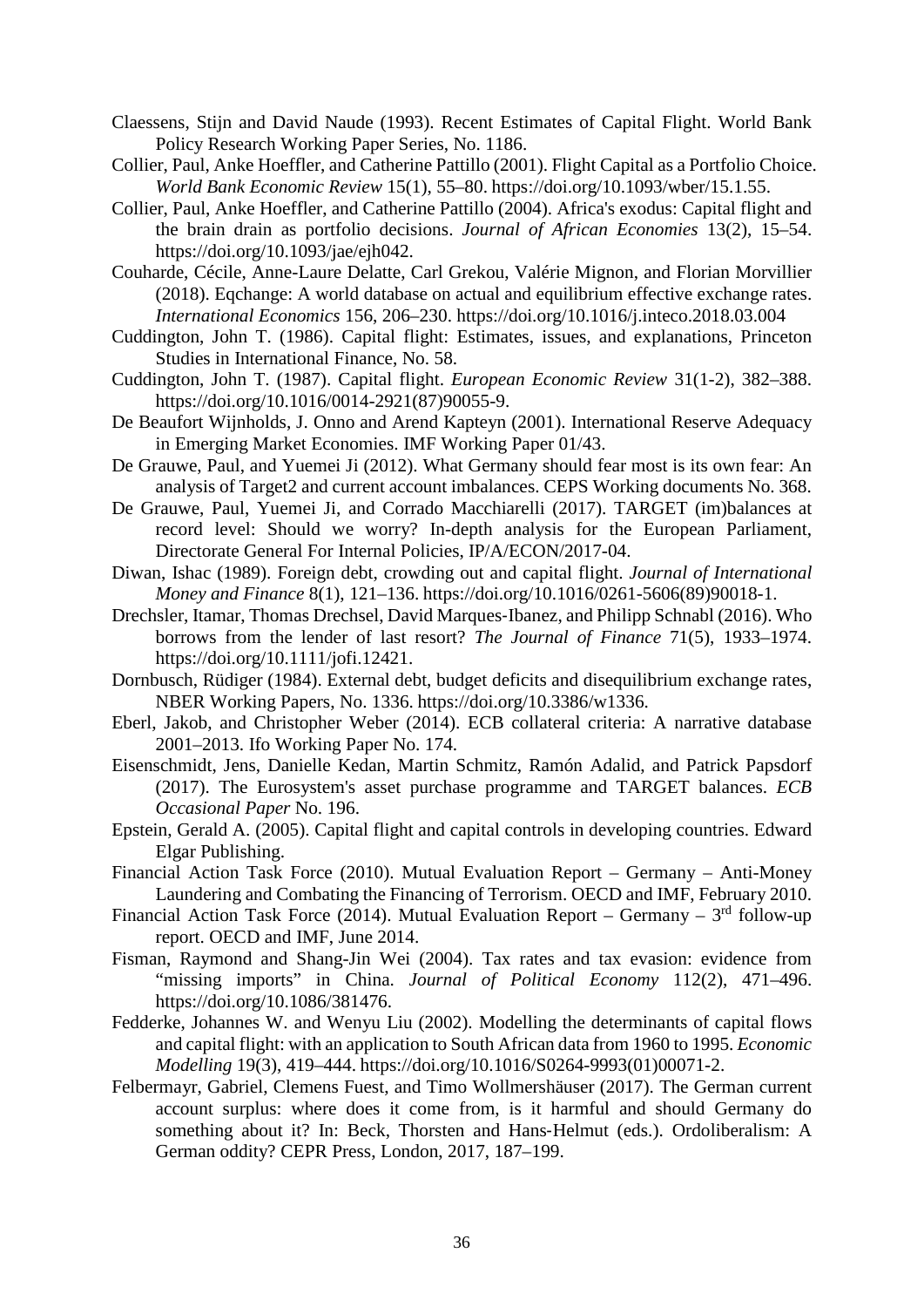Claessens, Stijn and David Naude (1993). Recent Estimates of Capital Flight. World Bank Policy Research Working Paper Series, No. 1186.

Collier, Paul, Anke Hoeffler, and Catherine Pattillo (2001). Flight Capital as a Portfolio Choice. *World Bank Economic Review* 15(1), 55–80. https://doi.org/10.1093/wber/15.1.55.

Collier, Paul, Anke Hoeffler, and Catherine Pattillo (2004). Africa's exodus: Capital flight and the brain drain as portfolio decisions. *Journal of African Economies* 13(2), 15–54. https://doi.org/10.1093/jae/ejh042.

Couharde, Cécile, Anne-Laure Delatte, Carl Grekou, Valérie Mignon, and Florian Morvillier (2018). Eqchange: A world database on actual and equilibrium effective exchange rates. *International Economics* 156, 206–230. https://doi.org/10.1016/j.inteco.2018.03.004

Cuddington, John T. (1986). Capital flight: Estimates, issues, and explanations, Princeton Studies in International Finance, No. 58.

Cuddington, John T. (1987). Capital flight. *European Economic Review* 31(1-2), 382–388. https://doi.org/10.1016/0014-2921(87)90055-9.

De Beaufort Wijnholds, J. Onno and Arend Kapteyn (2001). International Reserve Adequacy in Emerging Market Economies. IMF Working Paper 01/43.

De Grauwe, Paul, and Yuemei Ji (2012). What Germany should fear most is its own fear: An analysis of Target2 and current account imbalances. CEPS Working documents No. 368.

De Grauwe, Paul, Yuemei Ji, and Corrado Macchiarelli (2017). TARGET (im)balances at record level: Should we worry? In-depth analysis for the European Parliament, Directorate General For Internal Policies, IP/A/ECON/2017-04.

Diwan, Ishac (1989). Foreign debt, crowding out and capital flight. *Journal of International Money and Finance* 8(1), 121–136. https://doi.org/10.1016/0261-5606(89)90018-1.

Drechsler, Itamar, Thomas Drechsel, David Marques-Ibanez, and Philipp Schnabl (2016). Who borrows from the lender of last resort? *The Journal of Finance* 71(5), 1933–1974. https://doi.org/10.1111/jofi.12421.

Dornbusch, Rüdiger (1984). External debt, budget deficits and disequilibrium exchange rates, NBER Working Papers, No. 1336. https://doi.org/10.3386/w1336.

Eberl, Jakob, and Christopher Weber (2014). ECB collateral criteria: A narrative database 2001–2013. Ifo Working Paper No. 174.

Eisenschmidt, Jens, Danielle Kedan, Martin Schmitz, Ramón Adalid, and Patrick Papsdorf (2017). The Eurosystem's asset purchase programme and TARGET balances. *ECB Occasional Paper* No. 196.

Epstein, Gerald A. (2005). Capital flight and capital controls in developing countries. Edward Elgar Publishing.

Financial Action Task Force (2010). Mutual Evaluation Report – Germany – Anti-Money Laundering and Combating the Financing of Terrorism. OECD and IMF, February 2010.

Financial Action Task Force (2014). Mutual Evaluation Report – Germany – 3rd follow-up report. OECD and IMF, June 2014.

Fisman, Raymond and Shang-Jin Wei (2004). Tax rates and tax evasion: evidence from "missing imports" in China. *Journal of Political Economy* 112(2), 471–496. https://doi.org/10.1086/381476.

Fedderke, Johannes W. and Wenyu Liu (2002). Modelling the determinants of capital flows and capital flight: with an application to South African data from 1960 to 1995. *Economic Modelling* 19(3), 419–444. https://doi.org/10.1016/S0264-9993(01)00071-2.

Felbermayr, Gabriel, Clemens Fuest, and Timo Wollmershäuser (2017). The German current account surplus: where does it come from, is it harmful and should Germany do something about it? In: Beck, Thorsten and Hans-Helmut (eds.). Ordoliberalism: A German oddity? CEPR Press, London, 2017, 187–199.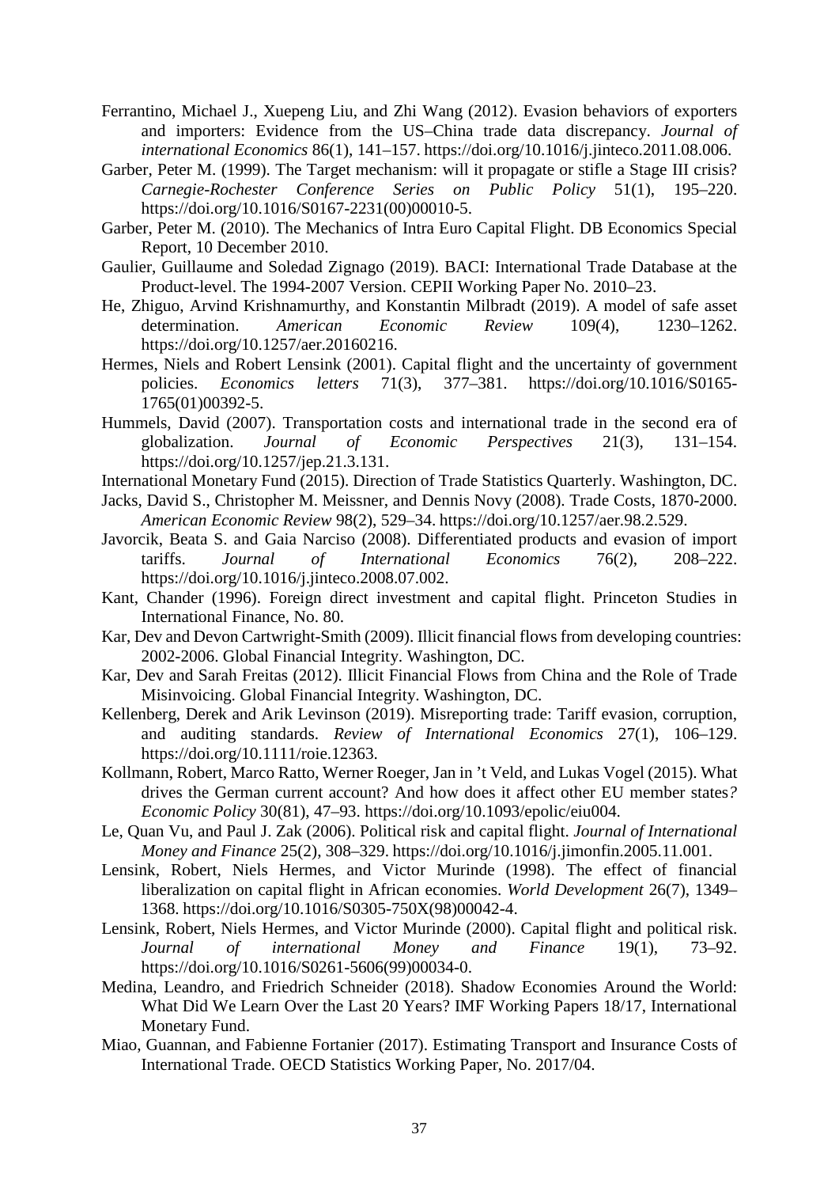Ferrantino, Michael J., Xuepeng Liu, and Zhi Wang (2012). Evasion behaviors of exporters and importers: Evidence from the US–China trade data discrepancy. *Journal of international Economics* 86(1), 141–157. https://doi.org/10.1016/j.jinteco.2011.08.006.

Garber, Peter M. (1999). The Target mechanism: will it propagate or stifle a Stage III crisis? *Carnegie-Rochester Conference Series on Public Policy* 51(1), 195–220. https://doi.org/10.1016/S0167-2231(00)00010-5.

Garber, Peter M. (2010). The Mechanics of Intra Euro Capital Flight. DB Economics Special Report, 10 December 2010.

Gaulier, Guillaume and Soledad Zignago (2019). BACI: International Trade Database at the Product-level. The 1994-2007 Version. CEPII Working Paper No. 2010–23.

He, Zhiguo, Arvind Krishnamurthy, and Konstantin Milbradt (2019). A model of safe asset determination. *American Economic Review* 109(4), 1230–1262. https://doi.org/10.1257/aer.20160216.

Hermes, Niels and Robert Lensink (2001). Capital flight and the uncertainty of government policies. *Economics letters* 71(3), 377–381. https://doi.org/10.1016/S0165-1765(01)00392-5.

Hummels, David (2007). Transportation costs and international trade in the second era of globalization. *Journal of Economic Perspectives* 21(3), 131–154. https://doi.org/10.1257/jep.21.3.131.

International Monetary Fund (2015). Direction of Trade Statistics Quarterly. Washington, DC.

Jacks, David S., Christopher M. Meissner, and Dennis Novy (2008). Trade Costs, 1870-2000. *American Economic Review* 98(2), 529–34. https://doi.org/10.1257/aer.98.2.529.

Javorcik, Beata S. and Gaia Narciso (2008). Differentiated products and evasion of import tariffs. *Journal of International Economics* 76(2), 208–222. https://doi.org/10.1016/j.jinteco.2008.07.002.

Kant, Chander (1996). Foreign direct investment and capital flight. Princeton Studies in International Finance, No. 80.

Kar, Dev and Devon Cartwright-Smith (2009). Illicit financial flows from developing countries: 2002-2006. Global Financial Integrity. Washington, DC.

Kar, Dev and Sarah Freitas (2012). Illicit Financial Flows from China and the Role of Trade Misinvoicing. Global Financial Integrity. Washington, DC.

Kellenberg, Derek and Arik Levinson (2019). Misreporting trade: Tariff evasion, corruption, and auditing standards. *Review of International Economics* 27(1), 106–129. https://doi.org/10.1111/roie.12363.

Kollmann, Robert, Marco Ratto, Werner Roeger, Jan in 't Veld, and Lukas Vogel (2015). What drives the German current account? And how does it affect other EU member states? *Economic Policy* 30(81), 47–93. https://doi.org/10.1093/epolic/eiu004.

Le, Quan Vu, and Paul J. Zak (2006). Political risk and capital flight. *Journal of International Money and Finance* 25(2), 308–329. https://doi.org/10.1016/j.jimonfin.2005.11.001.

Lensink, Robert, Niels Hermes, and Victor Murinde (1998). The effect of financial liberalization on capital flight in African economies. *World Development* 26(7), 1349–1368. https://doi.org/10.1016/S0305-750X(98)00042-4.

Lensink, Robert, Niels Hermes, and Victor Murinde (2000). Capital flight and political risk. *Journal of international Money and Finance* 19(1), 73–92. https://doi.org/10.1016/S0261-5606(99)00034-0.

Medina, Leandro, and Friedrich Schneider (2018). Shadow Economies Around the World: What Did We Learn Over the Last 20 Years? IMF Working Papers 18/17, International Monetary Fund.

Miao, Guannan, and Fabienne Fortanier (2017). Estimating Transport and Insurance Costs of International Trade. OECD Statistics Working Paper, No. 2017/04.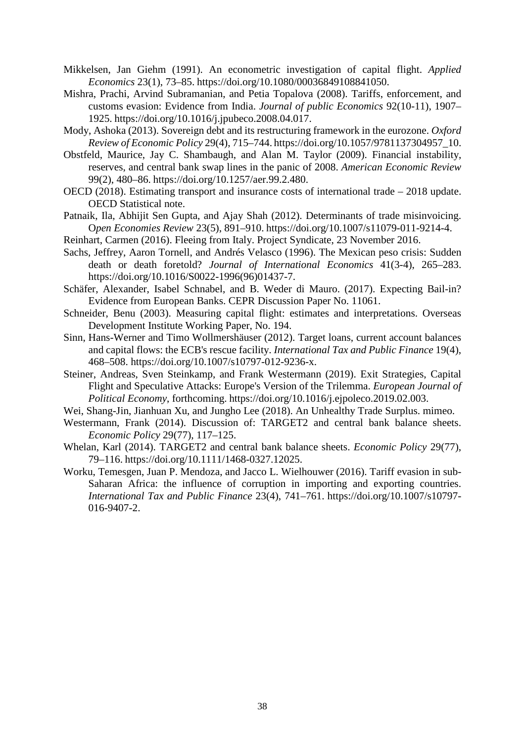Mikkelsen, Jan Giehm (1991). An econometric investigation of capital flight. *Applied Economics* 23(1), 73–85. https://doi.org/10.1080/00036849108841050.

Mishra, Prachi, Arvind Subramanian, and Petia Topalova (2008). Tariffs, enforcement, and customs evasion: Evidence from India. *Journal of public Economics* 92(10-11), 1907–1925. https://doi.org/10.1016/j.jpubeco.2008.04.017.

Mody, Ashoka (2013). Sovereign debt and its restructuring framework in the eurozone. *Oxford Review of Economic Policy* 29(4), 715–744. https://doi.org/10.1057/9781137304957_10.

Obstfeld, Maurice, Jay C. Shambaugh, and Alan M. Taylor (2009). Financial instability, reserves, and central bank swap lines in the panic of 2008. *American Economic Review* 99(2), 480–86. https://doi.org/10.1257/aer.99.2.480.

OECD (2018). Estimating transport and insurance costs of international trade – 2018 update. OECD Statistical note.

Patnaik, Ila, Abhijit Sen Gupta, and Ajay Shah (2012). Determinants of trade misinvoicing. *Open Economies Review* 23(5), 891–910. https://doi.org/10.1007/s11079-011-9214-4.

Reinhart, Carmen (2016). Fleeing from Italy. Project Syndicate, 23 November 2016.

Sachs, Jeffrey, Aaron Tornell, and Andrés Velasco (1996). The Mexican peso crisis: Sudden death or death foretold? *Journal of International Economics* 41(3-4), 265–283. https://doi.org/10.1016/S0022-1996(96)01437-7.

Schäfer, Alexander, Isabel Schnabel, and B. Weder di Mauro. (2017). Expecting Bail-in? Evidence from European Banks. CEPR Discussion Paper No. 11061.

Schneider, Benu (2003). Measuring capital flight: estimates and interpretations. Overseas Development Institute Working Paper, No. 194.

Sinn, Hans-Werner and Timo Wollmershäuser (2012). Target loans, current account balances and capital flows: the ECB's rescue facility. *International Tax and Public Finance* 19(4), 468–508. https://doi.org/10.1007/s10797-012-9236-x.

Steiner, Andreas, Sven Steinkamp, and Frank Westermann (2019). Exit Strategies, Capital Flight and Speculative Attacks: Europe's Version of the Trilemma. *European Journal of Political Economy*, forthcoming. https://doi.org/10.1016/j.ejpoleco.2019.02.003.

Wei, Shang-Jin, Jianhuan Xu, and Jungho Lee (2018). An Unhealthy Trade Surplus. mimeo.

Westermann, Frank (2014). Discussion of: TARGET2 and central bank balance sheets. *Economic Policy* 29(77), 117–125.

Whelan, Karl (2014). TARGET2 and central bank balance sheets. *Economic Policy* 29(77), 79–116. https://doi.org/10.1111/1468-0327.12025.

Worku, Temesgen, Juan P. Mendoza, and Jacco L. Wielhouwer (2016). Tariff evasion in sub-Saharan Africa: the influence of corruption in importing and exporting countries. *International Tax and Public Finance* 23(4), 741–761. https://doi.org/10.1007/s10797-016-9407-2.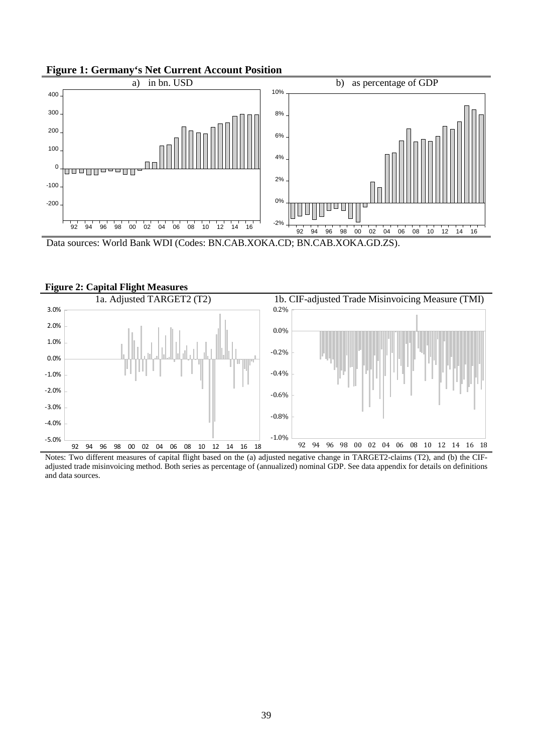**Figure 1: Germany's Net Current Account Position**

a) in bn. USD

b) as percentage of GDP

Data sources: World Bank WDI (Codes: BN.CAB.XOKA.CD; BN.CAB.XOKA.GD.ZS).

**Figure 2: Capital Flight Measures**

1a. Adjusted TARGET2 (T2)

1b. CIF-adjusted Trade Misinvoicing Measure (TMI)

Notes: Two different measures of capital flight based on the (a) adjusted negative change in TARGET2-claims (T2), and (b) the CIF-adjusted trade misinvoicing method. Both series as percentage of (annualized) nominal GDP. See data appendix for details on definitions and data sources.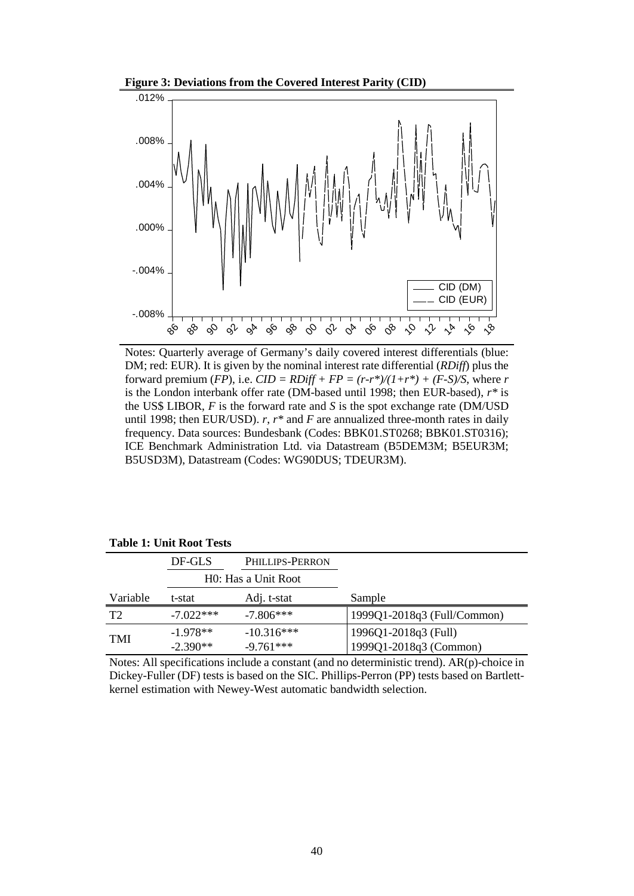**Figure 3: Deviations from the Covered Interest Parity (CID)**

Notes: Quarterly average of Germany's daily covered interest differentials (blue: DM; red: EUR). It is given by the nominal interest rate differential (*RDiff*) plus the forward premium (*FP*), i.e. $CID = RDiff + FP = (r-r^*)/(1+r^*) + (F-S)/S$, where $r$ is the London interbank offer rate (DM-based until 1998; then EUR-based), $r^*$ is the US$ LIBOR, $F$ is the forward rate and $S$ is the spot exchange rate (DM/USD until 1998; then EUR/USD). $r$, $r^*$ and $F$ are annualized three-month rates in daily frequency. Data sources: Bundesbank (Codes: BBK01.ST0268; BBK01.ST0316); ICE Benchmark Administration Ltd. via Datastream (B5DEM3M; B5EUR3M; B5USD3M), Datastream (Codes: WG90DUS; TDEUR3M).

**Table 1: Unit Root Tests**

| | DF-GLS | PHILLIPS-PERRON | |
|---|---|---|---|
| | H0: Has a Unit Root | | |
| Variable | t-stat | Adj. t-stat | Sample |
| T2 | -7.022*** | -7.806*** | 1999Q1-2018q3 (Full/Common) |
| TMI | -1.978** | -10.316*** | 1996Q1-2018q3 (Full) |
| | -2.390** | -9.761*** | 1999Q1-2018q3 (Common) |

Notes: All specifications include a constant (and no deterministic trend). AR(p)-choice in Dickey-Fuller (DF) tests is based on the SIC. Phillips-Perron (PP) tests based on Bartlett-kernel estimation with Newey-West automatic bandwidth selection.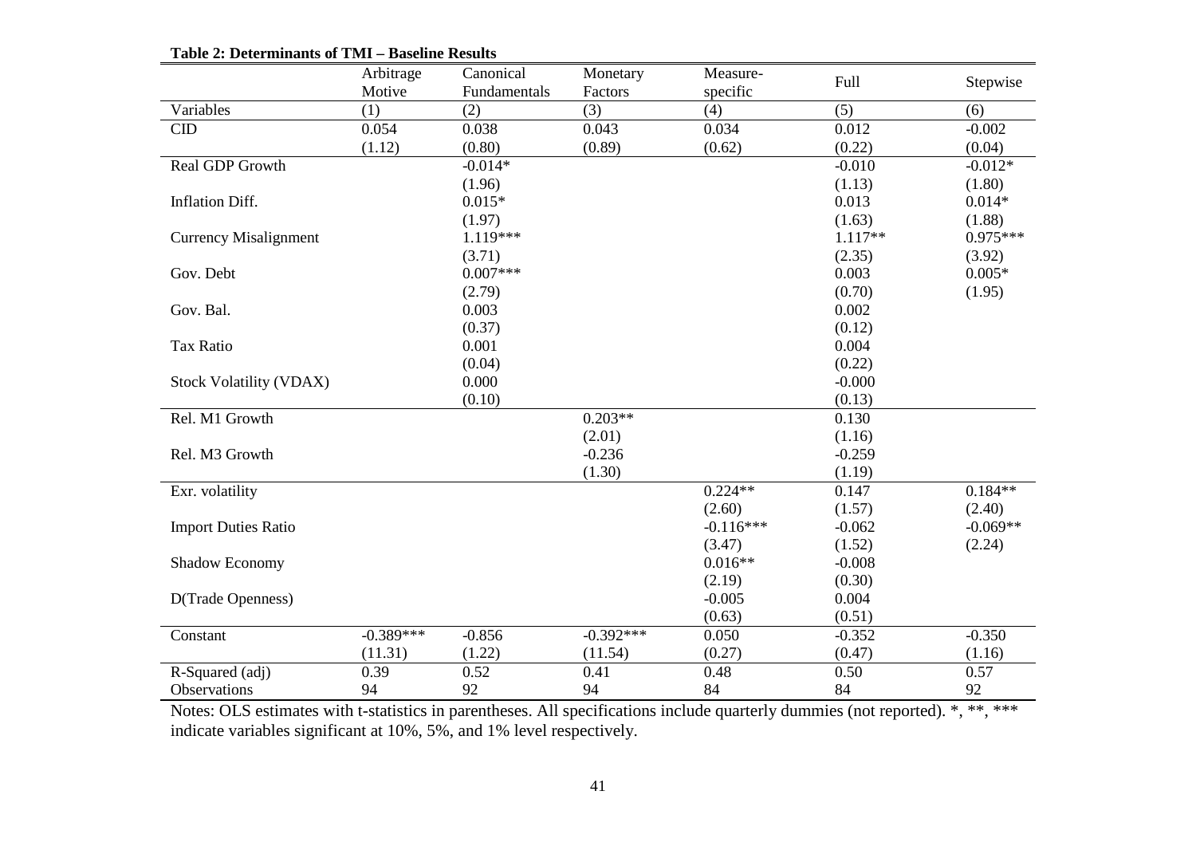**Table 2: Determinants of TMI – Baseline Results**

| | Arbitrage Motive | Canonical Fundamentals | Monetary Factors | Measure-specific | Full | Stepwise |
|---|---|---|---|---|---|---|
| Variables | (1) | (2) | (3) | (4) | (5) | (6) |
| CID | 0.054 | 0.038 | 0.043 | 0.034 | 0.012 | -0.002 |
| | (1.12) | (0.80) | (0.89) | (0.62) | (0.22) | (0.04) |
| Real GDP Growth | | -0.014* | | | -0.010 | -0.012* |
| | | (1.96) | | | (1.13) | (1.80) |
| Inflation Diff. | | 0.015* | | | 0.013 | 0.014* |
| | | (1.97) | | | (1.63) | (1.88) |
| Currency Misalignment | | 1.119*** | | | 1.117** | 0.975*** |
| | | (3.71) | | | (2.35) | (3.92) |
| Gov. Debt | | 0.007*** | | | 0.003 | 0.005* |
| | | (2.79) | | | (0.70) | (1.95) |
| Gov. Bal. | | 0.003 | | | 0.002 | |
| | | (0.37) | | | (0.12) | |
| Tax Ratio | | 0.001 | | | 0.004 | |
| | | (0.04) | | | (0.22) | |
| Stock Volatility (VDAX) | | 0.000 | | | -0.000 | |
| | | (0.10) | | | (0.13) | |
| Rel. M1 Growth | | | 0.203** | | 0.130 | |
| | | | (2.01) | | (1.16) | |
| Rel. M3 Growth | | | -0.236 | | -0.259 | |
| | | | (1.30) | | (1.19) | |
| Exr. volatility | | | | 0.224** | 0.147 | 0.184** |
| | | | | (2.60) | (1.57) | (2.40) |
| Import Duties Ratio | | | | -0.116*** | -0.062 | -0.069** |
| | | | | (3.47) | (1.52) | (2.24) |
| Shadow Economy | | | | 0.016** | -0.008 | |
| | | | | (2.19) | (0.30) | |
| D(Trade Openness) | | | | -0.005 | 0.004 | |
| | | | | (0.63) | (0.51) | |
| Constant | -0.389*** | -0.856 | -0.392*** | 0.050 | -0.352 | -0.350 |
| | (11.31) | (1.22) | (11.54) | (0.27) | (0.47) | (1.16) |
| R-Squared (adj) | 0.39 | 0.52 | 0.41 | 0.48 | 0.50 | 0.57 |
| Observations | 94 | 92 | 94 | 84 | 84 | 92 |

Notes: OLS estimates with t-statistics in parentheses. All specifications include quarterly dummies (not reported). *, **, *** indicate variables significant at 10%, 5%, and 1% level respectively.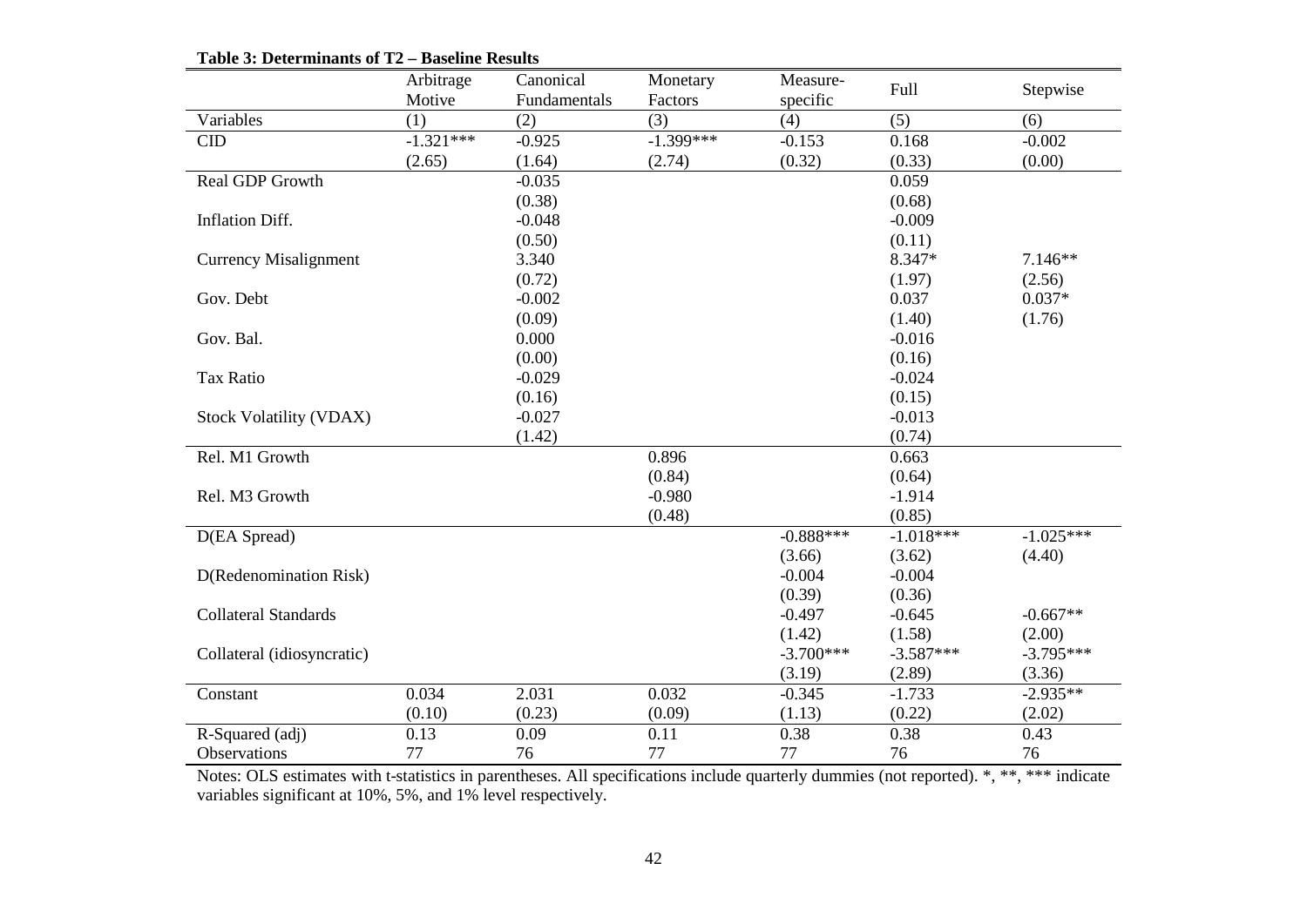**Table 3: Determinants of T2 – Baseline Results**

| | Arbitrage Motive | Canonical Fundamentals | Monetary Factors | Measure-specific | Full | Stepwise |
|---|---|---|---|---|---|---|
| Variables | (1) | (2) | (3) | (4) | (5) | (6) |
| CID | -1.321*** | -0.925 | -1.399*** | -0.153 | 0.168 | -0.002 |
| | (2.65) | (1.64) | (2.74) | (0.32) | (0.33) | (0.00) |
| Real GDP Growth | | -0.035 | | | 0.059 | |
| | | (0.38) | | | (0.68) | |
| Inflation Diff. | | -0.048 | | | -0.009 | |
| | | (0.50) | | | (0.11) | |
| Currency Misalignment | | 3.340 | | | 8.347* | 7.146** |
| | | (0.72) | | | (1.97) | (2.56) |
| Gov. Debt | | -0.002 | | | 0.037 | 0.037* |
| | | (0.09) | | | (1.40) | (1.76) |
| Gov. Bal. | | 0.000 | | | -0.016 | |
| | | (0.00) | | | (0.16) | |
| Tax Ratio | | -0.029 | | | -0.024 | |
| | | (0.16) | | | (0.15) | |
| Stock Volatility (VDAX) | | -0.027 | | | -0.013 | |
| | | (1.42) | | | (0.74) | |
| Rel. M1 Growth | | | 0.896 | | 0.663 | |
| | | | (0.84) | | (0.64) | |
| Rel. M3 Growth | | | -0.980 | | -1.914 | |
| | | | (0.48) | | (0.85) | |
| D(EA Spread) | | | | -0.888*** | -1.018*** | -1.025*** |
| | | | | (3.66) | (3.62) | (4.40) |
| D(Redenomination Risk) | | | | -0.004 | -0.004 | |
| | | | | (0.39) | (0.36) | |
| Collateral Standards | | | | -0.497 | -0.645 | -0.667** |
| | | | | (1.42) | (1.58) | (2.00) |
| Collateral (idiosyncratic) | | | | -3.700*** | -3.587*** | -3.795*** |
| | | | | (3.19) | (2.89) | (3.36) |
| Constant | 0.034 | 2.031 | 0.032 | -0.345 | -1.733 | -2.935** |
| | (0.10) | (0.23) | (0.09) | (1.13) | (0.22) | (2.02) |
| R-Squared (adj) | 0.13 | 0.09 | 0.11 | 0.38 | 0.38 | 0.43 |
| Observations | 77 | 76 | 77 | 77 | 76 | 76 |

Notes: OLS estimates with t-statistics in parentheses. All specifications include quarterly dummies (not reported). *, **, *** indicate variables significant at 10%, 5%, and 1% level respectively.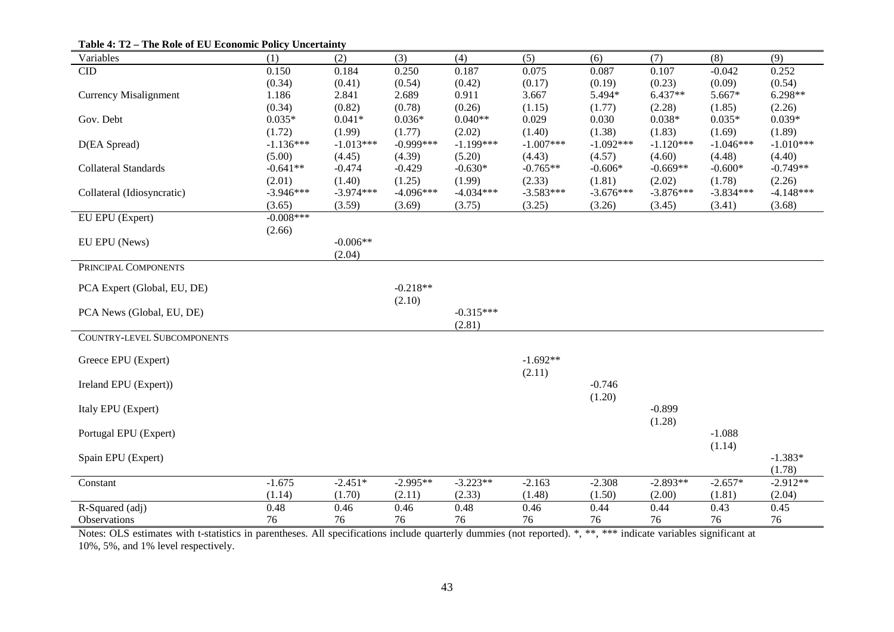**Table 4: T2 – The Role of EU Economic Policy Uncertainty**

| Variables | (1) | (2) | (3) | (4) | (5) | (6) | (7) | (8) | (9) |
|---|---|---|---|---|---|---|---|---|---|
| CID | 0.150 | 0.184 | 0.250 | 0.187 | 0.075 | 0.087 | 0.107 | -0.042 | 0.252 |
| | (0.34) | (0.41) | (0.54) | (0.42) | (0.17) | (0.19) | (0.23) | (0.09) | (0.54) |
| Currency Misalignment | 1.186 | 2.841 | 2.689 | 0.911 | 3.667 | 5.494* | 6.437** | 5.667* | 6.298** |
| | (0.34) | (0.82) | (0.78) | (0.26) | (1.15) | (1.77) | (2.28) | (1.85) | (2.26) |
| Gov. Debt | 0.035* | 0.041* | 0.036* | 0.040** | 0.029 | 0.030 | 0.038* | 0.035* | 0.039* |
| | (1.72) | (1.99) | (1.77) | (2.02) | (1.40) | (1.38) | (1.83) | (1.69) | (1.89) |
| D(EA Spread) | -1.136*** | -1.013*** | -0.999*** | -1.199*** | -1.007*** | -1.092*** | -1.120*** | -1.046*** | -1.010*** |
| | (5.00) | (4.45) | (4.39) | (5.20) | (4.43) | (4.57) | (4.60) | (4.48) | (4.40) |
| Collateral Standards | -0.641** | -0.474 | -0.429 | -0.630* | -0.765** | -0.606* | -0.669** | -0.600* | -0.749** |
| | (2.01) | (1.40) | (1.25) | (1.99) | (2.33) | (1.81) | (2.02) | (1.78) | (2.26) |
| Collateral (Idiosyncratic) | -3.946*** | -3.974*** | -4.096*** | -4.034*** | -3.583*** | -3.676*** | -3.876*** | -3.834*** | -4.148*** |
| | (3.65) | (3.59) | (3.69) | (3.75) | (3.25) | (3.26) | (3.45) | (3.41) | (3.68) |
| EU EPU (Expert) | -0.008*** | | | | | | | | |
| | (2.66) | | | | | | | | |
| EU EPU (News) | | -0.006** | | | | | | | |
| | | (2.04) | | | | | | | |
| PRINCIPAL COMPONENTS | | | | | | | | | |
| PCA Expert (Global, EU, DE) | | | -0.218** | | | | | | |
| | | | (2.10) | | | | | | |
| PCA News (Global, EU, DE) | | | | -0.315*** | | | | | |
| | | | | (2.81) | | | | | |
| COUNTRY-LEVEL SUBCOMPONENTS | | | | | | | | | |
| Greece EPU (Expert) | | | | | -1.692** | | | | |
| | | | | | (2.11) | | | | |
| Ireland EPU (Expert)) | | | | | | -0.746 | | | |
| | | | | | | (1.20) | | | |
| Italy EPU (Expert) | | | | | | | -0.899 | | |
| | | | | | | | (1.28) | | |
| Portugal EPU (Expert) | | | | | | | | -1.088 | |
| | | | | | | | | (1.14) | |
| Spain EPU (Expert) | | | | | | | | | -1.383* |
| | | | | | | | | | (1.78) |
| Constant | -1.675 | -2.451* | -2.995** | -3.223** | -2.163 | -2.308 | -2.893** | -2.657* | -2.912** |
| | (1.14) | (1.70) | (2.11) | (2.33) | (1.48) | (1.50) | (2.00) | (1.81) | (2.04) |
| R-Squared (adj) | 0.48 | 0.46 | 0.46 | 0.48 | 0.46 | 0.44 | 0.44 | 0.43 | 0.45 |
| Observations | 76 | 76 | 76 | 76 | 76 | 76 | 76 | 76 | 76 |

Notes: OLS estimates with t-statistics in parentheses. All specifications include quarterly dummies (not reported). *, **, *** indicate variables significant at 10%, 5%, and 1% level respectively.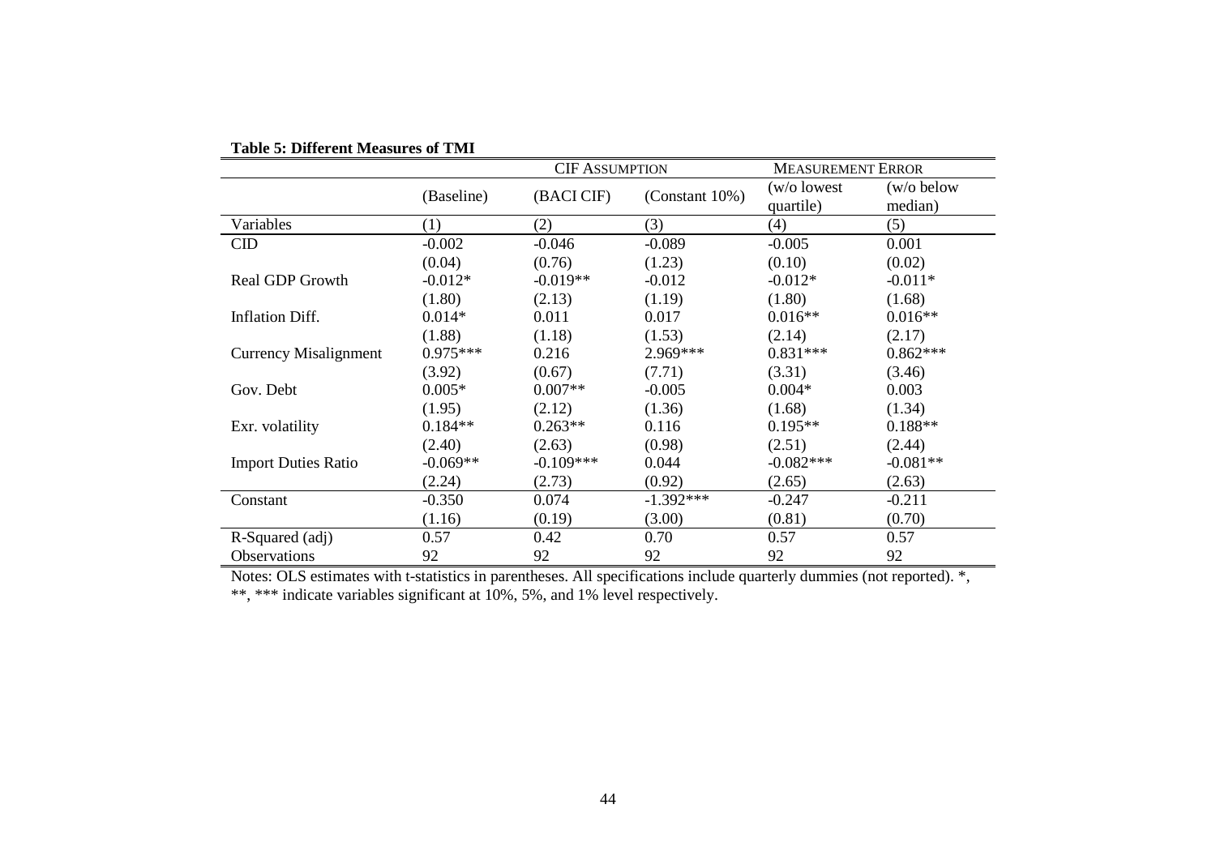**Table 5: Different Measures of TMI**

| | | CIF ASSUMPTION | | MEASUREMENT ERROR | |
|---|---|---|---|---|---|
| | (Baseline) | (BACI CIF) | (Constant 10%) | (w/o lowest quartile) | (w/o below median) |
| Variables | (1) | (2) | (3) | (4) | (5) |
| CID | -0.002 | -0.046 | -0.089 | -0.005 | 0.001 |
| | (0.04) | (0.76) | (1.23) | (0.10) | (0.02) |
| Real GDP Growth | -0.012* | -0.019** | -0.012 | -0.012* | -0.011* |
| | (1.80) | (2.13) | (1.19) | (1.80) | (1.68) |
| Inflation Diff. | 0.014* | 0.011 | 0.017 | 0.016** | 0.016** |
| | (1.88) | (1.18) | (1.53) | (2.14) | (2.17) |
| Currency Misalignment | 0.975*** | 0.216 | 2.969*** | 0.831*** | 0.862*** |
| | (3.92) | (0.67) | (7.71) | (3.31) | (3.46) |
| Gov. Debt | 0.005* | 0.007** | -0.005 | 0.004* | 0.003 |
| | (1.95) | (2.12) | (1.36) | (1.68) | (1.34) |
| Exr. volatility | 0.184** | 0.263** | 0.116 | 0.195** | 0.188** |
| | (2.40) | (2.63) | (0.98) | (2.51) | (2.44) |
| Import Duties Ratio | -0.069** | -0.109*** | 0.044 | -0.082*** | -0.081** |
| | (2.24) | (2.73) | (0.92) | (2.65) | (2.63) |
| Constant | -0.350 | 0.074 | -1.392*** | -0.247 | -0.211 |
| | (1.16) | (0.19) | (3.00) | (0.81) | (0.70) |
| R-Squared (adj) | 0.57 | 0.42 | 0.70 | 0.57 | 0.57 |
| Observations | 92 | 92 | 92 | 92 | 92 |

Notes: OLS estimates with t-statistics in parentheses. All specifications include quarterly dummies (not reported). *, **, *** indicate variables significant at 10%, 5%, and 1% level respectively.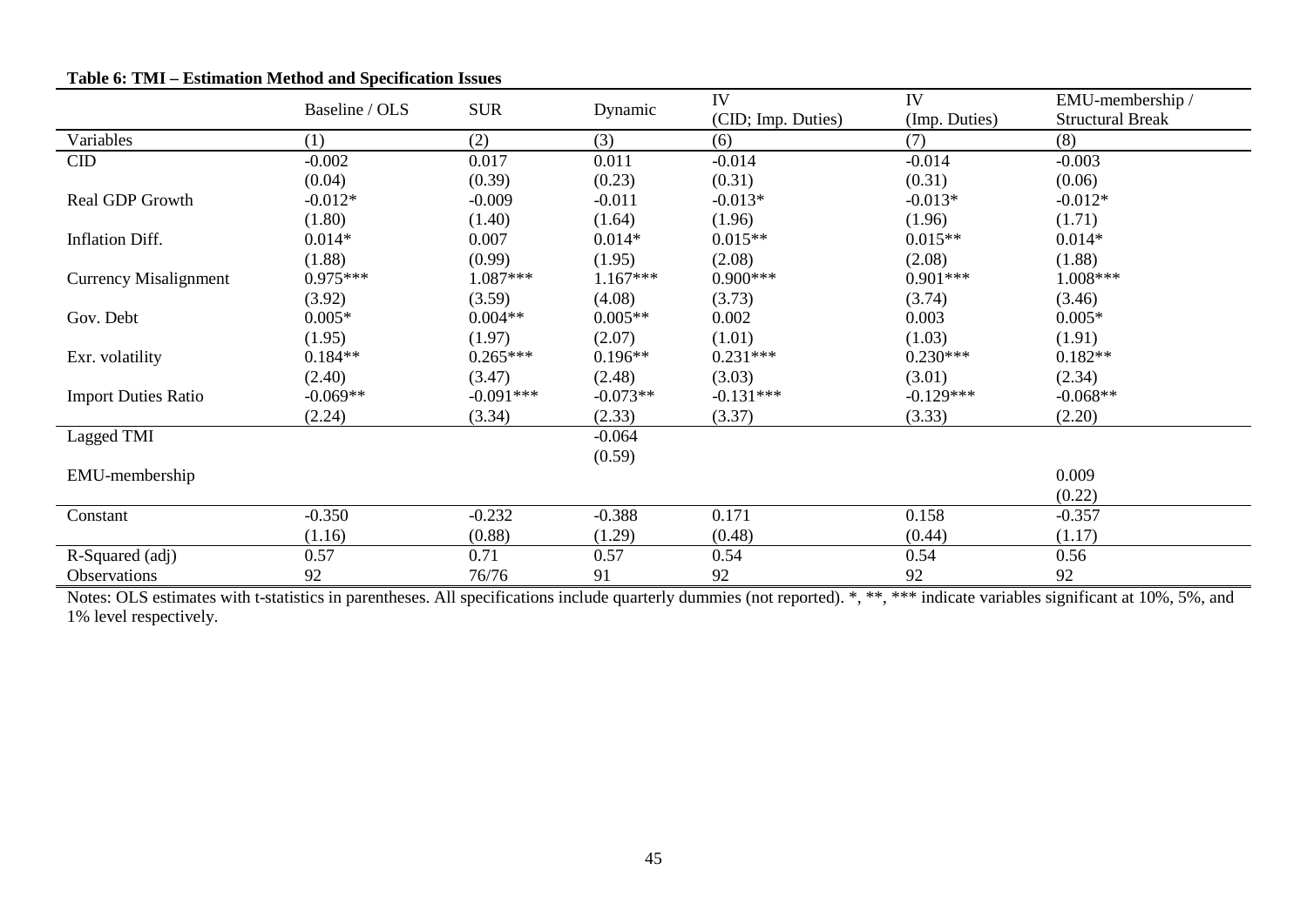**Table 6: TMI – Estimation Method and Specification Issues**

| | Baseline / OLS | SUR | Dynamic | IV (CID; Imp. Duties) | IV (Imp. Duties) | EMU-membership / Structural Break |
|---|---|---|---|---|---|---|
| Variables | (1) | (2) | (3) | (6) | (7) | (8) |
| CID | -0.002 | 0.017 | 0.011 | -0.014 | -0.014 | -0.003 |
| | (0.04) | (0.39) | (0.23) | (0.31) | (0.31) | (0.06) |
| Real GDP Growth | -0.012* | -0.009 | -0.011 | -0.013* | -0.013* | -0.012* |
| | (1.80) | (1.40) | (1.64) | (1.96) | (1.96) | (1.71) |
| Inflation Diff. | 0.014* | 0.007 | 0.014* | 0.015** | 0.015** | 0.014* |
| | (1.88) | (0.99) | (1.95) | (2.08) | (2.08) | (1.88) |
| Currency Misalignment | 0.975*** | 1.087*** | 1.167*** | 0.900*** | 0.901*** | 1.008*** |
| | (3.92) | (3.59) | (4.08) | (3.73) | (3.74) | (3.46) |
| Gov. Debt | 0.005* | 0.004** | 0.005** | 0.002 | 0.003 | 0.005* |
| | (1.95) | (1.97) | (2.07) | (1.01) | (1.03) | (1.91) |
| Exr. volatility | 0.184** | 0.265*** | 0.196** | 0.231*** | 0.230*** | 0.182** |
| | (2.40) | (3.47) | (2.48) | (3.03) | (3.01) | (2.34) |
| Import Duties Ratio | -0.069** | -0.091*** | -0.073** | -0.131*** | -0.129*** | -0.068** |
| | (2.24) | (3.34) | (2.33) | (3.37) | (3.33) | (2.20) |
| Lagged TMI | | | -0.064 | | | |
| | | | (0.59) | | | |
| EMU-membership | | | | | | 0.009 |
| | | | | | | (0.22) |
| Constant | -0.350 | -0.232 | -0.388 | 0.171 | 0.158 | -0.357 |
| | (1.16) | (0.88) | (1.29) | (0.48) | (0.44) | (1.17) |
| R-Squared (adj) | 0.57 | 0.71 | 0.57 | 0.54 | 0.54 | 0.56 |
| Observations | 92 | 76/76 | 91 | 92 | 92 | 92 |

Notes: OLS estimates with t-statistics in parentheses. All specifications include quarterly dummies (not reported). *, **, *** indicate variables significant at 10%, 5%, and 1% level respectively.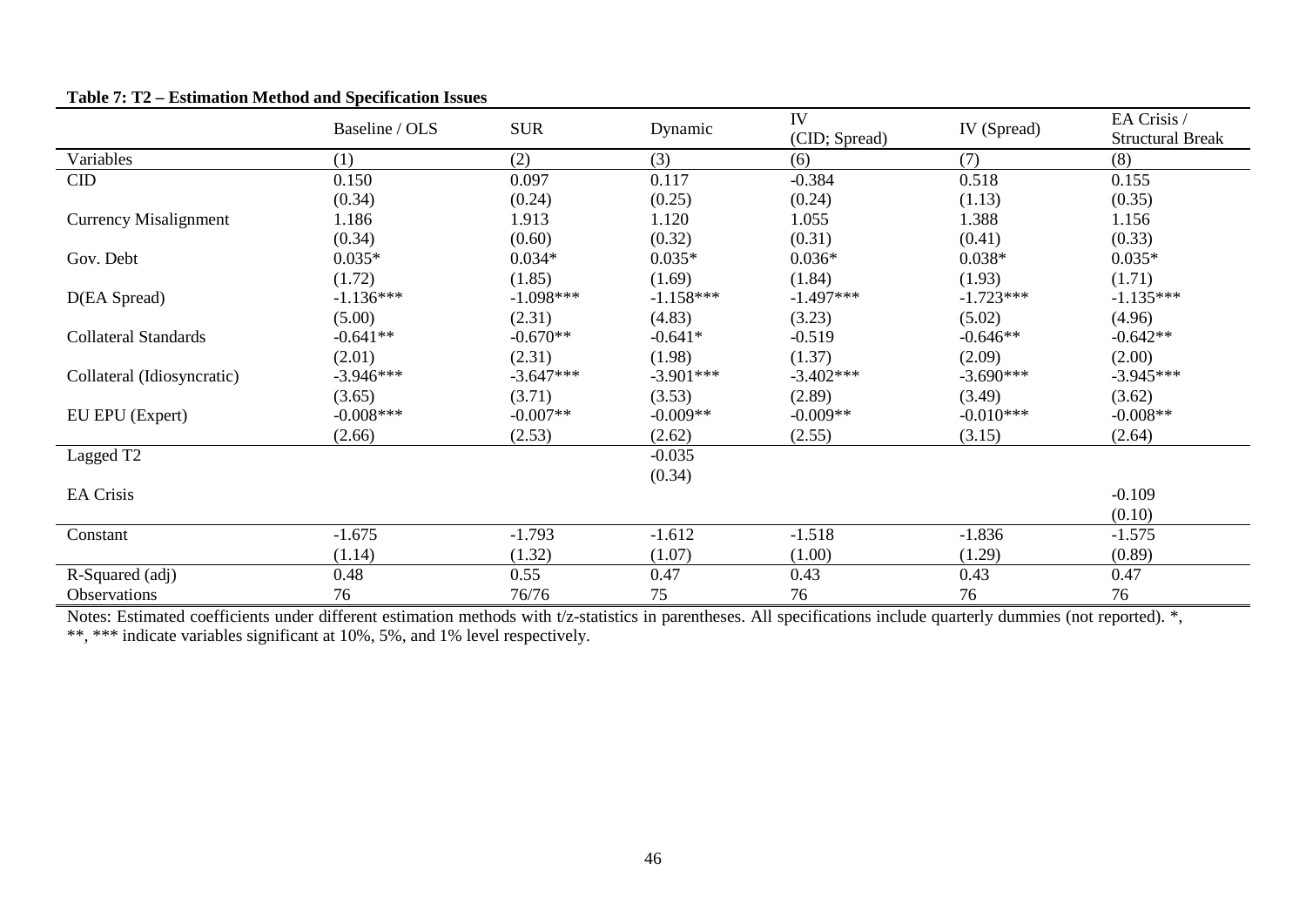**Table 7: T2 – Estimation Method and Specification Issues**

| | Baseline / OLS | SUR | Dynamic | IV (CID; Spread) | IV (Spread) | EA Crisis / Structural Break |
|---|---|---|---|---|---|---|
| Variables | (1) | (2) | (3) | (6) | (7) | (8) |
| CID | 0.150 | 0.097 | 0.117 | -0.384 | 0.518 | 0.155 |
| | (0.34) | (0.24) | (0.25) | (0.24) | (1.13) | (0.35) |
| Currency Misalignment | 1.186 | 1.913 | 1.120 | 1.055 | 1.388 | 1.156 |
| | (0.34) | (0.60) | (0.32) | (0.31) | (0.41) | (0.33) |
| Gov. Debt | 0.035* | 0.034* | 0.035* | 0.036* | 0.038* | 0.035* |
| | (1.72) | (1.85) | (1.69) | (1.84) | (1.93) | (1.71) |
| D(EA Spread) | -1.136*** | -1.098*** | -1.158*** | -1.497*** | -1.723*** | -1.135*** |
| | (5.00) | (2.31) | (4.83) | (3.23) | (5.02) | (4.96) |
| Collateral Standards | -0.641** | -0.670** | -0.641* | -0.519 | -0.646** | -0.642** |
| | (2.01) | (2.31) | (1.98) | (1.37) | (2.09) | (2.00) |
| Collateral (Idiosyncratic) | -3.946*** | -3.647*** | -3.901*** | -3.402*** | -3.690*** | -3.945*** |
| | (3.65) | (3.71) | (3.53) | (2.89) | (3.49) | (3.62) |
| EU EPU (Expert) | -0.008*** | -0.007** | -0.009** | -0.009** | -0.010*** | -0.008** |
| | (2.66) | (2.53) | (2.62) | (2.55) | (3.15) | (2.64) |
| Lagged T2 | | | -0.035 | | | |
| | | | (0.34) | | | |
| EA Crisis | | | | | | -0.109 |
| | | | | | | (0.10) |
| Constant | -1.675 | -1.793 | -1.612 | -1.518 | -1.836 | -1.575 |
| | (1.14) | (1.32) | (1.07) | (1.00) | (1.29) | (0.89) |
| R-Squared (adj) | 0.48 | 0.55 | 0.47 | 0.43 | 0.43 | 0.47 |
| Observations | 76 | 76/76 | 75 | 76 | 76 | 76 |

Notes: Estimated coefficients under different estimation methods with t/z-statistics in parentheses. All specifications include quarterly dummies (not reported). *, **, *** indicate variables significant at 10%, 5%, and 1% level respectively.